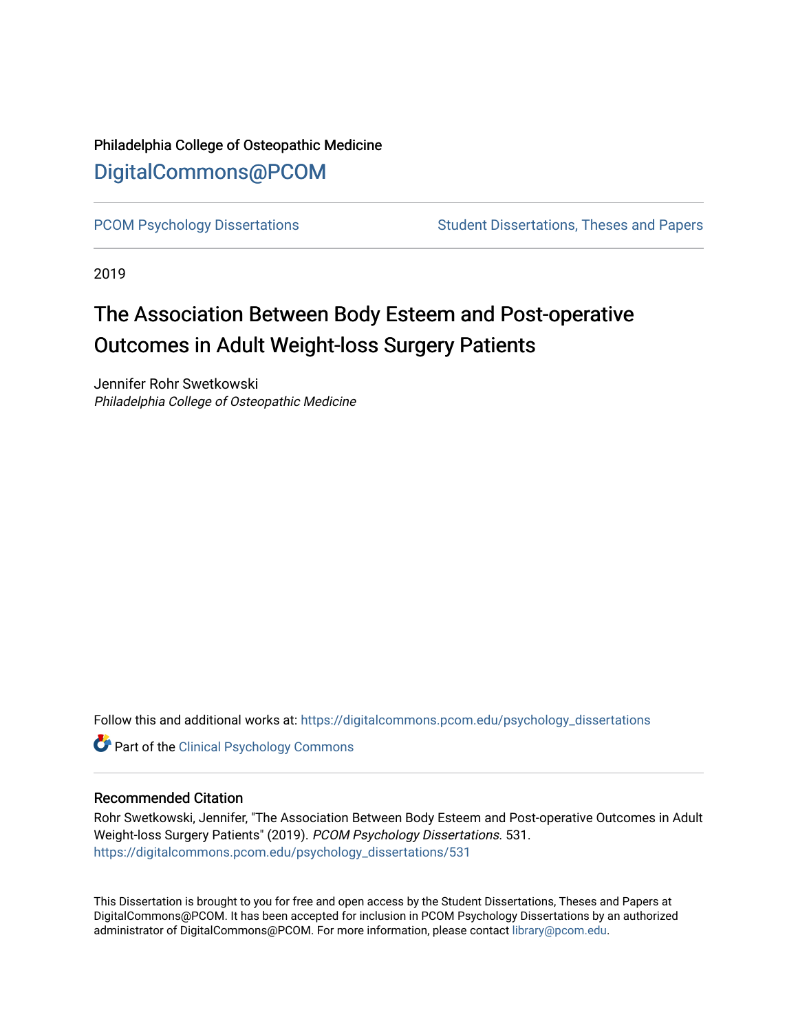Philadelphia College of Osteopathic Medicine

DigitalCommons@PCOM

PCOM Psychology Dissertations | Student Dissertations, Theses and Papers

2019

# The Association Between Body Esteem and Post-operative Outcomes in Adult Weight-loss Surgery Patients

Jennifer Rohr Swetkowski
*Philadelphia College of Osteopathic Medicine*

Follow this and additional works at: https://digitalcommons.pcom.edu/psychology_dissertations

Part of the Clinical Psychology Commons

## Recommended Citation

Rohr Swetkowski, Jennifer, "The Association Between Body Esteem and Post-operative Outcomes in Adult Weight-loss Surgery Patients" (2019). *PCOM Psychology Dissertations*. 531.
https://digitalcommons.pcom.edu/psychology_dissertations/531

This Dissertation is brought to you for free and open access by the Student Dissertations, Theses and Papers at DigitalCommons@PCOM. It has been accepted for inclusion in PCOM Psychology Dissertations by an authorized administrator of DigitalCommons@PCOM. For more information, please contact library@pcom.edu.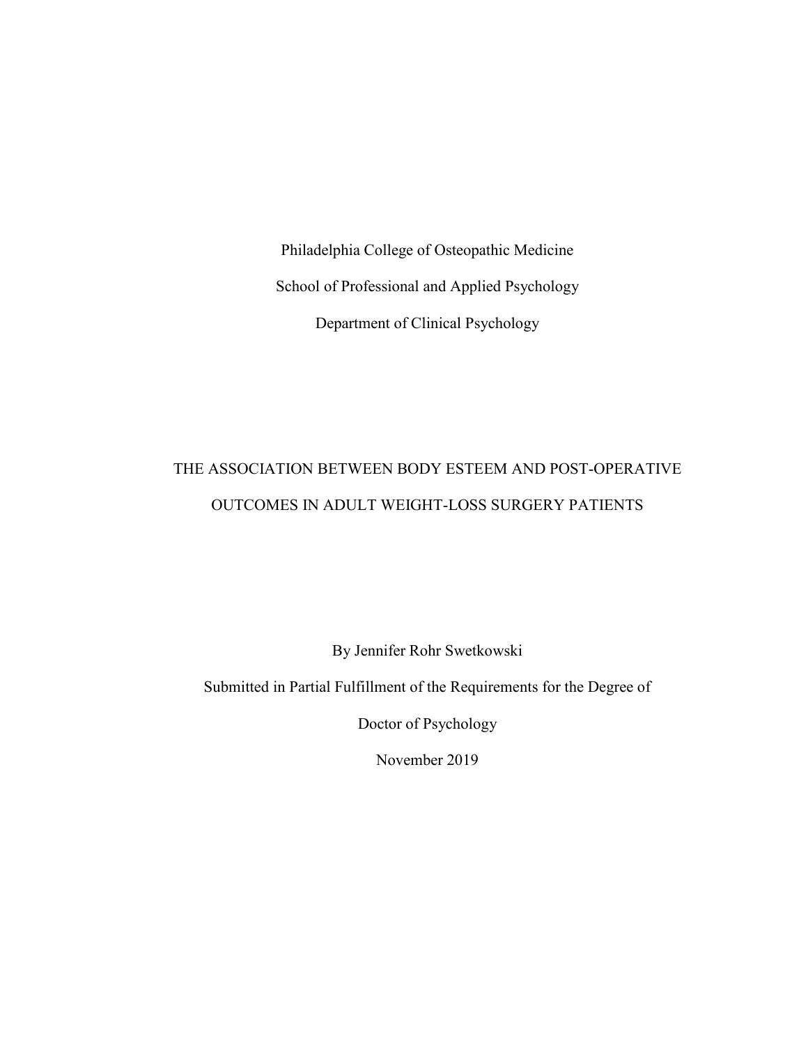Philadelphia College of Osteopathic Medicine

School of Professional and Applied Psychology

Department of Clinical Psychology

# THE ASSOCIATION BETWEEN BODY ESTEEM AND POST-OPERATIVE OUTCOMES IN ADULT WEIGHT-LOSS SURGERY PATIENTS

By Jennifer Rohr Swetkowski

Submitted in Partial Fulfillment of the Requirements for the Degree of

Doctor of Psychology

November 2019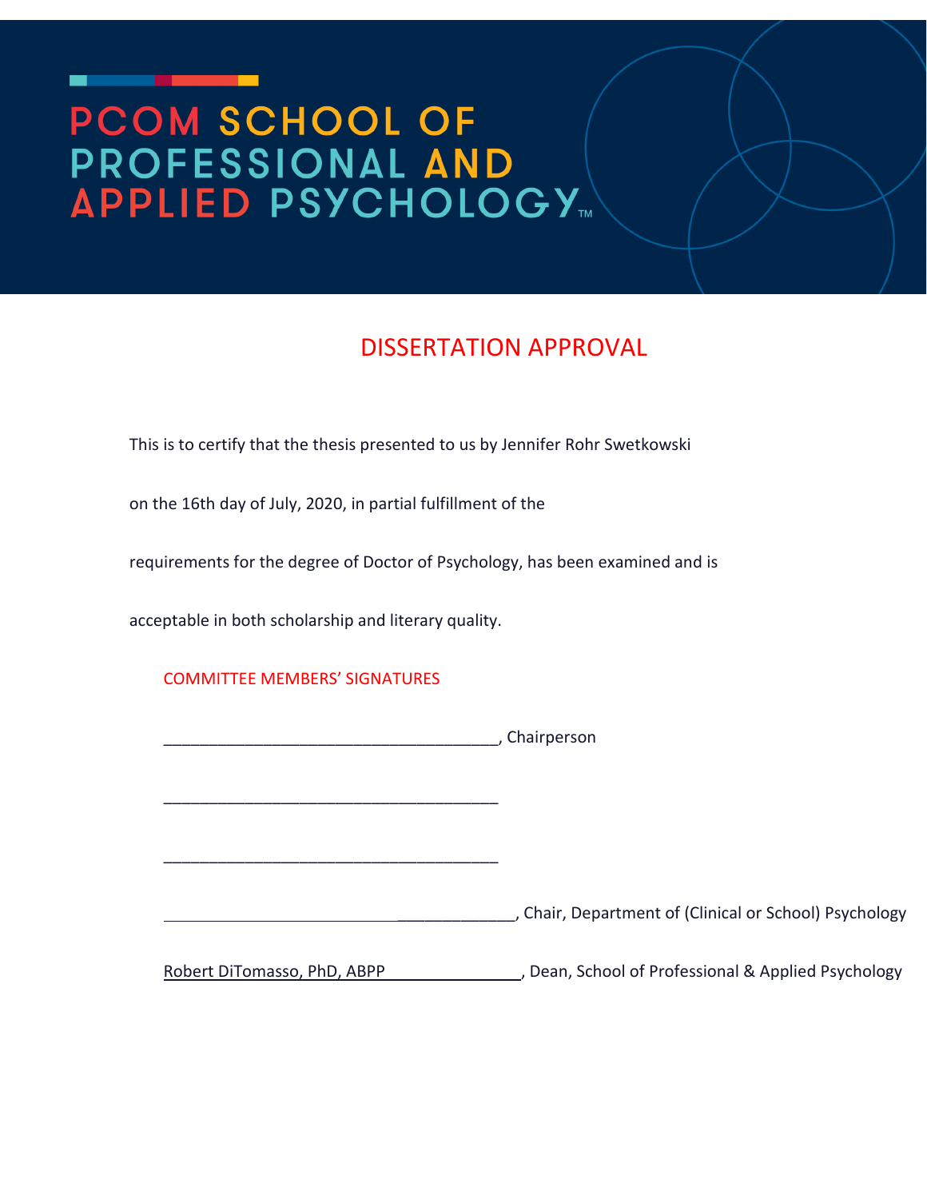# PCOM SCHOOL OF PROFESSIONAL AND APPLIED PSYCHOLOGY™

## DISSERTATION APPROVAL

This is to certify that the thesis presented to us by Jennifer Rohr Swetkowski

on the 16th day of July, 2020, in partial fulfillment of the

requirements for the degree of Doctor of Psychology, has been examined and is

acceptable in both scholarship and literary quality.

COMMITTEE MEMBERS' SIGNATURES

______________________________________, Chairperson

______________________________________

______________________________________

______________________________________, Chair, Department of (Clinical or School) Psychology

Robert DiTomasso, PhD, ABPP ______________, Dean, School of Professional & Applied Psychology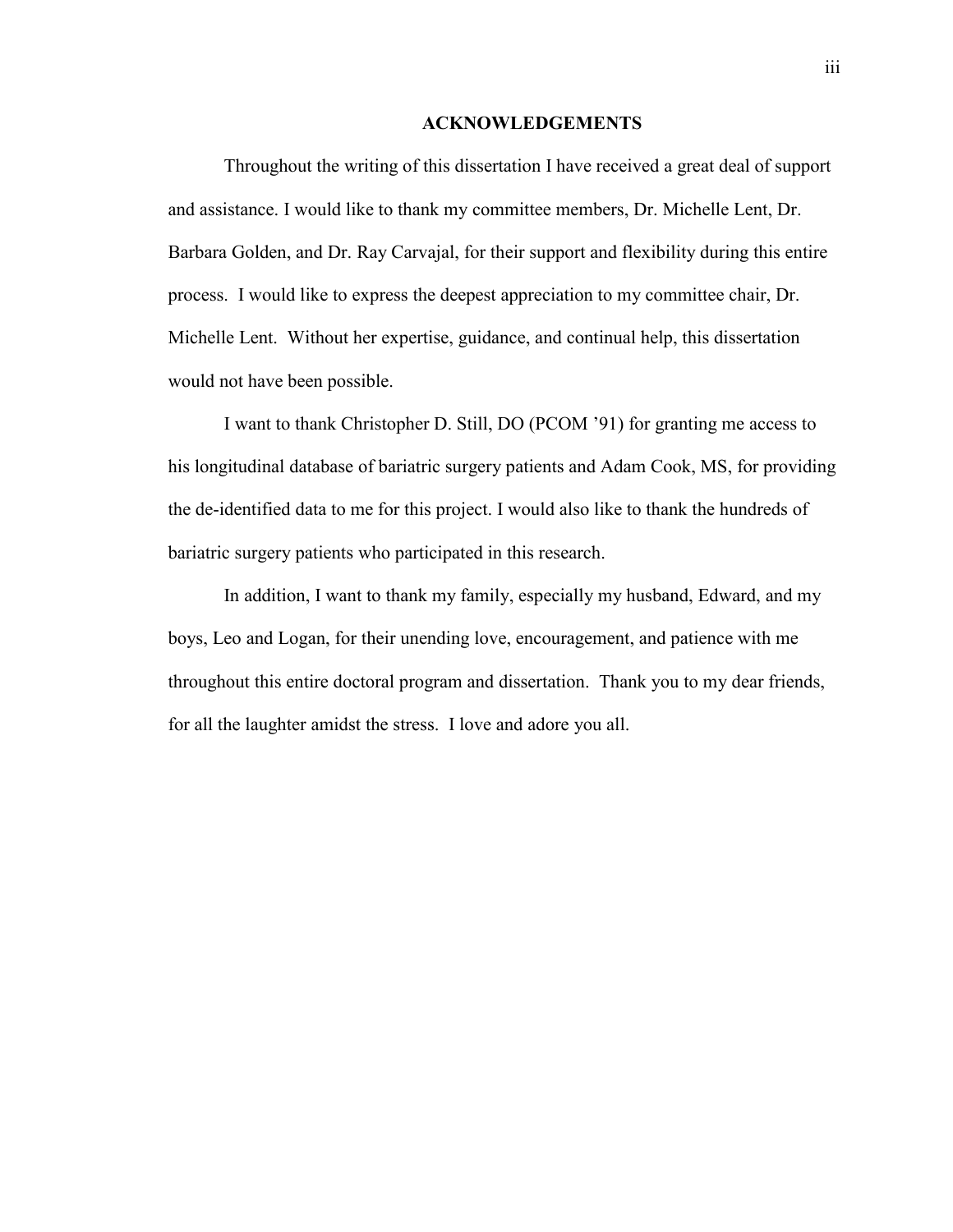## ACKNOWLEDGEMENTS

Throughout the writing of this dissertation I have received a great deal of support and assistance. I would like to thank my committee members, Dr. Michelle Lent, Dr. Barbara Golden, and Dr. Ray Carvajal, for their support and flexibility during this entire process. I would like to express the deepest appreciation to my committee chair, Dr. Michelle Lent. Without her expertise, guidance, and continual help, this dissertation would not have been possible.

I want to thank Christopher D. Still, DO (PCOM '91) for granting me access to his longitudinal database of bariatric surgery patients and Adam Cook, MS, for providing the de-identified data to me for this project. I would also like to thank the hundreds of bariatric surgery patients who participated in this research.

In addition, I want to thank my family, especially my husband, Edward, and my boys, Leo and Logan, for their unending love, encouragement, and patience with me throughout this entire doctoral program and dissertation. Thank you to my dear friends, for all the laughter amidst the stress. I love and adore you all.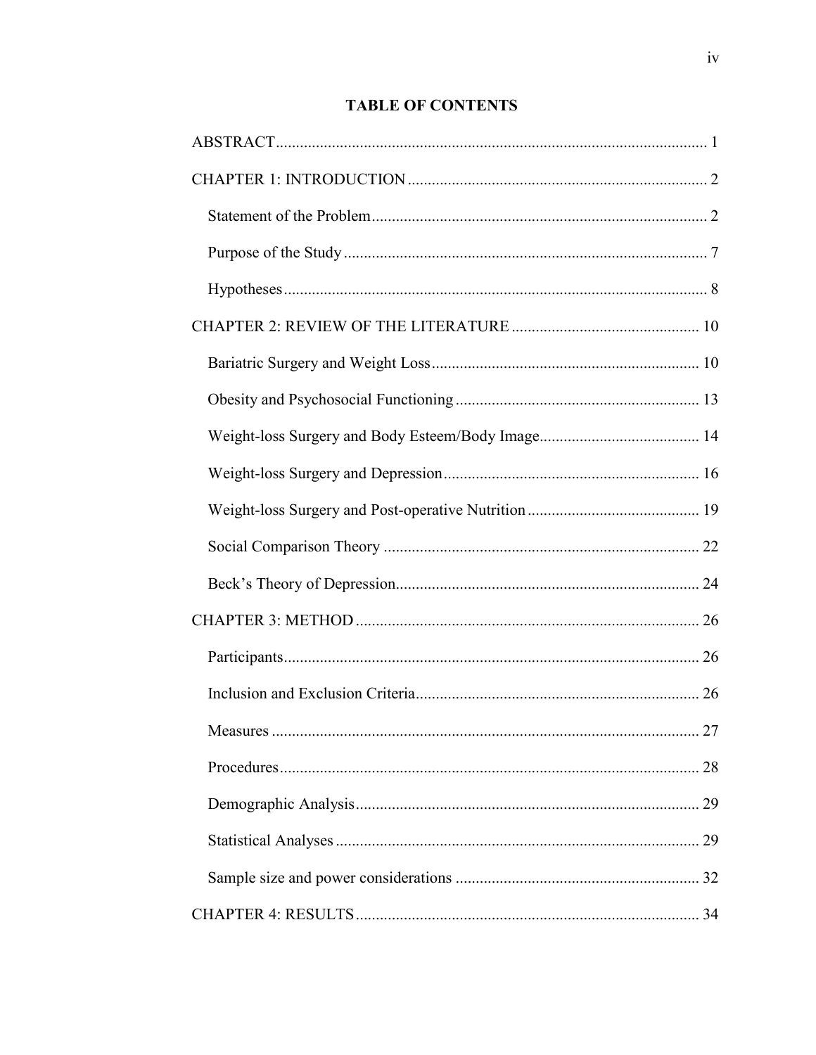# TABLE OF CONTENTS

ABSTRACT ........................................................................................................... 1

CHAPTER 1: INTRODUCTION .......................................................................... 2

- Statement of the Problem .................................................................................. 2
- Purpose of the Study ......................................................................................... 7
- Hypotheses ........................................................................................................ 8

CHAPTER 2: REVIEW OF THE LITERATURE .............................................. 10

- Bariatric Surgery and Weight Loss .................................................................. 10
- Obesity and Psychosocial Functioning ............................................................ 13
- Weight-loss Surgery and Body Esteem/Body Image ........................................ 14
- Weight-loss Surgery and Depression ............................................................... 16
- Weight-loss Surgery and Post-operative Nutrition .......................................... 19
- Social Comparison Theory ............................................................................... 22
- Beck's Theory of Depression ............................................................................ 24

CHAPTER 3: METHOD ..................................................................................... 26

- Participants ....................................................................................................... 26
- Inclusion and Exclusion Criteria ...................................................................... 26
- Measures .......................................................................................................... 27
- Procedures ........................................................................................................ 28
- Demographic Analysis ..................................................................................... 29
- Statistical Analyses .......................................................................................... 29
- Sample size and power considerations ............................................................ 32

CHAPTER 4: RESULTS ..................................................................................... 34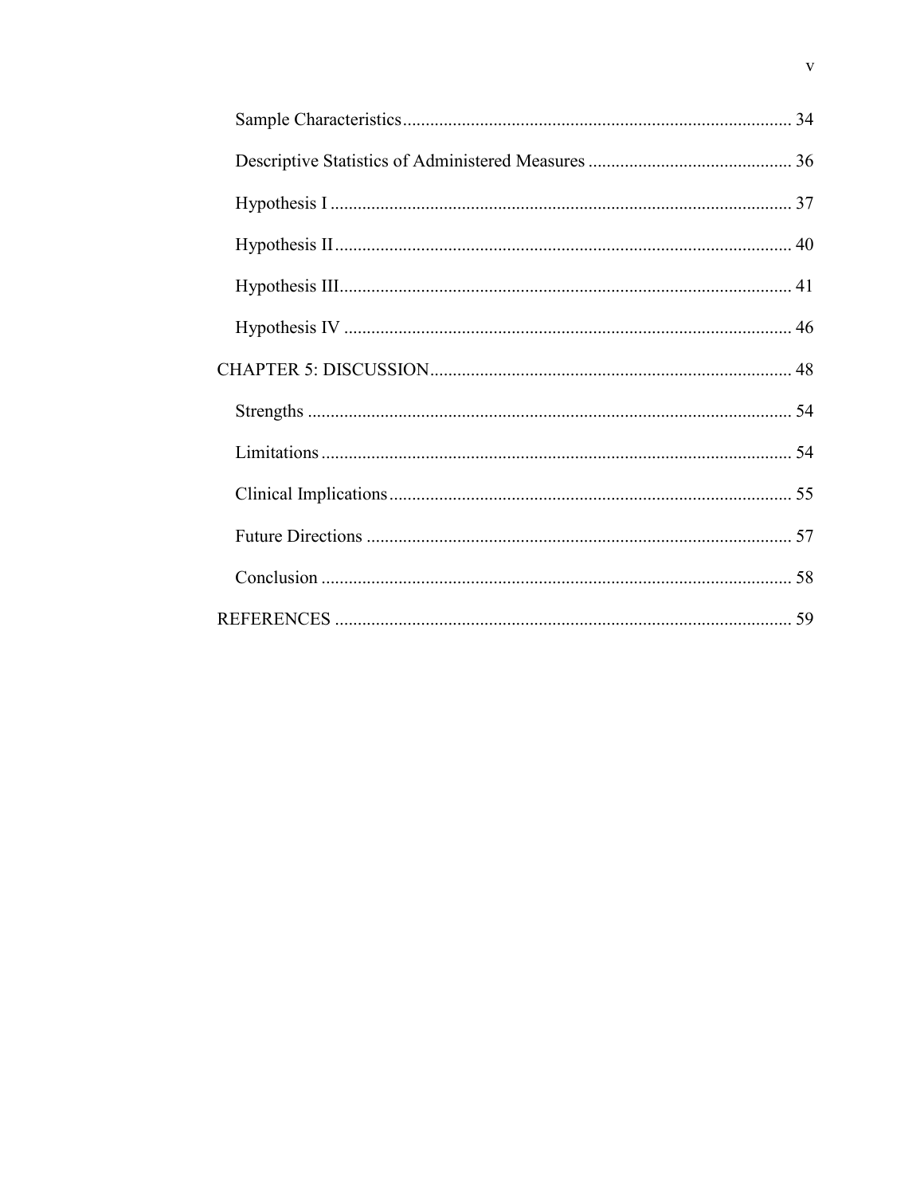Sample Characteristics ..................................................................................... 34

Descriptive Statistics of Administered Measures ............................................ 36

Hypothesis I ..................................................................................................... 37

Hypothesis II .................................................................................................... 40

Hypothesis III ................................................................................................... 41

Hypothesis IV .................................................................................................. 46

CHAPTER 5: DISCUSSION ................................................................................ 48

Strengths .......................................................................................................... 54

Limitations ....................................................................................................... 54

Clinical Implications ........................................................................................ 55

Future Directions ............................................................................................. 57

Conclusion ....................................................................................................... 58

REFERENCES ..................................................................................................... 59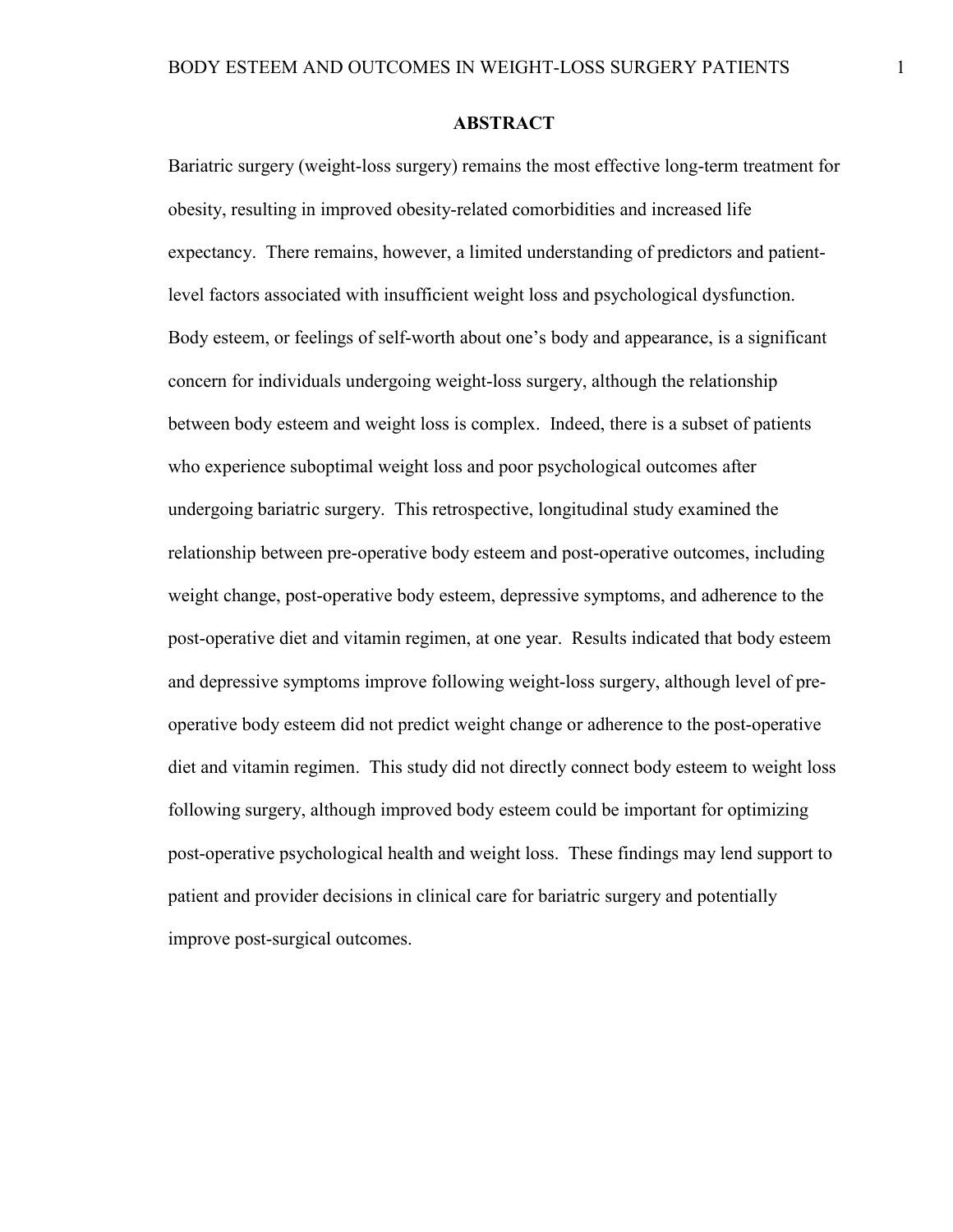# ABSTRACT

Bariatric surgery (weight-loss surgery) remains the most effective long-term treatment for obesity, resulting in improved obesity-related comorbidities and increased life expectancy. There remains, however, a limited understanding of predictors and patient-level factors associated with insufficient weight loss and psychological dysfunction. Body esteem, or feelings of self-worth about one's body and appearance, is a significant concern for individuals undergoing weight-loss surgery, although the relationship between body esteem and weight loss is complex. Indeed, there is a subset of patients who experience suboptimal weight loss and poor psychological outcomes after undergoing bariatric surgery. This retrospective, longitudinal study examined the relationship between pre-operative body esteem and post-operative outcomes, including weight change, post-operative body esteem, depressive symptoms, and adherence to the post-operative diet and vitamin regimen, at one year. Results indicated that body esteem and depressive symptoms improve following weight-loss surgery, although level of pre-operative body esteem did not predict weight change or adherence to the post-operative diet and vitamin regimen. This study did not directly connect body esteem to weight loss following surgery, although improved body esteem could be important for optimizing post-operative psychological health and weight loss. These findings may lend support to patient and provider decisions in clinical care for bariatric surgery and potentially improve post-surgical outcomes.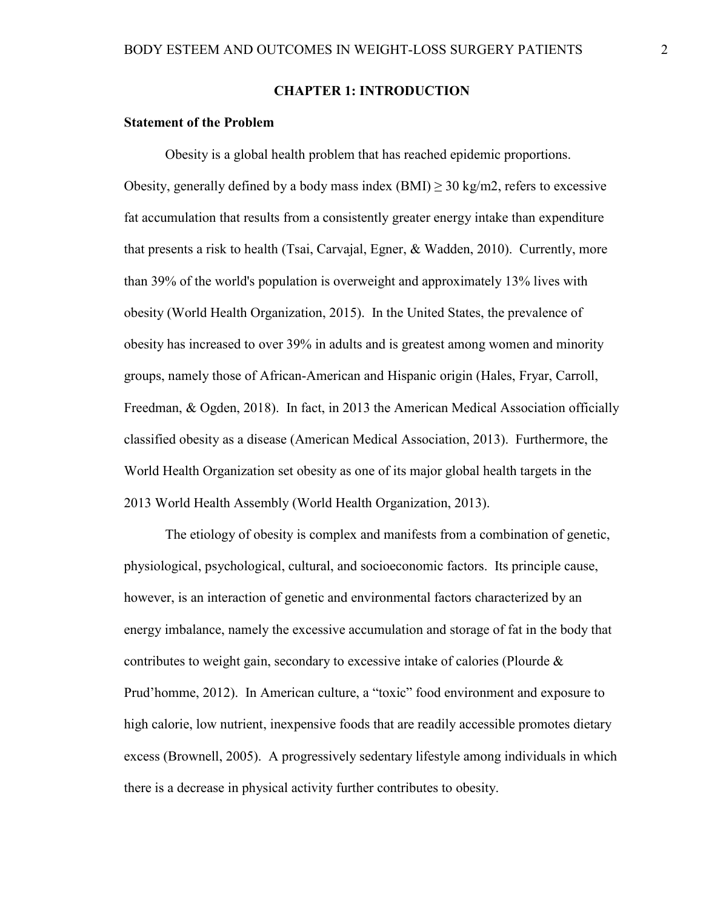# CHAPTER 1: INTRODUCTION

## Statement of the Problem

Obesity is a global health problem that has reached epidemic proportions. Obesity, generally defined by a body mass index (BMI) ≥ 30 kg/m2, refers to excessive fat accumulation that results from a consistently greater energy intake than expenditure that presents a risk to health (Tsai, Carvajal, Egner, & Wadden, 2010). Currently, more than 39% of the world's population is overweight and approximately 13% lives with obesity (World Health Organization, 2015). In the United States, the prevalence of obesity has increased to over 39% in adults and is greatest among women and minority groups, namely those of African-American and Hispanic origin (Hales, Fryar, Carroll, Freedman, & Ogden, 2018). In fact, in 2013 the American Medical Association officially classified obesity as a disease (American Medical Association, 2013). Furthermore, the World Health Organization set obesity as one of its major global health targets in the 2013 World Health Assembly (World Health Organization, 2013).

The etiology of obesity is complex and manifests from a combination of genetic, physiological, psychological, cultural, and socioeconomic factors. Its principle cause, however, is an interaction of genetic and environmental factors characterized by an energy imbalance, namely the excessive accumulation and storage of fat in the body that contributes to weight gain, secondary to excessive intake of calories (Plourde & Prud'homme, 2012). In American culture, a "toxic" food environment and exposure to high calorie, low nutrient, inexpensive foods that are readily accessible promotes dietary excess (Brownell, 2005). A progressively sedentary lifestyle among individuals in which there is a decrease in physical activity further contributes to obesity.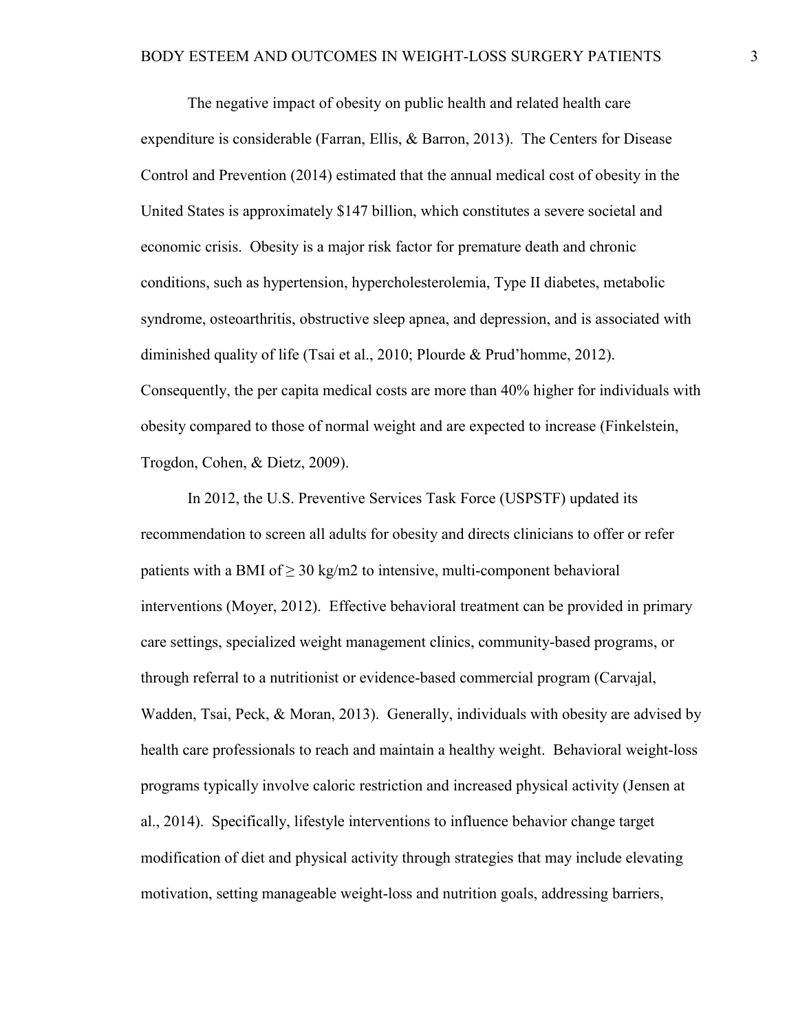The negative impact of obesity on public health and related health care expenditure is considerable (Farran, Ellis, & Barron, 2013). The Centers for Disease Control and Prevention (2014) estimated that the annual medical cost of obesity in the United States is approximately $147 billion, which constitutes a severe societal and economic crisis. Obesity is a major risk factor for premature death and chronic conditions, such as hypertension, hypercholesterolemia, Type II diabetes, metabolic syndrome, osteoarthritis, obstructive sleep apnea, and depression, and is associated with diminished quality of life (Tsai et al., 2010; Plourde & Prud'homme, 2012). Consequently, the per capita medical costs are more than 40% higher for individuals with obesity compared to those of normal weight and are expected to increase (Finkelstein, Trogdon, Cohen, & Dietz, 2009).

In 2012, the U.S. Preventive Services Task Force (USPSTF) updated its recommendation to screen all adults for obesity and directs clinicians to offer or refer patients with a BMI of ≥ 30 kg/m2 to intensive, multi-component behavioral interventions (Moyer, 2012). Effective behavioral treatment can be provided in primary care settings, specialized weight management clinics, community-based programs, or through referral to a nutritionist or evidence-based commercial program (Carvajal, Wadden, Tsai, Peck, & Moran, 2013). Generally, individuals with obesity are advised by health care professionals to reach and maintain a healthy weight. Behavioral weight-loss programs typically involve caloric restriction and increased physical activity (Jensen at al., 2014). Specifically, lifestyle interventions to influence behavior change target modification of diet and physical activity through strategies that may include elevating motivation, setting manageable weight-loss and nutrition goals, addressing barriers,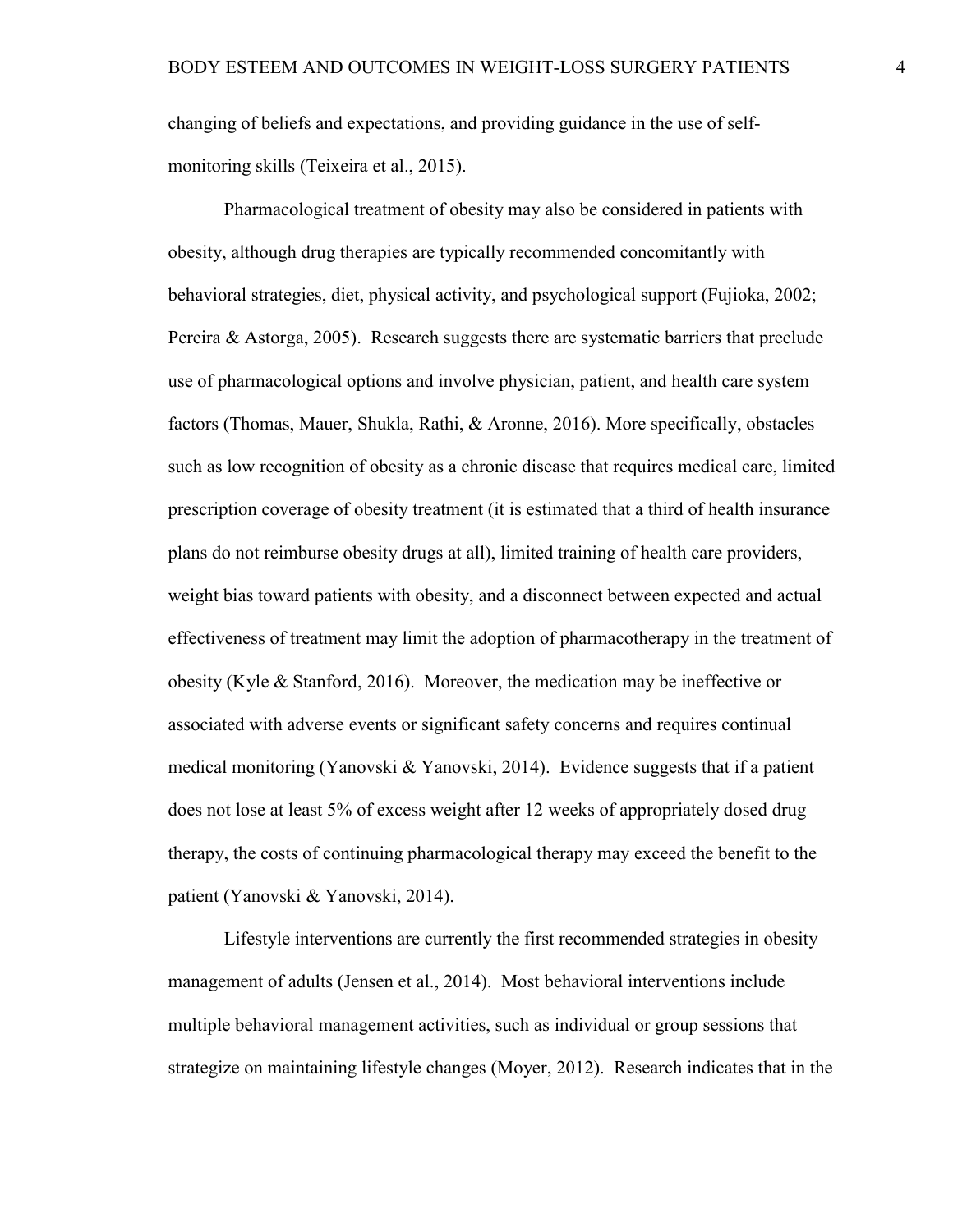changing of beliefs and expectations, and providing guidance in the use of self-monitoring skills (Teixeira et al., 2015).

Pharmacological treatment of obesity may also be considered in patients with obesity, although drug therapies are typically recommended concomitantly with behavioral strategies, diet, physical activity, and psychological support (Fujioka, 2002; Pereira & Astorga, 2005). Research suggests there are systematic barriers that preclude use of pharmacological options and involve physician, patient, and health care system factors (Thomas, Mauer, Shukla, Rathi, & Aronne, 2016). More specifically, obstacles such as low recognition of obesity as a chronic disease that requires medical care, limited prescription coverage of obesity treatment (it is estimated that a third of health insurance plans do not reimburse obesity drugs at all), limited training of health care providers, weight bias toward patients with obesity, and a disconnect between expected and actual effectiveness of treatment may limit the adoption of pharmacotherapy in the treatment of obesity (Kyle & Stanford, 2016). Moreover, the medication may be ineffective or associated with adverse events or significant safety concerns and requires continual medical monitoring (Yanovski & Yanovski, 2014). Evidence suggests that if a patient does not lose at least 5% of excess weight after 12 weeks of appropriately dosed drug therapy, the costs of continuing pharmacological therapy may exceed the benefit to the patient (Yanovski & Yanovski, 2014).

Lifestyle interventions are currently the first recommended strategies in obesity management of adults (Jensen et al., 2014). Most behavioral interventions include multiple behavioral management activities, such as individual or group sessions that strategize on maintaining lifestyle changes (Moyer, 2012). Research indicates that in the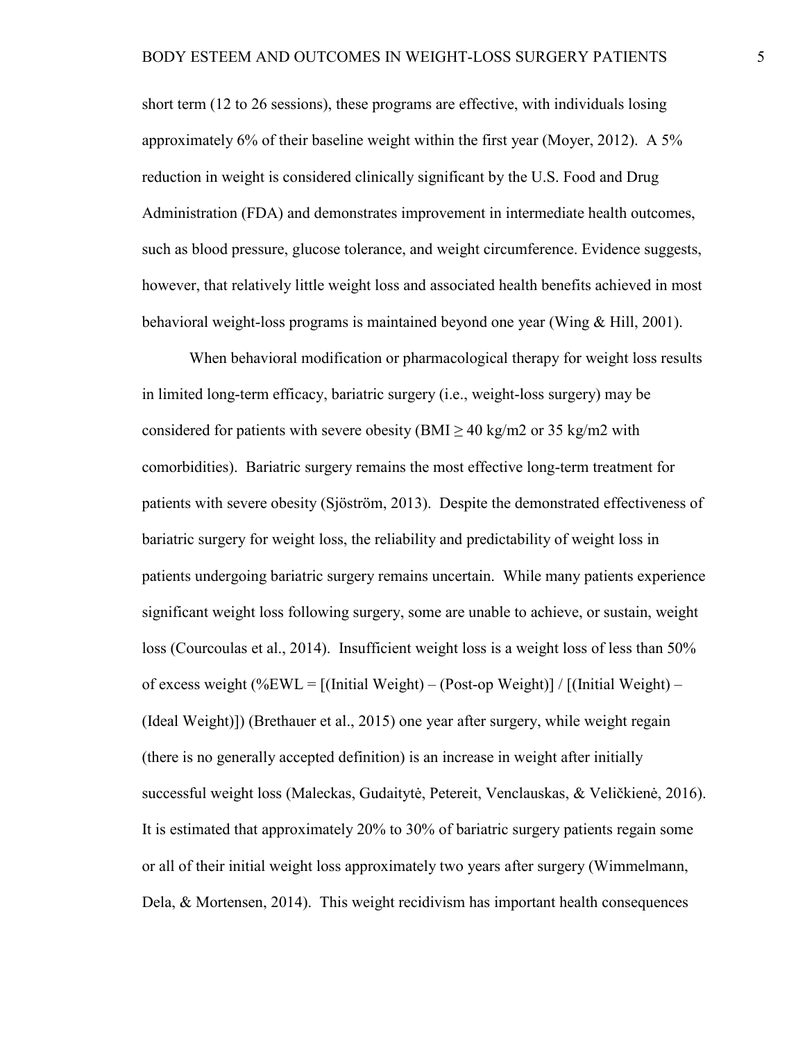short term (12 to 26 sessions), these programs are effective, with individuals losing approximately 6% of their baseline weight within the first year (Moyer, 2012). A 5% reduction in weight is considered clinically significant by the U.S. Food and Drug Administration (FDA) and demonstrates improvement in intermediate health outcomes, such as blood pressure, glucose tolerance, and weight circumference. Evidence suggests, however, that relatively little weight loss and associated health benefits achieved in most behavioral weight-loss programs is maintained beyond one year (Wing & Hill, 2001).

When behavioral modification or pharmacological therapy for weight loss results in limited long-term efficacy, bariatric surgery (i.e., weight-loss surgery) may be considered for patients with severe obesity (BMI ≥ 40 kg/m2 or 35 kg/m2 with comorbidities). Bariatric surgery remains the most effective long-term treatment for patients with severe obesity (Sjöström, 2013). Despite the demonstrated effectiveness of bariatric surgery for weight loss, the reliability and predictability of weight loss in patients undergoing bariatric surgery remains uncertain. While many patients experience significant weight loss following surgery, some are unable to achieve, or sustain, weight loss (Courcoulas et al., 2014). Insufficient weight loss is a weight loss of less than 50% of excess weight (%EWL = [(Initial Weight) – (Post-op Weight)] / [(Initial Weight) – (Ideal Weight)]) (Brethauer et al., 2015) one year after surgery, while weight regain (there is no generally accepted definition) is an increase in weight after initially successful weight loss (Maleckas, Gudaitytė, Petereit, Venclauskas, & Veličkienė, 2016). It is estimated that approximately 20% to 30% of bariatric surgery patients regain some or all of their initial weight loss approximately two years after surgery (Wimmelmann, Dela, & Mortensen, 2014). This weight recidivism has important health consequences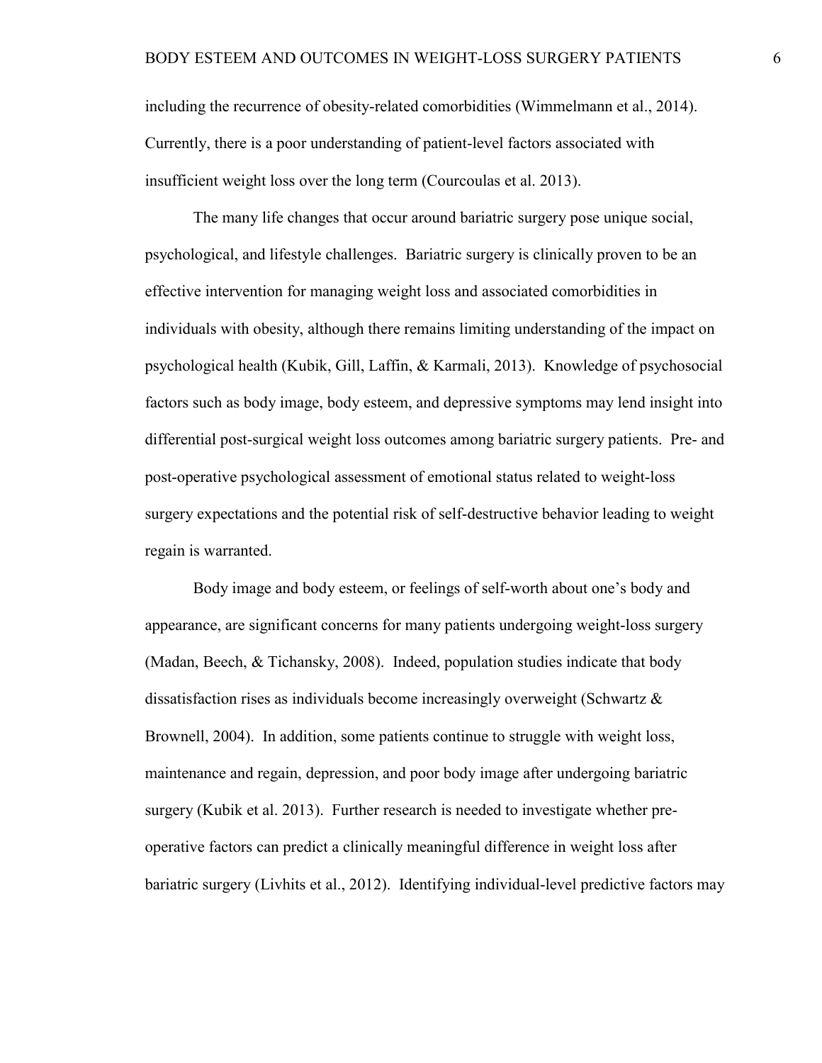including the recurrence of obesity-related comorbidities (Wimmelmann et al., 2014). Currently, there is a poor understanding of patient-level factors associated with insufficient weight loss over the long term (Courcoulas et al. 2013).

The many life changes that occur around bariatric surgery pose unique social, psychological, and lifestyle challenges. Bariatric surgery is clinically proven to be an effective intervention for managing weight loss and associated comorbidities in individuals with obesity, although there remains limiting understanding of the impact on psychological health (Kubik, Gill, Laffin, & Karmali, 2013). Knowledge of psychosocial factors such as body image, body esteem, and depressive symptoms may lend insight into differential post-surgical weight loss outcomes among bariatric surgery patients. Pre- and post-operative psychological assessment of emotional status related to weight-loss surgery expectations and the potential risk of self-destructive behavior leading to weight regain is warranted.

Body image and body esteem, or feelings of self-worth about one's body and appearance, are significant concerns for many patients undergoing weight-loss surgery (Madan, Beech, & Tichansky, 2008). Indeed, population studies indicate that body dissatisfaction rises as individuals become increasingly overweight (Schwartz & Brownell, 2004). In addition, some patients continue to struggle with weight loss, maintenance and regain, depression, and poor body image after undergoing bariatric surgery (Kubik et al. 2013). Further research is needed to investigate whether pre-operative factors can predict a clinically meaningful difference in weight loss after bariatric surgery (Livhits et al., 2012). Identifying individual-level predictive factors may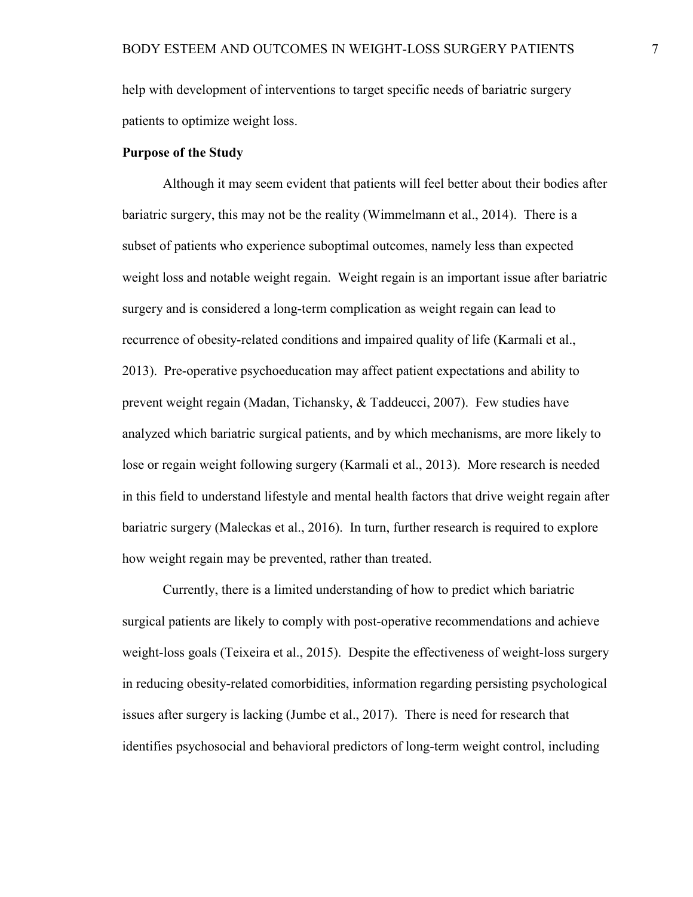help with development of interventions to target specific needs of bariatric surgery patients to optimize weight loss.

**Purpose of the Study**

Although it may seem evident that patients will feel better about their bodies after bariatric surgery, this may not be the reality (Wimmelmann et al., 2014). There is a subset of patients who experience suboptimal outcomes, namely less than expected weight loss and notable weight regain. Weight regain is an important issue after bariatric surgery and is considered a long-term complication as weight regain can lead to recurrence of obesity-related conditions and impaired quality of life (Karmali et al., 2013). Pre-operative psychoeducation may affect patient expectations and ability to prevent weight regain (Madan, Tichansky, & Taddeucci, 2007). Few studies have analyzed which bariatric surgical patients, and by which mechanisms, are more likely to lose or regain weight following surgery (Karmali et al., 2013). More research is needed in this field to understand lifestyle and mental health factors that drive weight regain after bariatric surgery (Maleckas et al., 2016). In turn, further research is required to explore how weight regain may be prevented, rather than treated.

Currently, there is a limited understanding of how to predict which bariatric surgical patients are likely to comply with post-operative recommendations and achieve weight-loss goals (Teixeira et al., 2015). Despite the effectiveness of weight-loss surgery in reducing obesity-related comorbidities, information regarding persisting psychological issues after surgery is lacking (Jumbe et al., 2017). There is need for research that identifies psychosocial and behavioral predictors of long-term weight control, including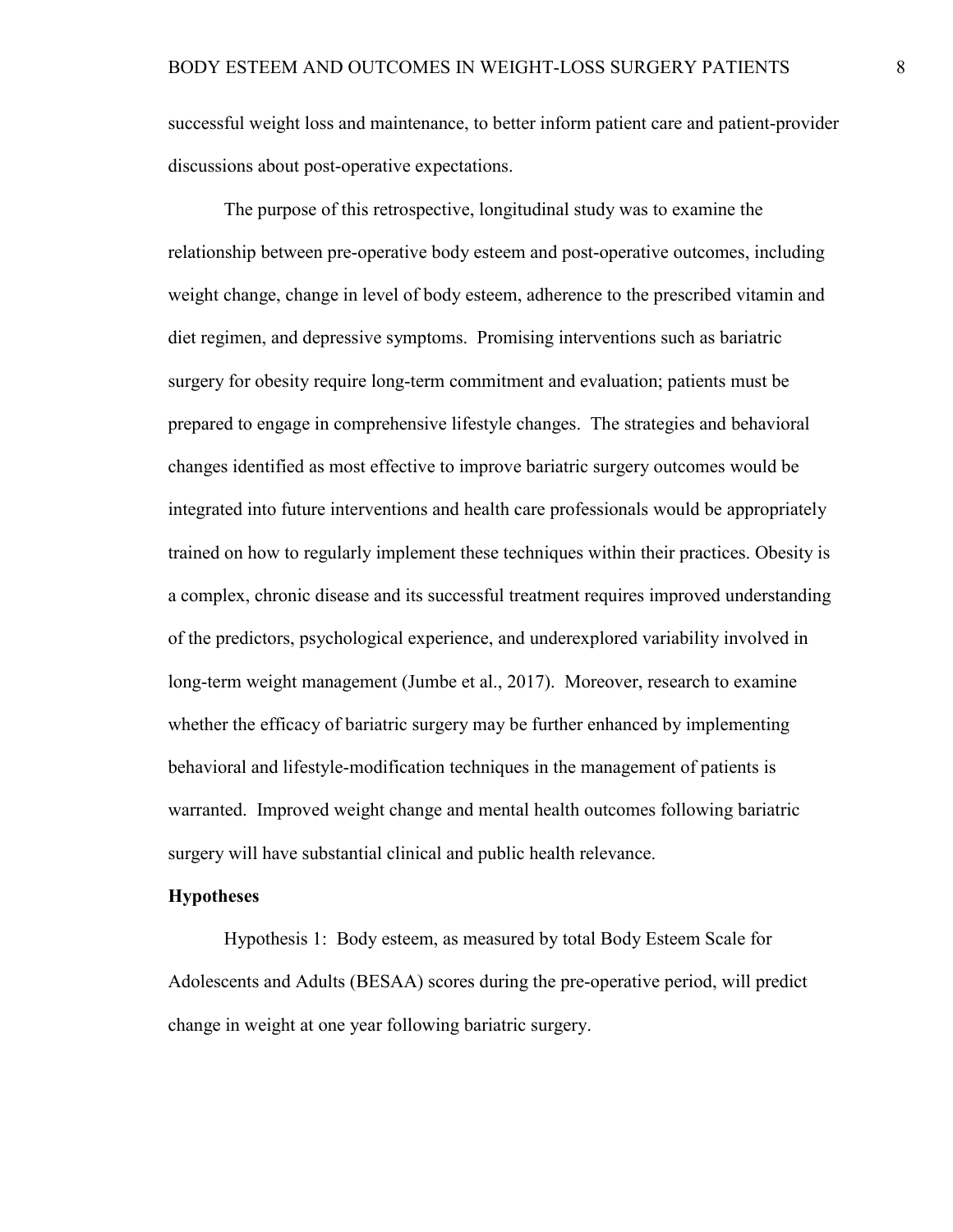successful weight loss and maintenance, to better inform patient care and patient-provider discussions about post-operative expectations.

The purpose of this retrospective, longitudinal study was to examine the relationship between pre-operative body esteem and post-operative outcomes, including weight change, change in level of body esteem, adherence to the prescribed vitamin and diet regimen, and depressive symptoms. Promising interventions such as bariatric surgery for obesity require long-term commitment and evaluation; patients must be prepared to engage in comprehensive lifestyle changes. The strategies and behavioral changes identified as most effective to improve bariatric surgery outcomes would be integrated into future interventions and health care professionals would be appropriately trained on how to regularly implement these techniques within their practices. Obesity is a complex, chronic disease and its successful treatment requires improved understanding of the predictors, psychological experience, and underexplored variability involved in long-term weight management (Jumbe et al., 2017). Moreover, research to examine whether the efficacy of bariatric surgery may be further enhanced by implementing behavioral and lifestyle-modification techniques in the management of patients is warranted. Improved weight change and mental health outcomes following bariatric surgery will have substantial clinical and public health relevance.

**Hypotheses**

Hypothesis 1: Body esteem, as measured by total Body Esteem Scale for Adolescents and Adults (BESAA) scores during the pre-operative period, will predict change in weight at one year following bariatric surgery.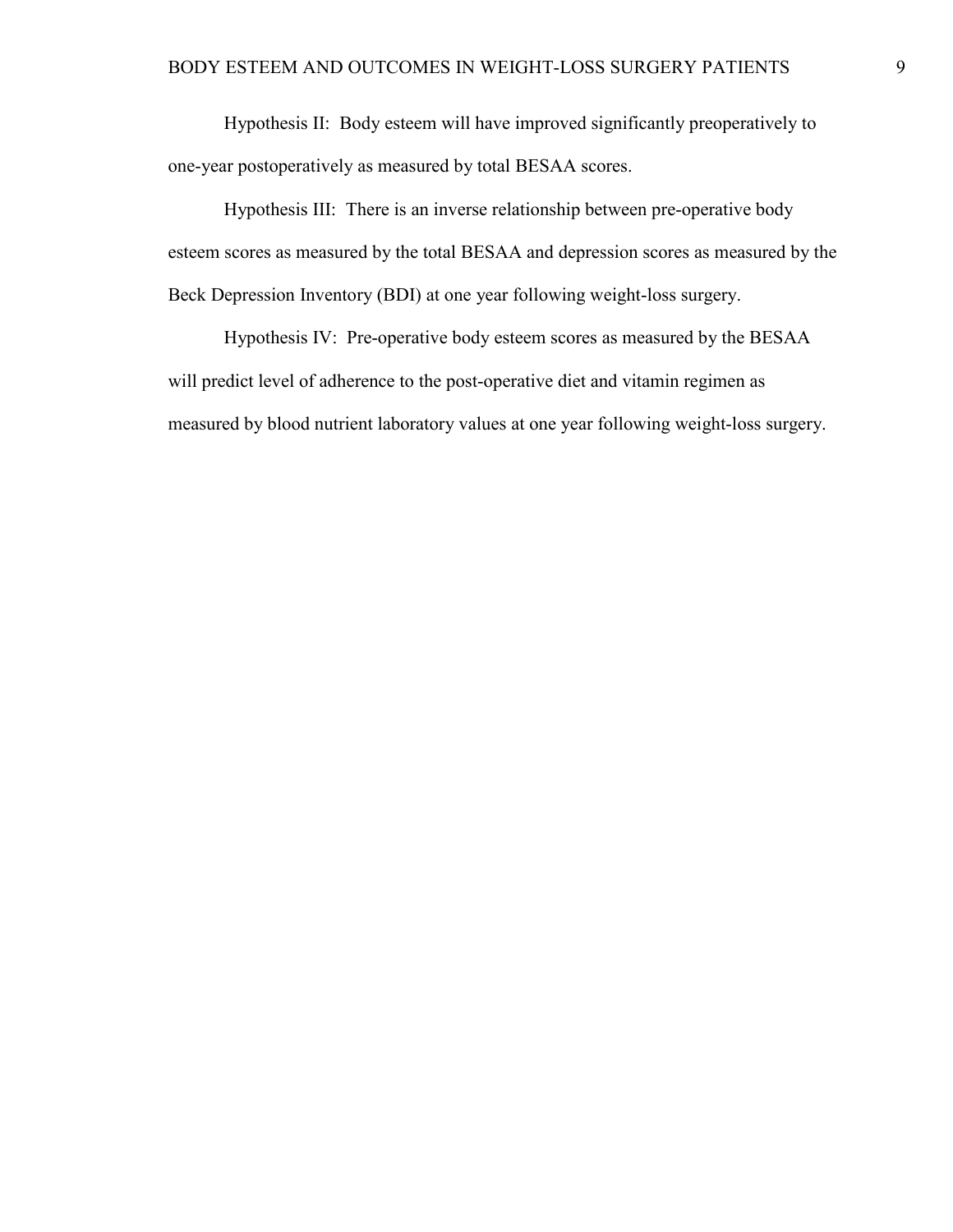Hypothesis II: Body esteem will have improved significantly preoperatively to one-year postoperatively as measured by total BESAA scores.

Hypothesis III: There is an inverse relationship between pre-operative body esteem scores as measured by the total BESAA and depression scores as measured by the Beck Depression Inventory (BDI) at one year following weight-loss surgery.

Hypothesis IV: Pre-operative body esteem scores as measured by the BESAA will predict level of adherence to the post-operative diet and vitamin regimen as measured by blood nutrient laboratory values at one year following weight-loss surgery.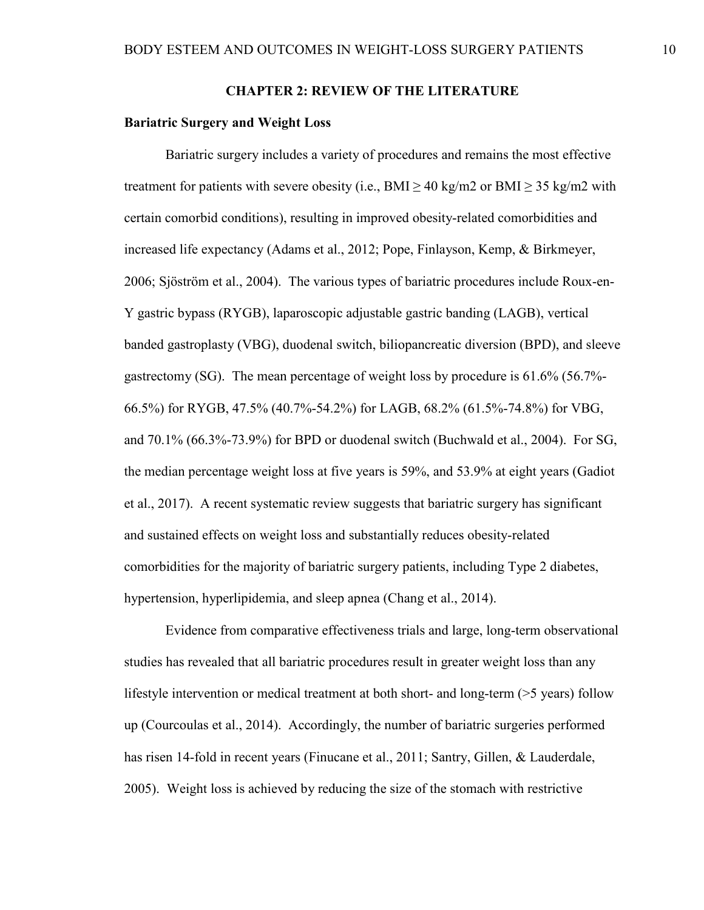## CHAPTER 2: REVIEW OF THE LITERATURE

### Bariatric Surgery and Weight Loss

Bariatric surgery includes a variety of procedures and remains the most effective treatment for patients with severe obesity (i.e., BMI ≥ 40 kg/m2 or BMI ≥ 35 kg/m2 with certain comorbid conditions), resulting in improved obesity-related comorbidities and increased life expectancy (Adams et al., 2012; Pope, Finlayson, Kemp, & Birkmeyer, 2006; Sjöström et al., 2004). The various types of bariatric procedures include Roux-en-Y gastric bypass (RYGB), laparoscopic adjustable gastric banding (LAGB), vertical banded gastroplasty (VBG), duodenal switch, biliopancreatic diversion (BPD), and sleeve gastrectomy (SG). The mean percentage of weight loss by procedure is 61.6% (56.7%-66.5%) for RYGB, 47.5% (40.7%-54.2%) for LAGB, 68.2% (61.5%-74.8%) for VBG, and 70.1% (66.3%-73.9%) for BPD or duodenal switch (Buchwald et al., 2004). For SG, the median percentage weight loss at five years is 59%, and 53.9% at eight years (Gadiot et al., 2017). A recent systematic review suggests that bariatric surgery has significant and sustained effects on weight loss and substantially reduces obesity-related comorbidities for the majority of bariatric surgery patients, including Type 2 diabetes, hypertension, hyperlipidemia, and sleep apnea (Chang et al., 2014).

Evidence from comparative effectiveness trials and large, long-term observational studies has revealed that all bariatric procedures result in greater weight loss than any lifestyle intervention or medical treatment at both short- and long-term (>5 years) follow up (Courcoulas et al., 2014). Accordingly, the number of bariatric surgeries performed has risen 14-fold in recent years (Finucane et al., 2011; Santry, Gillen, & Lauderdale, 2005). Weight loss is achieved by reducing the size of the stomach with restrictive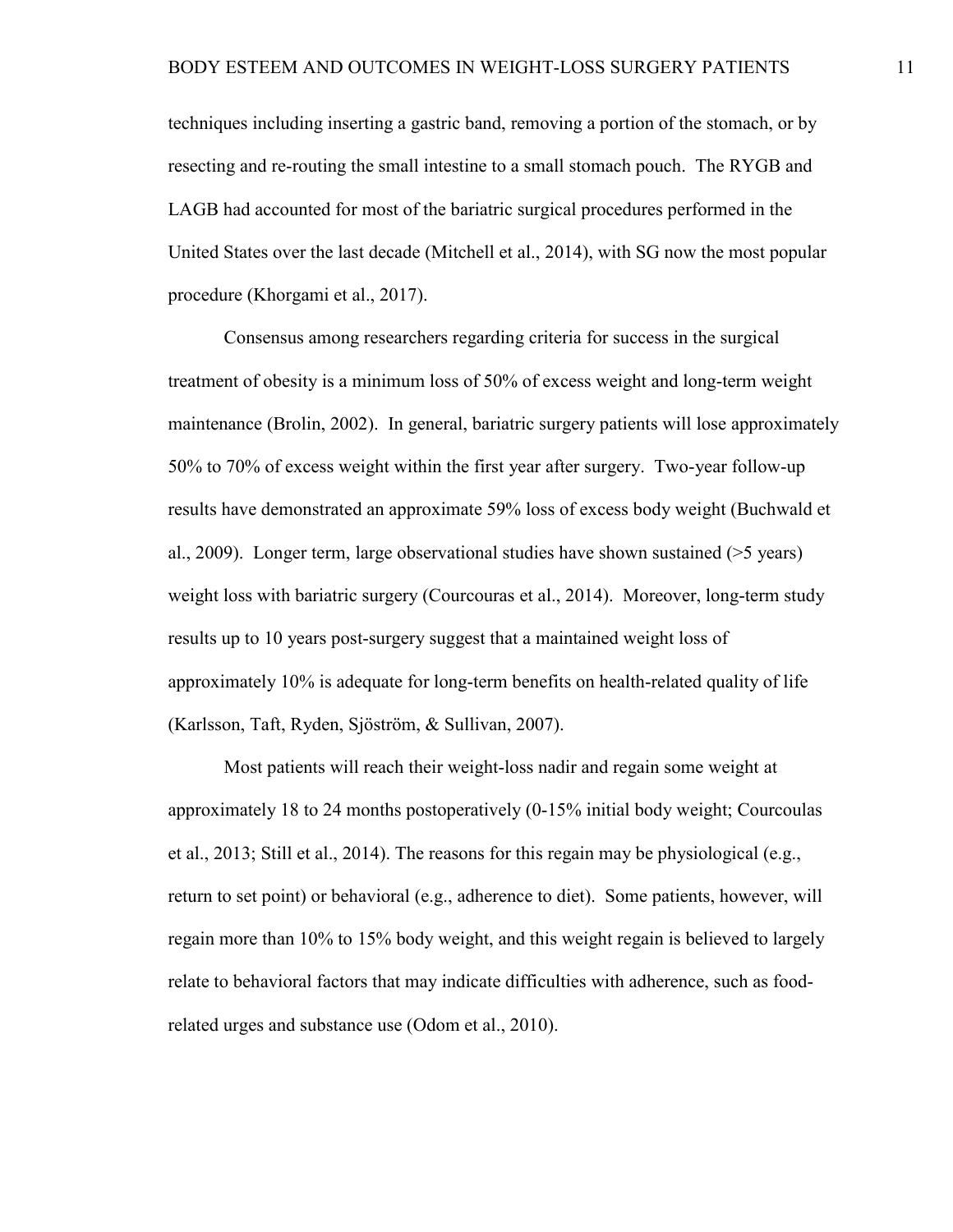techniques including inserting a gastric band, removing a portion of the stomach, or by resecting and re-routing the small intestine to a small stomach pouch. The RYGB and LAGB had accounted for most of the bariatric surgical procedures performed in the United States over the last decade (Mitchell et al., 2014), with SG now the most popular procedure (Khorgami et al., 2017).

Consensus among researchers regarding criteria for success in the surgical treatment of obesity is a minimum loss of 50% of excess weight and long-term weight maintenance (Brolin, 2002). In general, bariatric surgery patients will lose approximately 50% to 70% of excess weight within the first year after surgery. Two-year follow-up results have demonstrated an approximate 59% loss of excess body weight (Buchwald et al., 2009). Longer term, large observational studies have shown sustained (>5 years) weight loss with bariatric surgery (Courcouras et al., 2014). Moreover, long-term study results up to 10 years post-surgery suggest that a maintained weight loss of approximately 10% is adequate for long-term benefits on health-related quality of life (Karlsson, Taft, Ryden, Sjöström, & Sullivan, 2007).

Most patients will reach their weight-loss nadir and regain some weight at approximately 18 to 24 months postoperatively (0-15% initial body weight; Courcoulas et al., 2013; Still et al., 2014). The reasons for this regain may be physiological (e.g., return to set point) or behavioral (e.g., adherence to diet). Some patients, however, will regain more than 10% to 15% body weight, and this weight regain is believed to largely relate to behavioral factors that may indicate difficulties with adherence, such as food-related urges and substance use (Odom et al., 2010).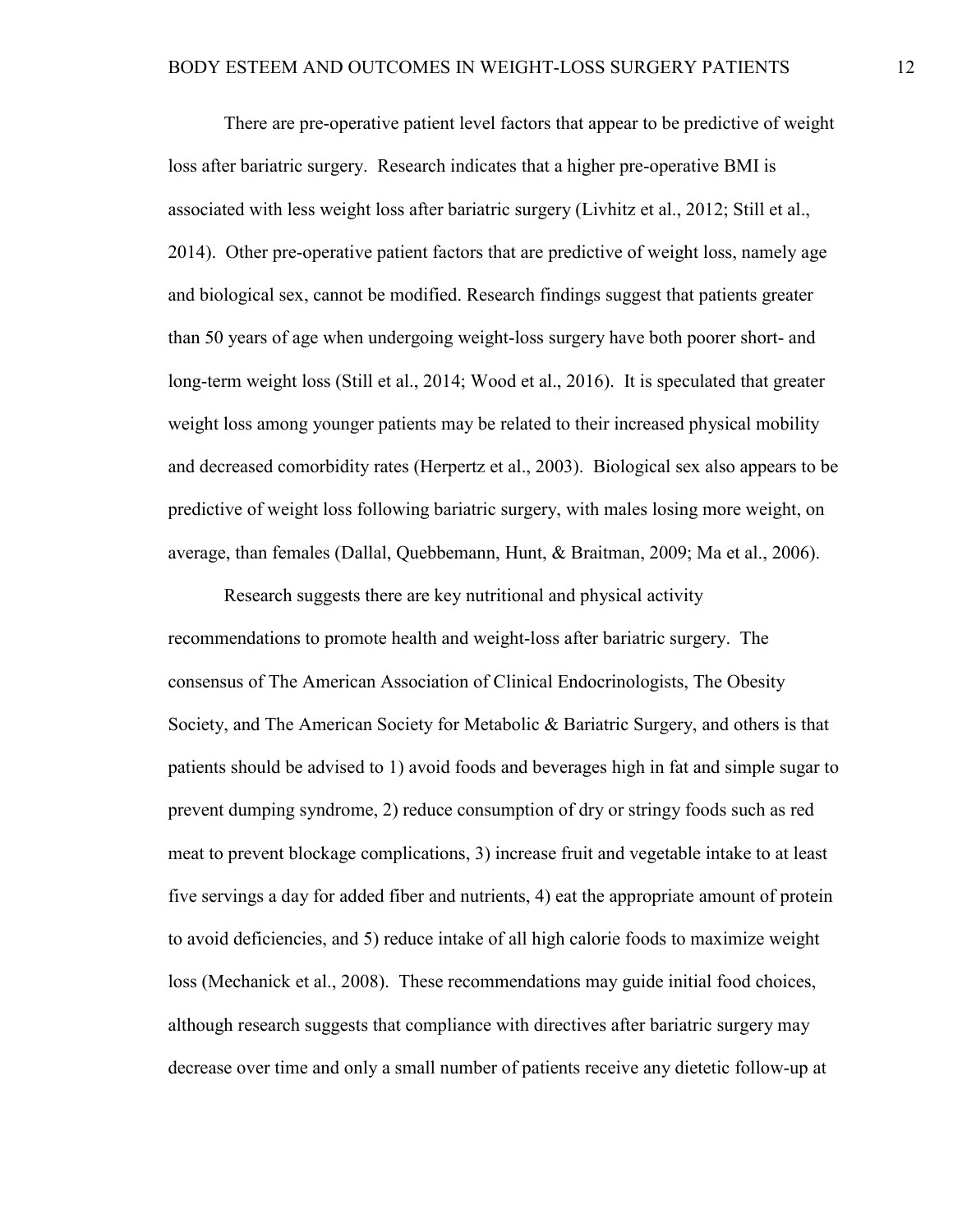There are pre-operative patient level factors that appear to be predictive of weight loss after bariatric surgery. Research indicates that a higher pre-operative BMI is associated with less weight loss after bariatric surgery (Livhitz et al., 2012; Still et al., 2014). Other pre-operative patient factors that are predictive of weight loss, namely age and biological sex, cannot be modified. Research findings suggest that patients greater than 50 years of age when undergoing weight-loss surgery have both poorer short- and long-term weight loss (Still et al., 2014; Wood et al., 2016). It is speculated that greater weight loss among younger patients may be related to their increased physical mobility and decreased comorbidity rates (Herpertz et al., 2003). Biological sex also appears to be predictive of weight loss following bariatric surgery, with males losing more weight, on average, than females (Dallal, Quebbemann, Hunt, & Braitman, 2009; Ma et al., 2006).

Research suggests there are key nutritional and physical activity recommendations to promote health and weight-loss after bariatric surgery. The consensus of The American Association of Clinical Endocrinologists, The Obesity Society, and The American Society for Metabolic & Bariatric Surgery, and others is that patients should be advised to 1) avoid foods and beverages high in fat and simple sugar to prevent dumping syndrome, 2) reduce consumption of dry or stringy foods such as red meat to prevent blockage complications, 3) increase fruit and vegetable intake to at least five servings a day for added fiber and nutrients, 4) eat the appropriate amount of protein to avoid deficiencies, and 5) reduce intake of all high calorie foods to maximize weight loss (Mechanick et al., 2008). These recommendations may guide initial food choices, although research suggests that compliance with directives after bariatric surgery may decrease over time and only a small number of patients receive any dietetic follow-up at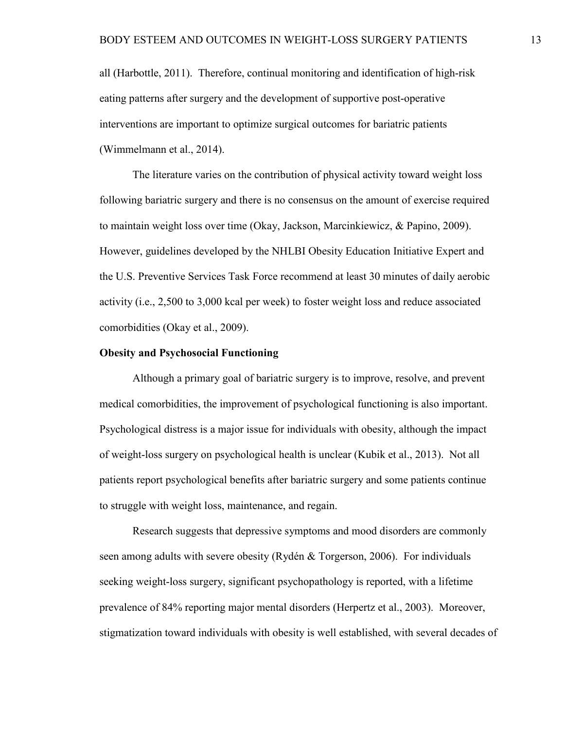all (Harbottle, 2011). Therefore, continual monitoring and identification of high-risk eating patterns after surgery and the development of supportive post-operative interventions are important to optimize surgical outcomes for bariatric patients (Wimmelmann et al., 2014).

The literature varies on the contribution of physical activity toward weight loss following bariatric surgery and there is no consensus on the amount of exercise required to maintain weight loss over time (Okay, Jackson, Marcinkiewicz, & Papino, 2009). However, guidelines developed by the NHLBI Obesity Education Initiative Expert and the U.S. Preventive Services Task Force recommend at least 30 minutes of daily aerobic activity (i.e., 2,500 to 3,000 kcal per week) to foster weight loss and reduce associated comorbidities (Okay et al., 2009).

**Obesity and Psychosocial Functioning**

Although a primary goal of bariatric surgery is to improve, resolve, and prevent medical comorbidities, the improvement of psychological functioning is also important. Psychological distress is a major issue for individuals with obesity, although the impact of weight-loss surgery on psychological health is unclear (Kubik et al., 2013). Not all patients report psychological benefits after bariatric surgery and some patients continue to struggle with weight loss, maintenance, and regain.

Research suggests that depressive symptoms and mood disorders are commonly seen among adults with severe obesity (Rydén & Torgerson, 2006). For individuals seeking weight-loss surgery, significant psychopathology is reported, with a lifetime prevalence of 84% reporting major mental disorders (Herpertz et al., 2003). Moreover, stigmatization toward individuals with obesity is well established, with several decades of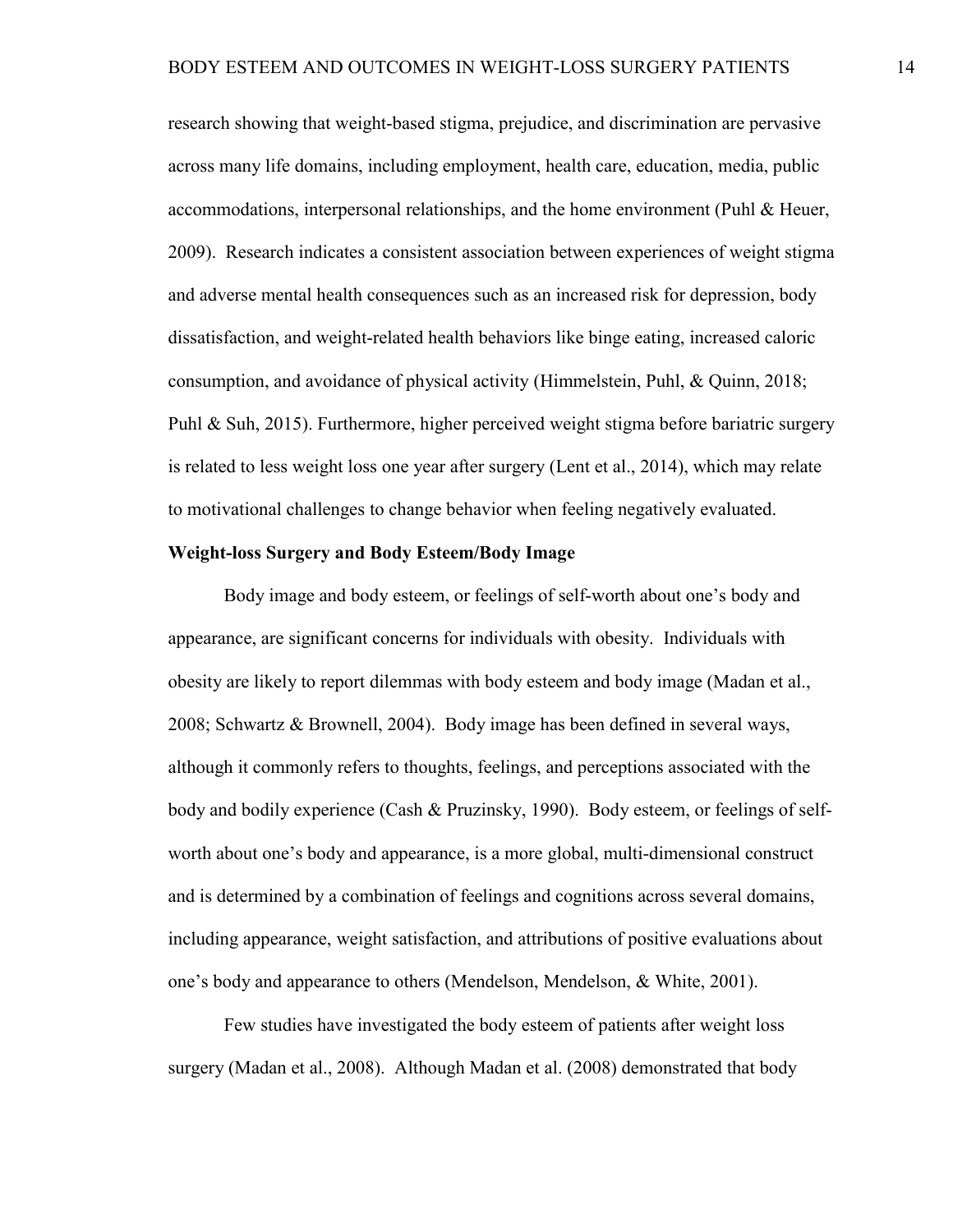research showing that weight-based stigma, prejudice, and discrimination are pervasive across many life domains, including employment, health care, education, media, public accommodations, interpersonal relationships, and the home environment (Puhl & Heuer, 2009). Research indicates a consistent association between experiences of weight stigma and adverse mental health consequences such as an increased risk for depression, body dissatisfaction, and weight-related health behaviors like binge eating, increased caloric consumption, and avoidance of physical activity (Himmelstein, Puhl, & Quinn, 2018; Puhl & Suh, 2015). Furthermore, higher perceived weight stigma before bariatric surgery is related to less weight loss one year after surgery (Lent et al., 2014), which may relate to motivational challenges to change behavior when feeling negatively evaluated.

**Weight-loss Surgery and Body Esteem/Body Image**

Body image and body esteem, or feelings of self-worth about one's body and appearance, are significant concerns for individuals with obesity. Individuals with obesity are likely to report dilemmas with body esteem and body image (Madan et al., 2008; Schwartz & Brownell, 2004). Body image has been defined in several ways, although it commonly refers to thoughts, feelings, and perceptions associated with the body and bodily experience (Cash & Pruzinsky, 1990). Body esteem, or feelings of self-worth about one's body and appearance, is a more global, multi-dimensional construct and is determined by a combination of feelings and cognitions across several domains, including appearance, weight satisfaction, and attributions of positive evaluations about one's body and appearance to others (Mendelson, Mendelson, & White, 2001).

Few studies have investigated the body esteem of patients after weight loss surgery (Madan et al., 2008). Although Madan et al. (2008) demonstrated that body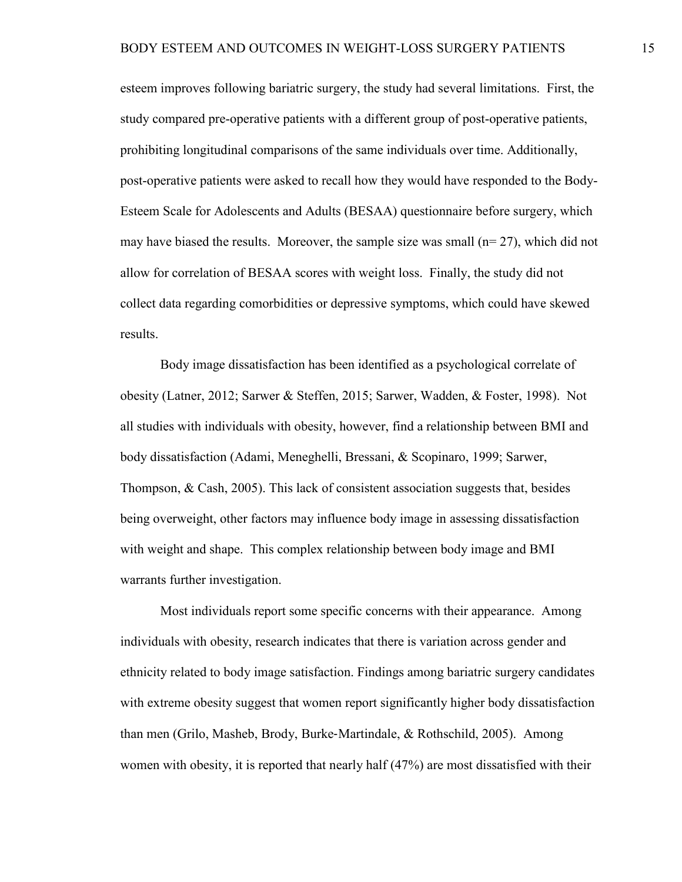esteem improves following bariatric surgery, the study had several limitations. First, the study compared pre-operative patients with a different group of post-operative patients, prohibiting longitudinal comparisons of the same individuals over time. Additionally, post-operative patients were asked to recall how they would have responded to the Body-Esteem Scale for Adolescents and Adults (BESAA) questionnaire before surgery, which may have biased the results. Moreover, the sample size was small (n= 27), which did not allow for correlation of BESAA scores with weight loss. Finally, the study did not collect data regarding comorbidities or depressive symptoms, which could have skewed results.

Body image dissatisfaction has been identified as a psychological correlate of obesity (Latner, 2012; Sarwer & Steffen, 2015; Sarwer, Wadden, & Foster, 1998). Not all studies with individuals with obesity, however, find a relationship between BMI and body dissatisfaction (Adami, Meneghelli, Bressani, & Scopinaro, 1999; Sarwer, Thompson, & Cash, 2005). This lack of consistent association suggests that, besides being overweight, other factors may influence body image in assessing dissatisfaction with weight and shape. This complex relationship between body image and BMI warrants further investigation.

Most individuals report some specific concerns with their appearance. Among individuals with obesity, research indicates that there is variation across gender and ethnicity related to body image satisfaction. Findings among bariatric surgery candidates with extreme obesity suggest that women report significantly higher body dissatisfaction than men (Grilo, Masheb, Brody, Burke-Martindale, & Rothschild, 2005). Among women with obesity, it is reported that nearly half (47%) are most dissatisfied with their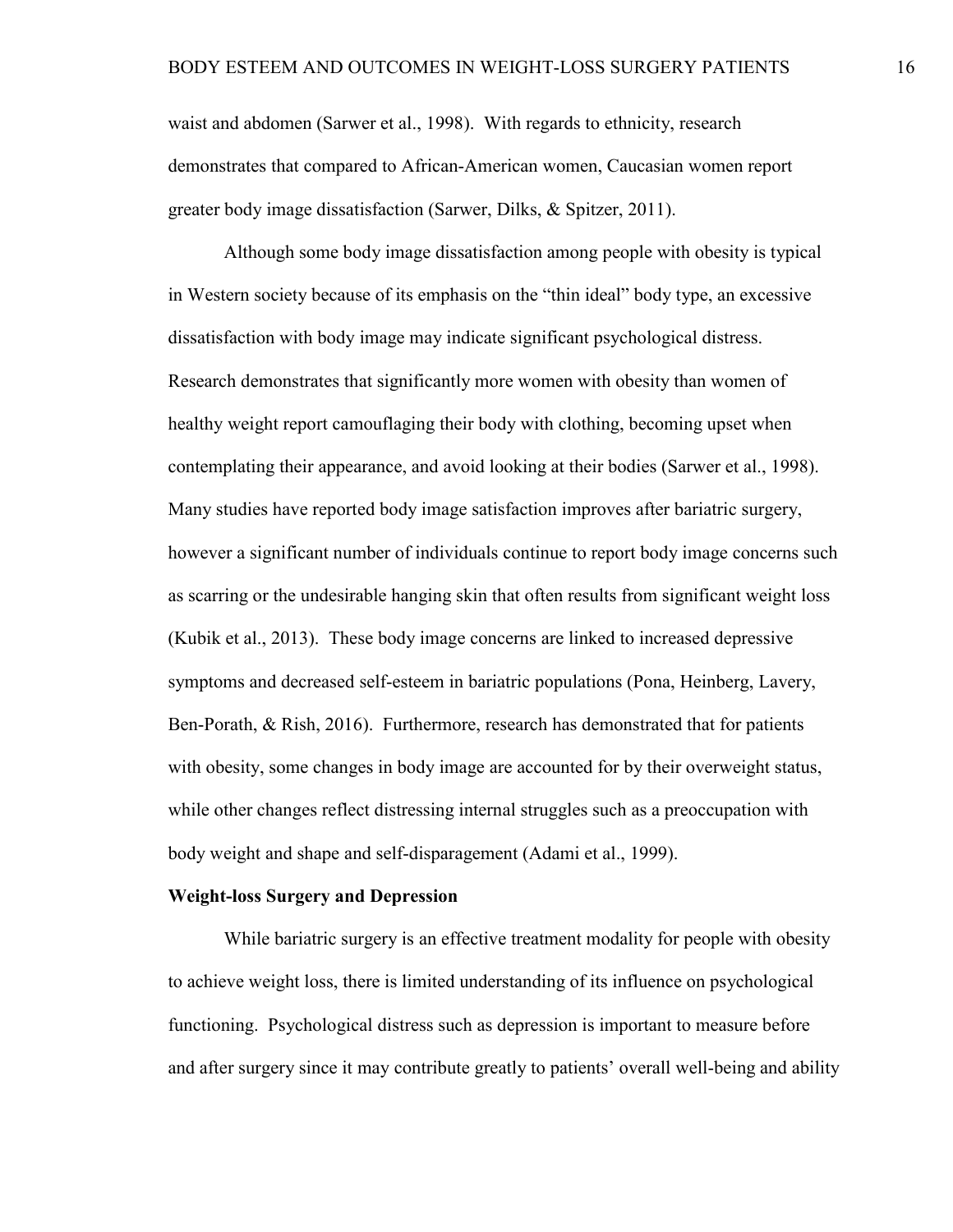waist and abdomen (Sarwer et al., 1998). With regards to ethnicity, research demonstrates that compared to African-American women, Caucasian women report greater body image dissatisfaction (Sarwer, Dilks, & Spitzer, 2011).

Although some body image dissatisfaction among people with obesity is typical in Western society because of its emphasis on the "thin ideal" body type, an excessive dissatisfaction with body image may indicate significant psychological distress. Research demonstrates that significantly more women with obesity than women of healthy weight report camouflaging their body with clothing, becoming upset when contemplating their appearance, and avoid looking at their bodies (Sarwer et al., 1998). Many studies have reported body image satisfaction improves after bariatric surgery, however a significant number of individuals continue to report body image concerns such as scarring or the undesirable hanging skin that often results from significant weight loss (Kubik et al., 2013). These body image concerns are linked to increased depressive symptoms and decreased self-esteem in bariatric populations (Pona, Heinberg, Lavery, Ben-Porath, & Rish, 2016). Furthermore, research has demonstrated that for patients with obesity, some changes in body image are accounted for by their overweight status, while other changes reflect distressing internal struggles such as a preoccupation with body weight and shape and self-disparagement (Adami et al., 1999).

**Weight-loss Surgery and Depression**

While bariatric surgery is an effective treatment modality for people with obesity to achieve weight loss, there is limited understanding of its influence on psychological functioning. Psychological distress such as depression is important to measure before and after surgery since it may contribute greatly to patients' overall well-being and ability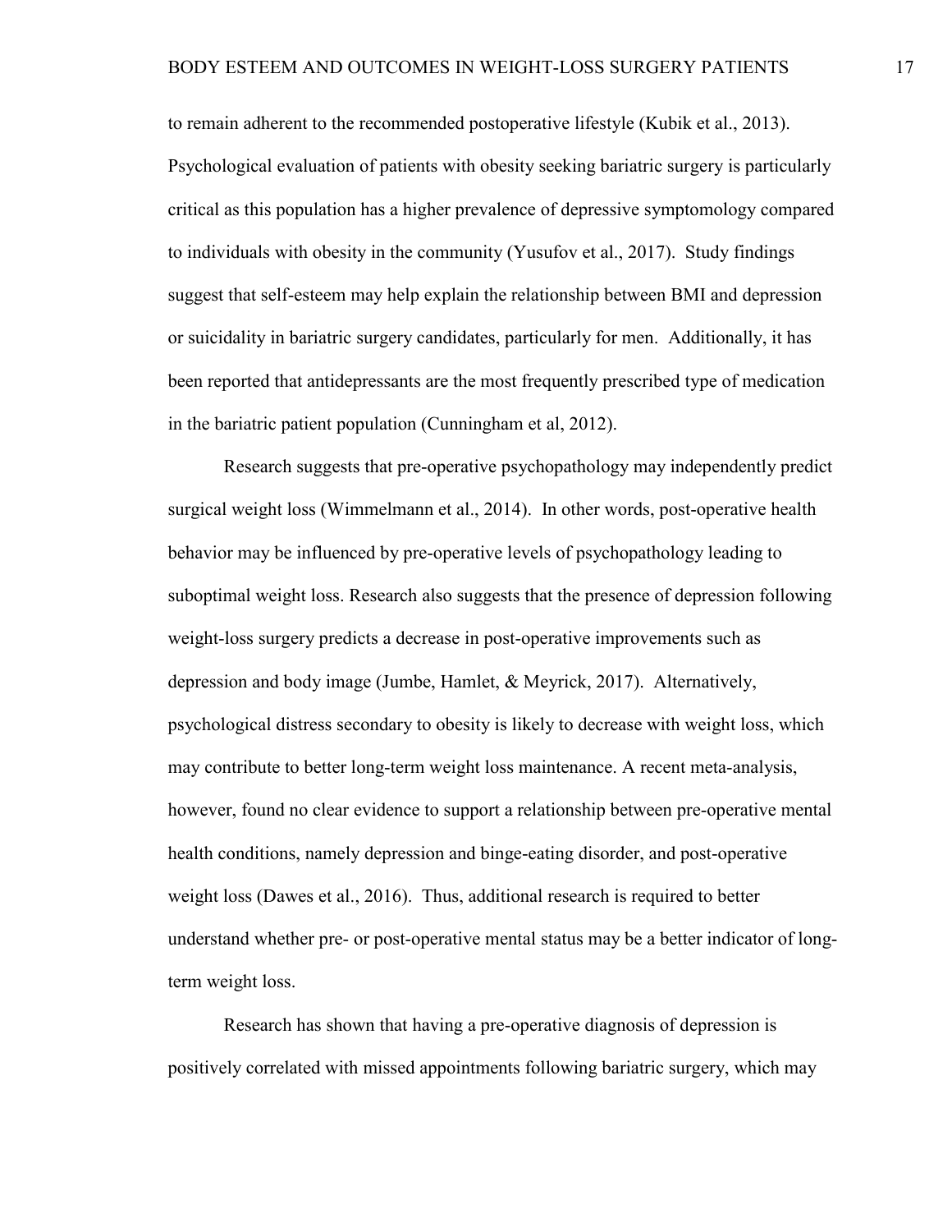to remain adherent to the recommended postoperative lifestyle (Kubik et al., 2013). Psychological evaluation of patients with obesity seeking bariatric surgery is particularly critical as this population has a higher prevalence of depressive symptomology compared to individuals with obesity in the community (Yusufov et al., 2017). Study findings suggest that self-esteem may help explain the relationship between BMI and depression or suicidality in bariatric surgery candidates, particularly for men. Additionally, it has been reported that antidepressants are the most frequently prescribed type of medication in the bariatric patient population (Cunningham et al, 2012).

Research suggests that pre-operative psychopathology may independently predict surgical weight loss (Wimmelmann et al., 2014). In other words, post-operative health behavior may be influenced by pre-operative levels of psychopathology leading to suboptimal weight loss. Research also suggests that the presence of depression following weight-loss surgery predicts a decrease in post-operative improvements such as depression and body image (Jumbe, Hamlet, & Meyrick, 2017). Alternatively, psychological distress secondary to obesity is likely to decrease with weight loss, which may contribute to better long-term weight loss maintenance. A recent meta-analysis, however, found no clear evidence to support a relationship between pre-operative mental health conditions, namely depression and binge-eating disorder, and post-operative weight loss (Dawes et al., 2016). Thus, additional research is required to better understand whether pre- or post-operative mental status may be a better indicator of long-term weight loss.

Research has shown that having a pre-operative diagnosis of depression is positively correlated with missed appointments following bariatric surgery, which may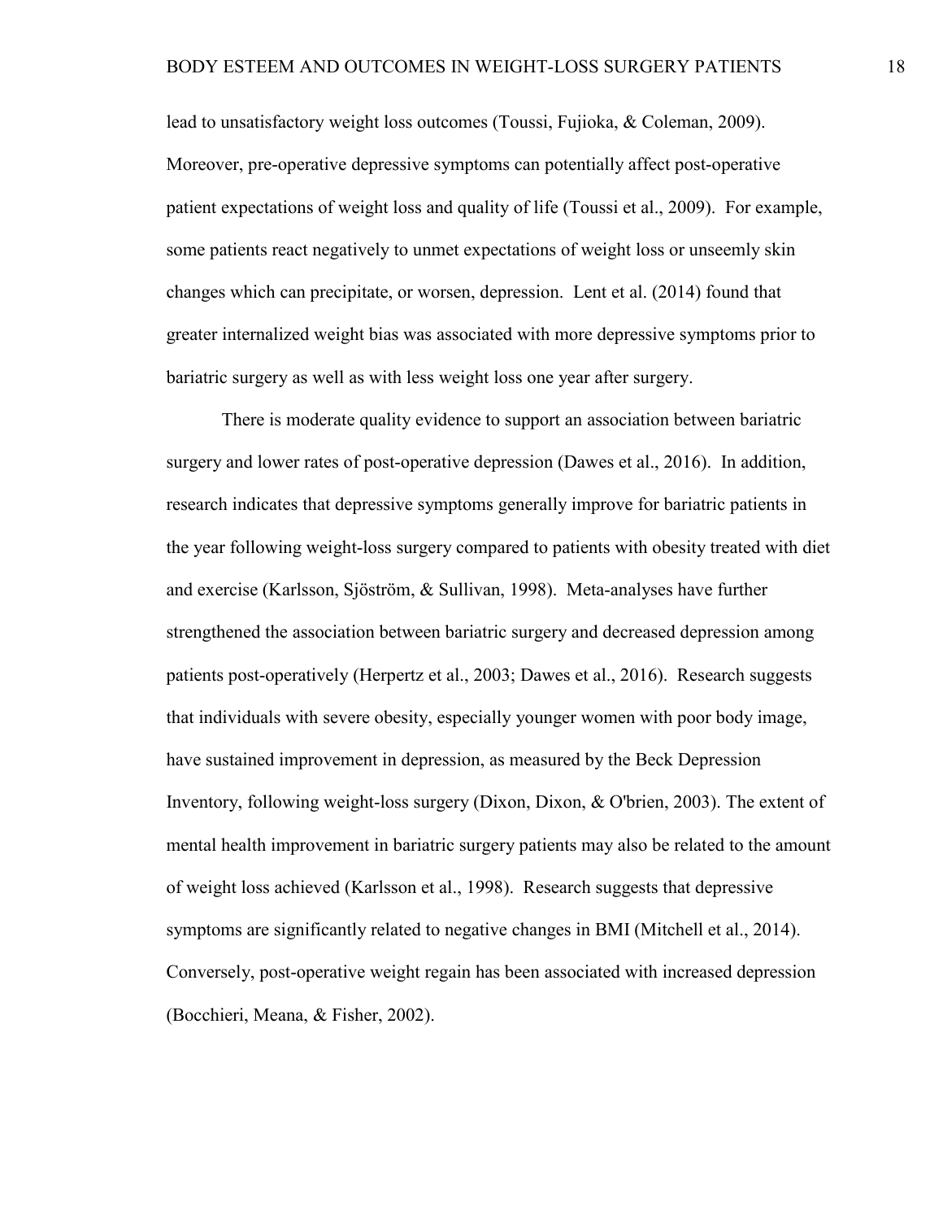lead to unsatisfactory weight loss outcomes (Toussi, Fujioka, & Coleman, 2009). Moreover, pre-operative depressive symptoms can potentially affect post-operative patient expectations of weight loss and quality of life (Toussi et al., 2009). For example, some patients react negatively to unmet expectations of weight loss or unseemly skin changes which can precipitate, or worsen, depression. Lent et al. (2014) found that greater internalized weight bias was associated with more depressive symptoms prior to bariatric surgery as well as with less weight loss one year after surgery.

There is moderate quality evidence to support an association between bariatric surgery and lower rates of post-operative depression (Dawes et al., 2016). In addition, research indicates that depressive symptoms generally improve for bariatric patients in the year following weight-loss surgery compared to patients with obesity treated with diet and exercise (Karlsson, Sjöström, & Sullivan, 1998). Meta-analyses have further strengthened the association between bariatric surgery and decreased depression among patients post-operatively (Herpertz et al., 2003; Dawes et al., 2016). Research suggests that individuals with severe obesity, especially younger women with poor body image, have sustained improvement in depression, as measured by the Beck Depression Inventory, following weight-loss surgery (Dixon, Dixon, & O'brien, 2003). The extent of mental health improvement in bariatric surgery patients may also be related to the amount of weight loss achieved (Karlsson et al., 1998). Research suggests that depressive symptoms are significantly related to negative changes in BMI (Mitchell et al., 2014). Conversely, post-operative weight regain has been associated with increased depression (Bocchieri, Meana, & Fisher, 2002).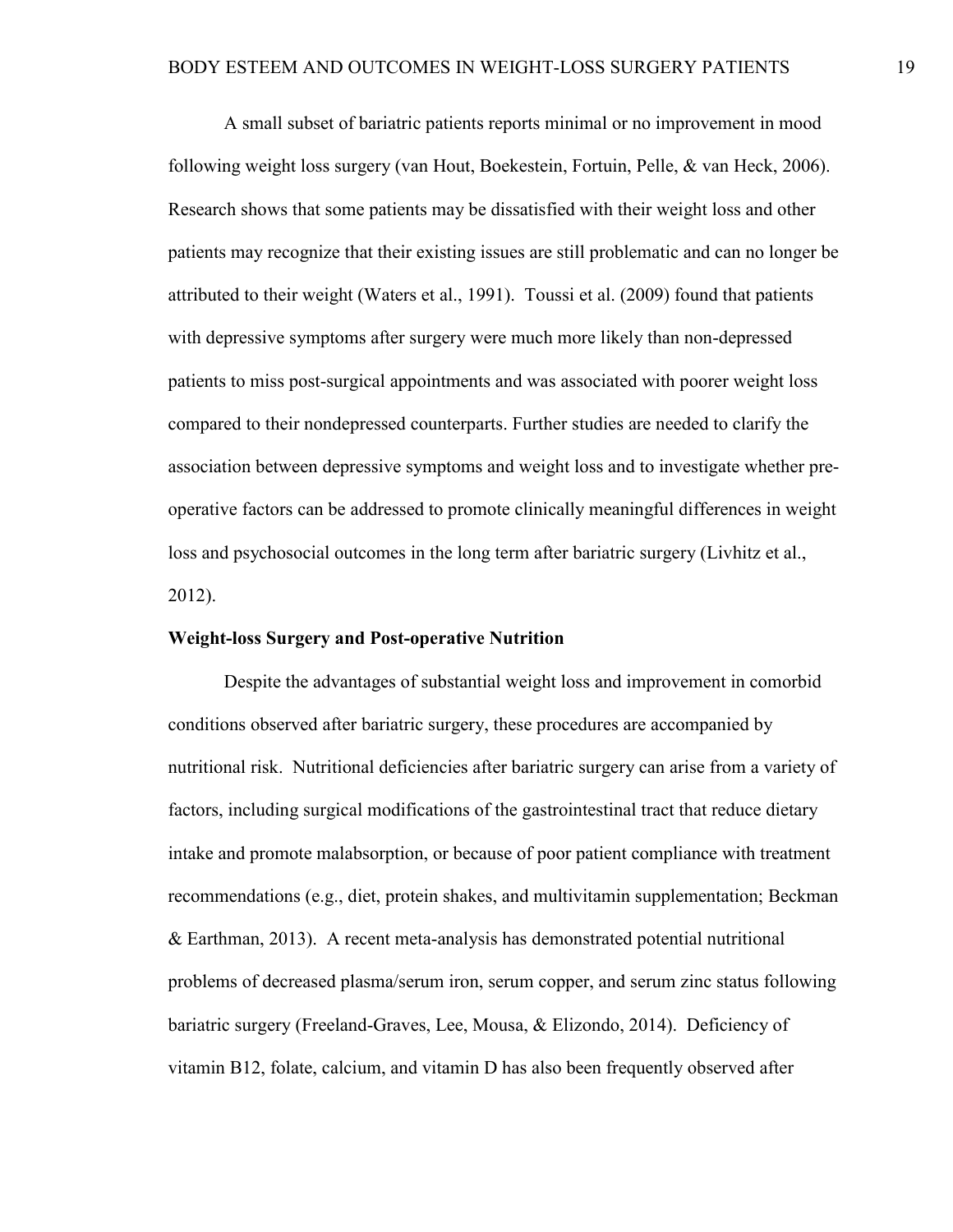A small subset of bariatric patients reports minimal or no improvement in mood following weight loss surgery (van Hout, Boekestein, Fortuin, Pelle, & van Heck, 2006). Research shows that some patients may be dissatisfied with their weight loss and other patients may recognize that their existing issues are still problematic and can no longer be attributed to their weight (Waters et al., 1991). Toussi et al. (2009) found that patients with depressive symptoms after surgery were much more likely than non-depressed patients to miss post-surgical appointments and was associated with poorer weight loss compared to their nondepressed counterparts. Further studies are needed to clarify the association between depressive symptoms and weight loss and to investigate whether pre-operative factors can be addressed to promote clinically meaningful differences in weight loss and psychosocial outcomes in the long term after bariatric surgery (Livhitz et al., 2012).

**Weight-loss Surgery and Post-operative Nutrition**

Despite the advantages of substantial weight loss and improvement in comorbid conditions observed after bariatric surgery, these procedures are accompanied by nutritional risk. Nutritional deficiencies after bariatric surgery can arise from a variety of factors, including surgical modifications of the gastrointestinal tract that reduce dietary intake and promote malabsorption, or because of poor patient compliance with treatment recommendations (e.g., diet, protein shakes, and multivitamin supplementation; Beckman & Earthman, 2013). A recent meta-analysis has demonstrated potential nutritional problems of decreased plasma/serum iron, serum copper, and serum zinc status following bariatric surgery (Freeland-Graves, Lee, Mousa, & Elizondo, 2014). Deficiency of vitamin B12, folate, calcium, and vitamin D has also been frequently observed after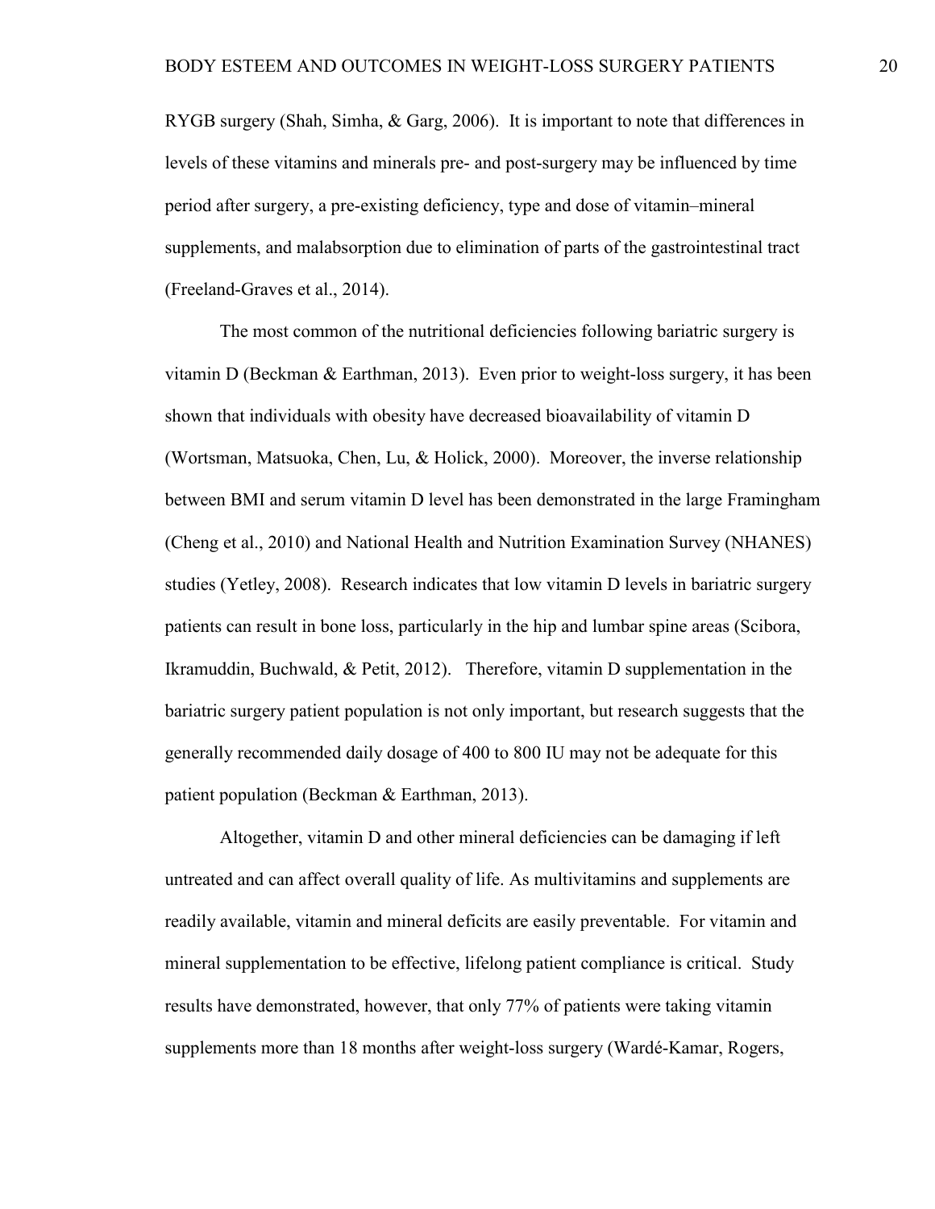RYGB surgery (Shah, Simha, & Garg, 2006). It is important to note that differences in levels of these vitamins and minerals pre- and post-surgery may be influenced by time period after surgery, a pre-existing deficiency, type and dose of vitamin–mineral supplements, and malabsorption due to elimination of parts of the gastrointestinal tract (Freeland-Graves et al., 2014).

The most common of the nutritional deficiencies following bariatric surgery is vitamin D (Beckman & Earthman, 2013). Even prior to weight-loss surgery, it has been shown that individuals with obesity have decreased bioavailability of vitamin D (Wortsman, Matsuoka, Chen, Lu, & Holick, 2000). Moreover, the inverse relationship between BMI and serum vitamin D level has been demonstrated in the large Framingham (Cheng et al., 2010) and National Health and Nutrition Examination Survey (NHANES) studies (Yetley, 2008). Research indicates that low vitamin D levels in bariatric surgery patients can result in bone loss, particularly in the hip and lumbar spine areas (Scibora, Ikramuddin, Buchwald, & Petit, 2012). Therefore, vitamin D supplementation in the bariatric surgery patient population is not only important, but research suggests that the generally recommended daily dosage of 400 to 800 IU may not be adequate for this patient population (Beckman & Earthman, 2013).

Altogether, vitamin D and other mineral deficiencies can be damaging if left untreated and can affect overall quality of life. As multivitamins and supplements are readily available, vitamin and mineral deficits are easily preventable. For vitamin and mineral supplementation to be effective, lifelong patient compliance is critical. Study results have demonstrated, however, that only 77% of patients were taking vitamin supplements more than 18 months after weight-loss surgery (Wardé-Kamar, Rogers,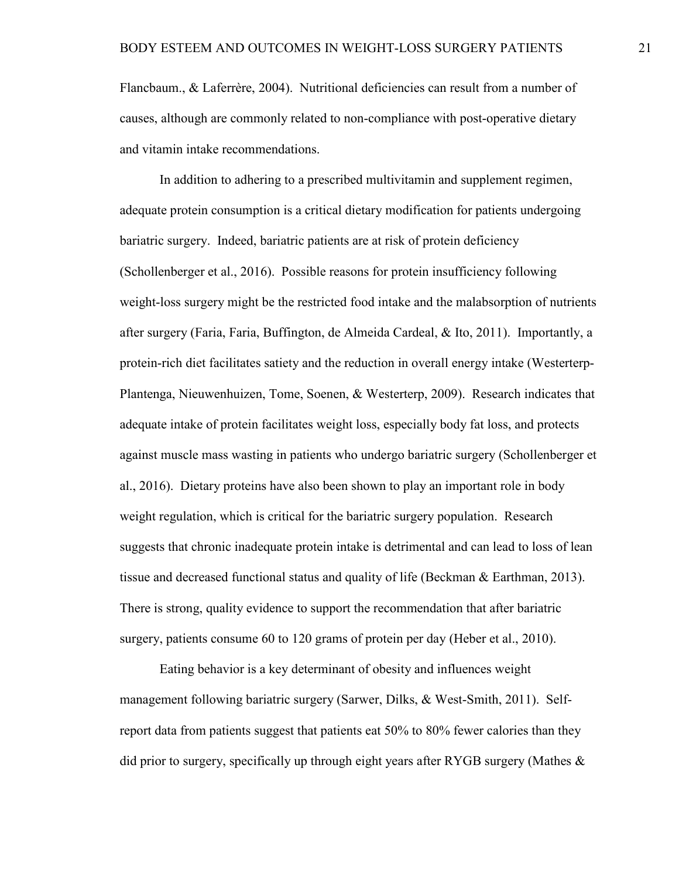Flancbaum., & Laferrère, 2004). Nutritional deficiencies can result from a number of causes, although are commonly related to non-compliance with post-operative dietary and vitamin intake recommendations.

In addition to adhering to a prescribed multivitamin and supplement regimen, adequate protein consumption is a critical dietary modification for patients undergoing bariatric surgery. Indeed, bariatric patients are at risk of protein deficiency (Schollenberger et al., 2016). Possible reasons for protein insufficiency following weight-loss surgery might be the restricted food intake and the malabsorption of nutrients after surgery (Faria, Faria, Buffington, de Almeida Cardeal, & Ito, 2011). Importantly, a protein-rich diet facilitates satiety and the reduction in overall energy intake (Westerterp-Plantenga, Nieuwenhuizen, Tome, Soenen, & Westerterp, 2009). Research indicates that adequate intake of protein facilitates weight loss, especially body fat loss, and protects against muscle mass wasting in patients who undergo bariatric surgery (Schollenberger et al., 2016). Dietary proteins have also been shown to play an important role in body weight regulation, which is critical for the bariatric surgery population. Research suggests that chronic inadequate protein intake is detrimental and can lead to loss of lean tissue and decreased functional status and quality of life (Beckman & Earthman, 2013). There is strong, quality evidence to support the recommendation that after bariatric surgery, patients consume 60 to 120 grams of protein per day (Heber et al., 2010).

Eating behavior is a key determinant of obesity and influences weight management following bariatric surgery (Sarwer, Dilks, & West-Smith, 2011). Self-report data from patients suggest that patients eat 50% to 80% fewer calories than they did prior to surgery, specifically up through eight years after RYGB surgery (Mathes &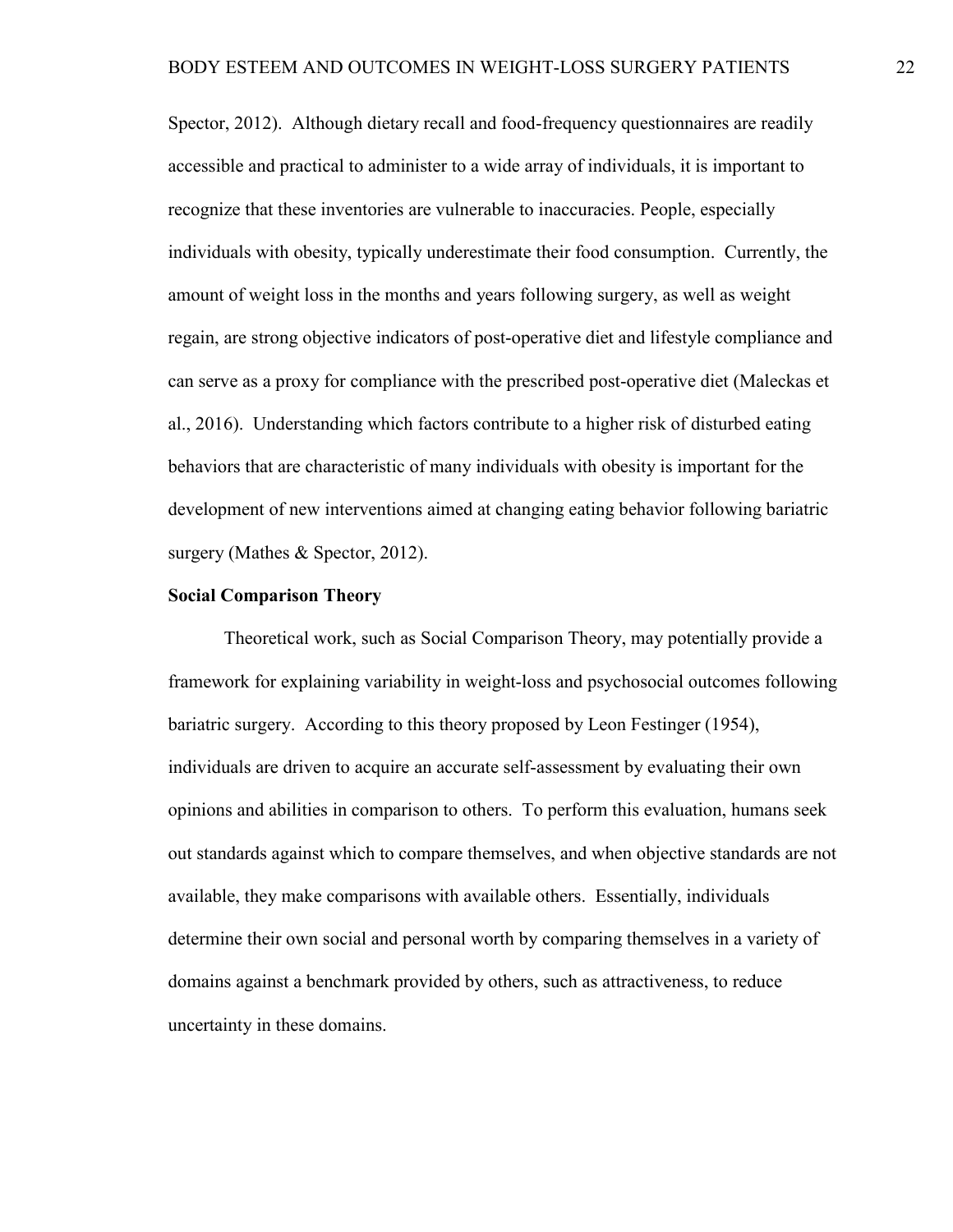Spector, 2012). Although dietary recall and food-frequency questionnaires are readily accessible and practical to administer to a wide array of individuals, it is important to recognize that these inventories are vulnerable to inaccuracies. People, especially individuals with obesity, typically underestimate their food consumption. Currently, the amount of weight loss in the months and years following surgery, as well as weight regain, are strong objective indicators of post-operative diet and lifestyle compliance and can serve as a proxy for compliance with the prescribed post-operative diet (Maleckas et al., 2016). Understanding which factors contribute to a higher risk of disturbed eating behaviors that are characteristic of many individuals with obesity is important for the development of new interventions aimed at changing eating behavior following bariatric surgery (Mathes & Spector, 2012).

**Social Comparison Theory**

Theoretical work, such as Social Comparison Theory, may potentially provide a framework for explaining variability in weight-loss and psychosocial outcomes following bariatric surgery. According to this theory proposed by Leon Festinger (1954), individuals are driven to acquire an accurate self-assessment by evaluating their own opinions and abilities in comparison to others. To perform this evaluation, humans seek out standards against which to compare themselves, and when objective standards are not available, they make comparisons with available others. Essentially, individuals determine their own social and personal worth by comparing themselves in a variety of domains against a benchmark provided by others, such as attractiveness, to reduce uncertainty in these domains.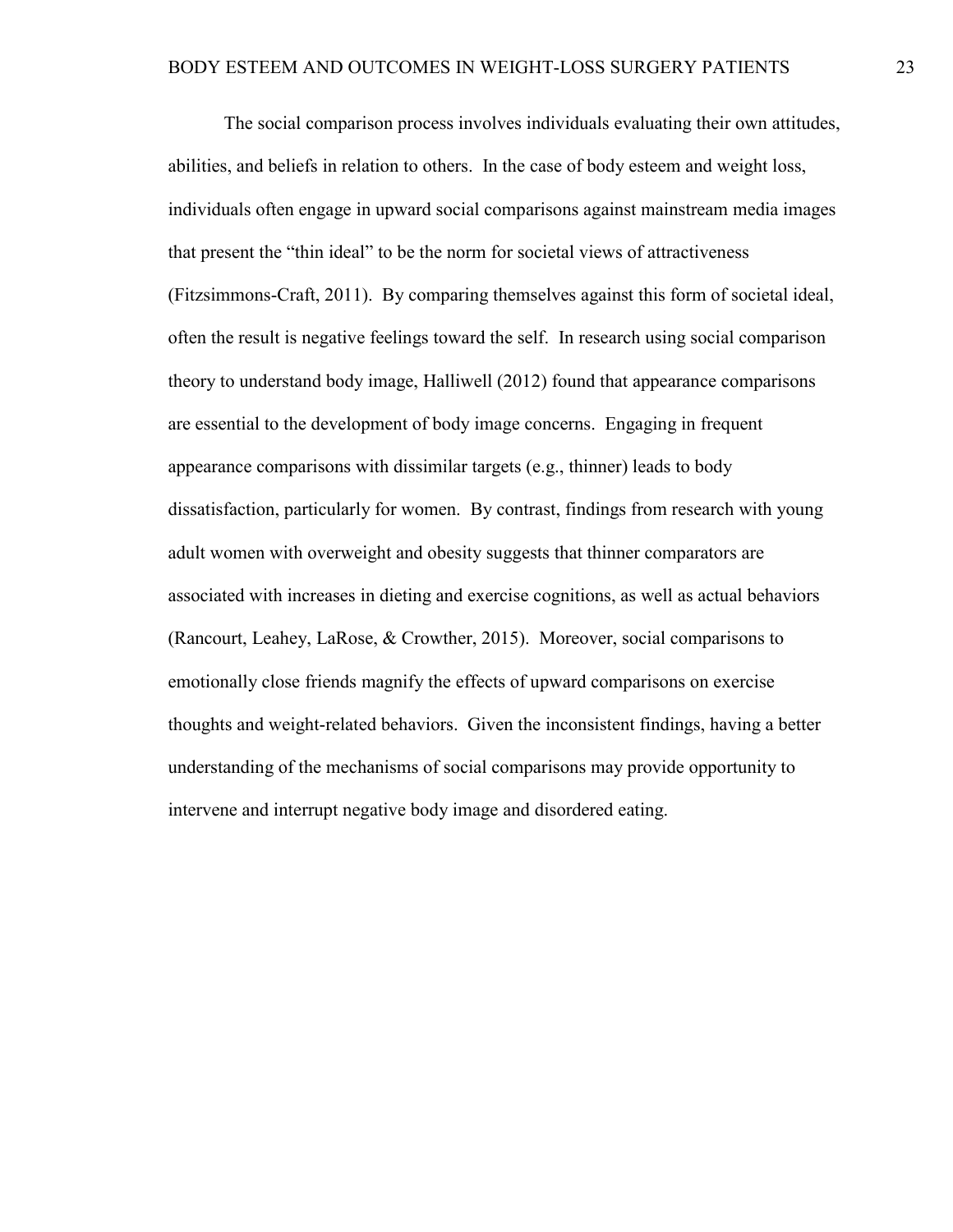The social comparison process involves individuals evaluating their own attitudes, abilities, and beliefs in relation to others. In the case of body esteem and weight loss, individuals often engage in upward social comparisons against mainstream media images that present the "thin ideal" to be the norm for societal views of attractiveness (Fitzsimmons-Craft, 2011). By comparing themselves against this form of societal ideal, often the result is negative feelings toward the self. In research using social comparison theory to understand body image, Halliwell (2012) found that appearance comparisons are essential to the development of body image concerns. Engaging in frequent appearance comparisons with dissimilar targets (e.g., thinner) leads to body dissatisfaction, particularly for women. By contrast, findings from research with young adult women with overweight and obesity suggests that thinner comparators are associated with increases in dieting and exercise cognitions, as well as actual behaviors (Rancourt, Leahey, LaRose, & Crowther, 2015). Moreover, social comparisons to emotionally close friends magnify the effects of upward comparisons on exercise thoughts and weight-related behaviors. Given the inconsistent findings, having a better understanding of the mechanisms of social comparisons may provide opportunity to intervene and interrupt negative body image and disordered eating.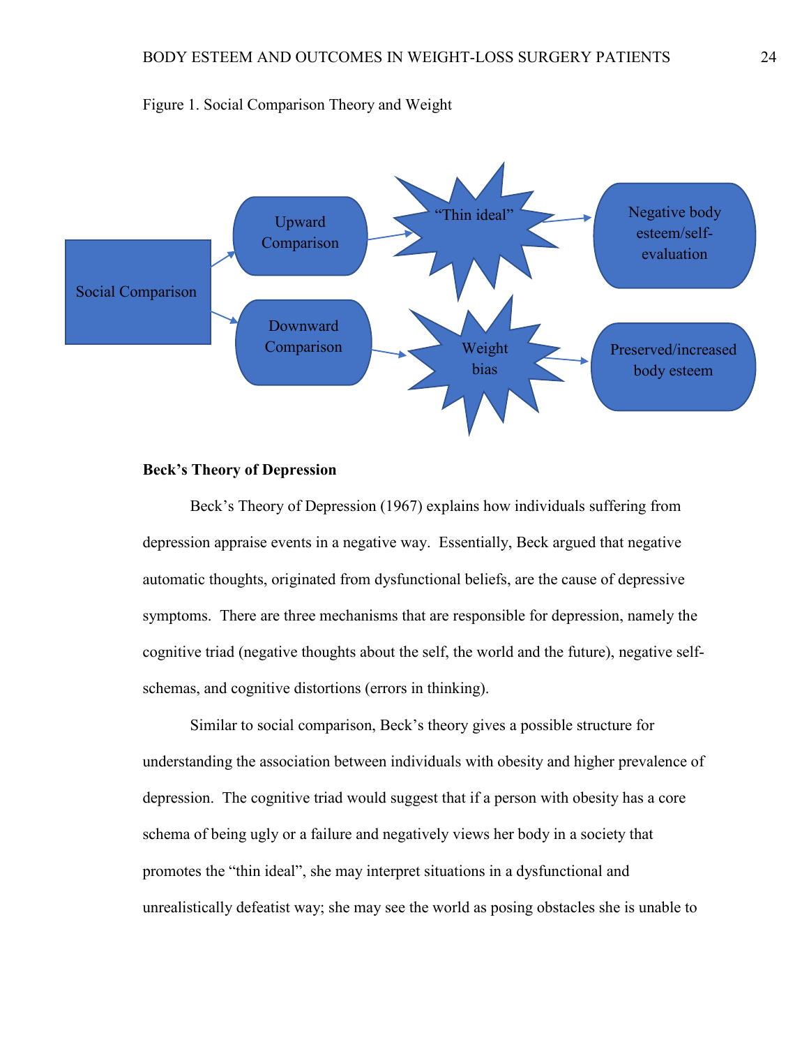Figure 1. Social Comparison Theory and Weight

### Beck's Theory of Depression

Beck's Theory of Depression (1967) explains how individuals suffering from depression appraise events in a negative way. Essentially, Beck argued that negative automatic thoughts, originated from dysfunctional beliefs, are the cause of depressive symptoms. There are three mechanisms that are responsible for depression, namely the cognitive triad (negative thoughts about the self, the world and the future), negative self-schemas, and cognitive distortions (errors in thinking).

Similar to social comparison, Beck's theory gives a possible structure for understanding the association between individuals with obesity and higher prevalence of depression. The cognitive triad would suggest that if a person with obesity has a core schema of being ugly or a failure and negatively views her body in a society that promotes the "thin ideal", she may interpret situations in a dysfunctional and unrealistically defeatist way; she may see the world as posing obstacles she is unable to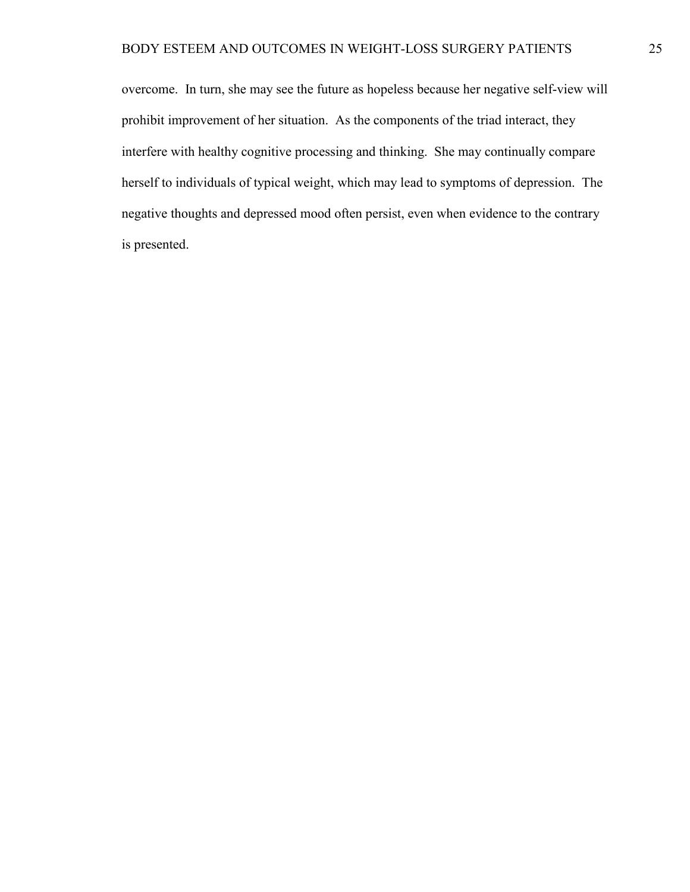overcome. In turn, she may see the future as hopeless because her negative self-view will prohibit improvement of her situation. As the components of the triad interact, they interfere with healthy cognitive processing and thinking. She may continually compare herself to individuals of typical weight, which may lead to symptoms of depression. The negative thoughts and depressed mood often persist, even when evidence to the contrary is presented.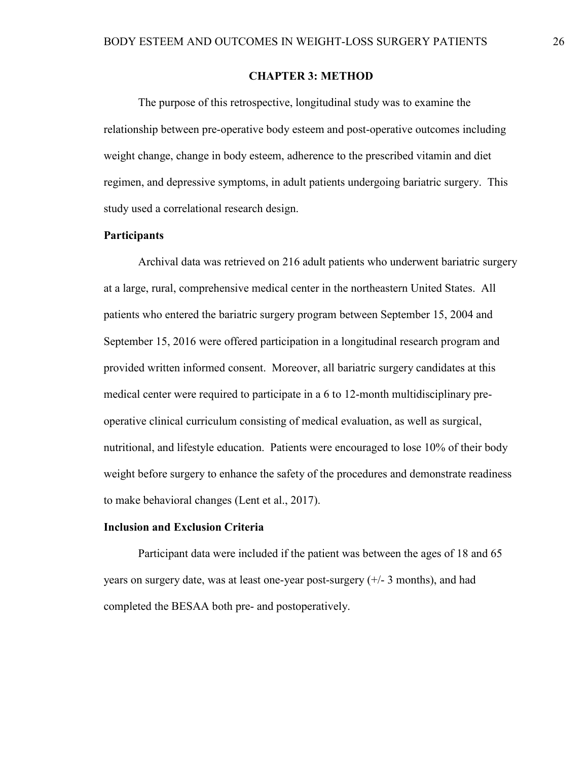# CHAPTER 3: METHOD

The purpose of this retrospective, longitudinal study was to examine the relationship between pre-operative body esteem and post-operative outcomes including weight change, change in body esteem, adherence to the prescribed vitamin and diet regimen, and depressive symptoms, in adult patients undergoing bariatric surgery. This study used a correlational research design.

## Participants

Archival data was retrieved on 216 adult patients who underwent bariatric surgery at a large, rural, comprehensive medical center in the northeastern United States. All patients who entered the bariatric surgery program between September 15, 2004 and September 15, 2016 were offered participation in a longitudinal research program and provided written informed consent. Moreover, all bariatric surgery candidates at this medical center were required to participate in a 6 to 12-month multidisciplinary pre-operative clinical curriculum consisting of medical evaluation, as well as surgical, nutritional, and lifestyle education. Patients were encouraged to lose 10% of their body weight before surgery to enhance the safety of the procedures and demonstrate readiness to make behavioral changes (Lent et al., 2017).

## Inclusion and Exclusion Criteria

Participant data were included if the patient was between the ages of 18 and 65 years on surgery date, was at least one-year post-surgery (+/- 3 months), and had completed the BESAA both pre- and postoperatively.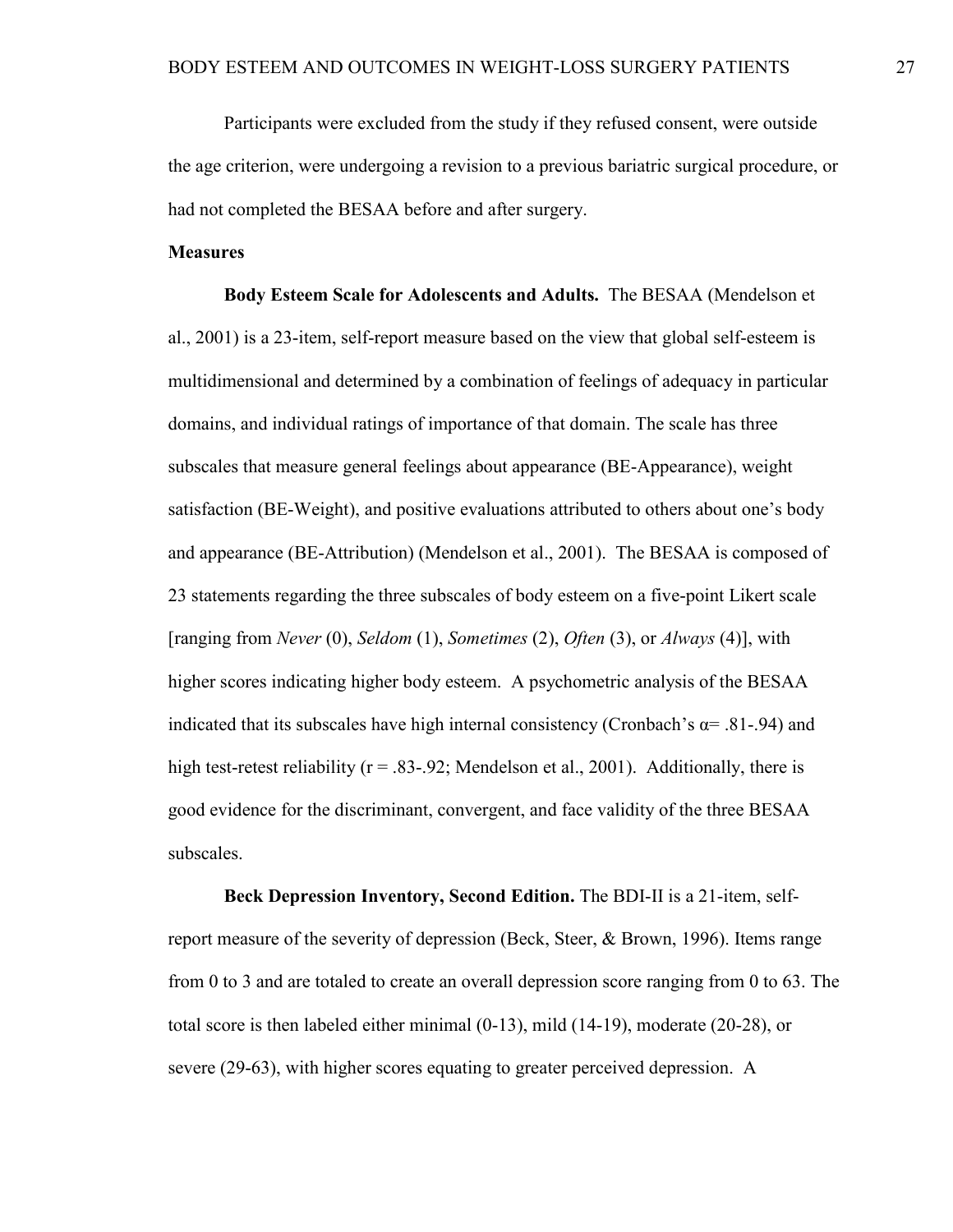Participants were excluded from the study if they refused consent, were outside the age criterion, were undergoing a revision to a previous bariatric surgical procedure, or had not completed the BESAA before and after surgery.

**Measures**

**Body Esteem Scale for Adolescents and Adults.** The BESAA (Mendelson et al., 2001) is a 23-item, self-report measure based on the view that global self-esteem is multidimensional and determined by a combination of feelings of adequacy in particular domains, and individual ratings of importance of that domain. The scale has three subscales that measure general feelings about appearance (BE-Appearance), weight satisfaction (BE-Weight), and positive evaluations attributed to others about one's body and appearance (BE-Attribution) (Mendelson et al., 2001). The BESAA is composed of 23 statements regarding the three subscales of body esteem on a five-point Likert scale [ranging from *Never* (0), *Seldom* (1), *Sometimes* (2), *Often* (3), or *Always* (4)], with higher scores indicating higher body esteem. A psychometric analysis of the BESAA indicated that its subscales have high internal consistency (Cronbach's $\alpha = .81-.94$) and high test-retest reliability ($r = .83-.92$; Mendelson et al., 2001). Additionally, there is good evidence for the discriminant, convergent, and face validity of the three BESAA subscales.

**Beck Depression Inventory, Second Edition.** The BDI-II is a 21-item, self-report measure of the severity of depression (Beck, Steer, & Brown, 1996). Items range from 0 to 3 and are totaled to create an overall depression score ranging from 0 to 63. The total score is then labeled either minimal (0-13), mild (14-19), moderate (20-28), or severe (29-63), with higher scores equating to greater perceived depression. A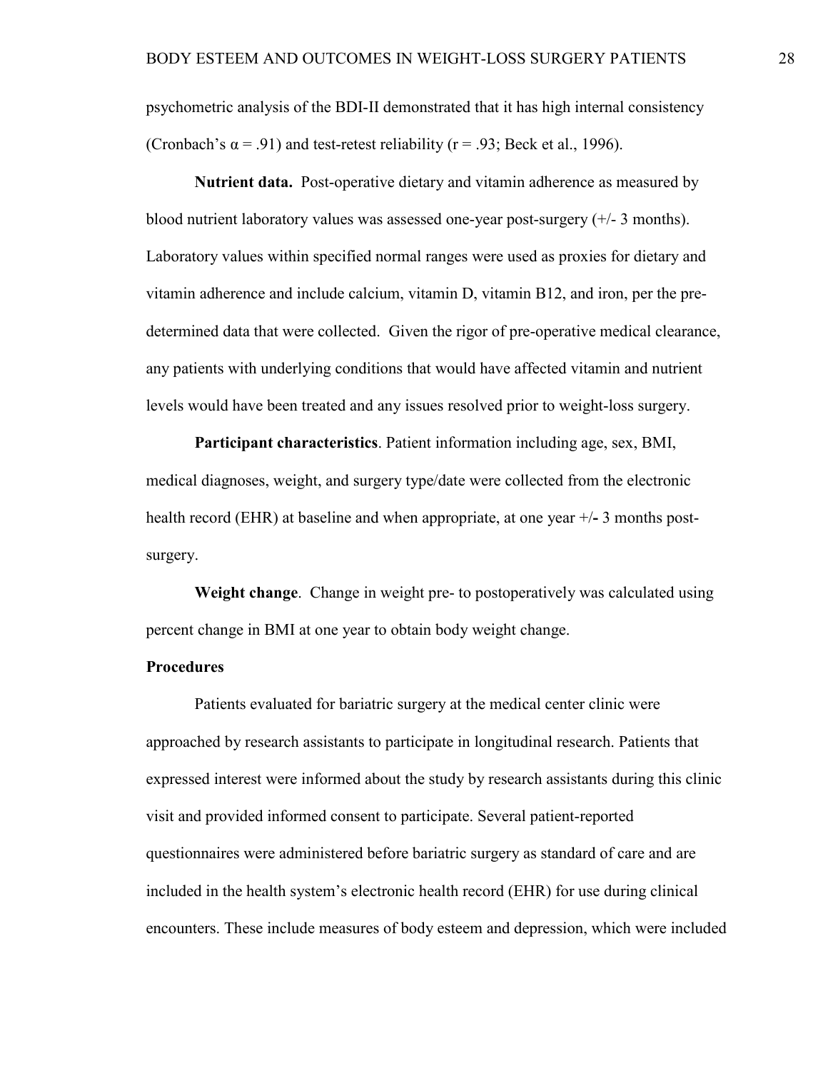psychometric analysis of the BDI-II demonstrated that it has high internal consistency (Cronbach's $\alpha = .91$) and test-retest reliability ($r = .93$; Beck et al., 1996).

**Nutrient data.** Post-operative dietary and vitamin adherence as measured by blood nutrient laboratory values was assessed one-year post-surgery (+/- 3 months). Laboratory values within specified normal ranges were used as proxies for dietary and vitamin adherence and include calcium, vitamin D, vitamin B12, and iron, per the pre-determined data that were collected. Given the rigor of pre-operative medical clearance, any patients with underlying conditions that would have affected vitamin and nutrient levels would have been treated and any issues resolved prior to weight-loss surgery.

**Participant characteristics**. Patient information including age, sex, BMI, medical diagnoses, weight, and surgery type/date were collected from the electronic health record (EHR) at baseline and when appropriate, at one year +/- 3 months post-surgery.

**Weight change**. Change in weight pre- to postoperatively was calculated using percent change in BMI at one year to obtain body weight change.

**Procedures**

Patients evaluated for bariatric surgery at the medical center clinic were approached by research assistants to participate in longitudinal research. Patients that expressed interest were informed about the study by research assistants during this clinic visit and provided informed consent to participate. Several patient-reported questionnaires were administered before bariatric surgery as standard of care and are included in the health system's electronic health record (EHR) for use during clinical encounters. These include measures of body esteem and depression, which were included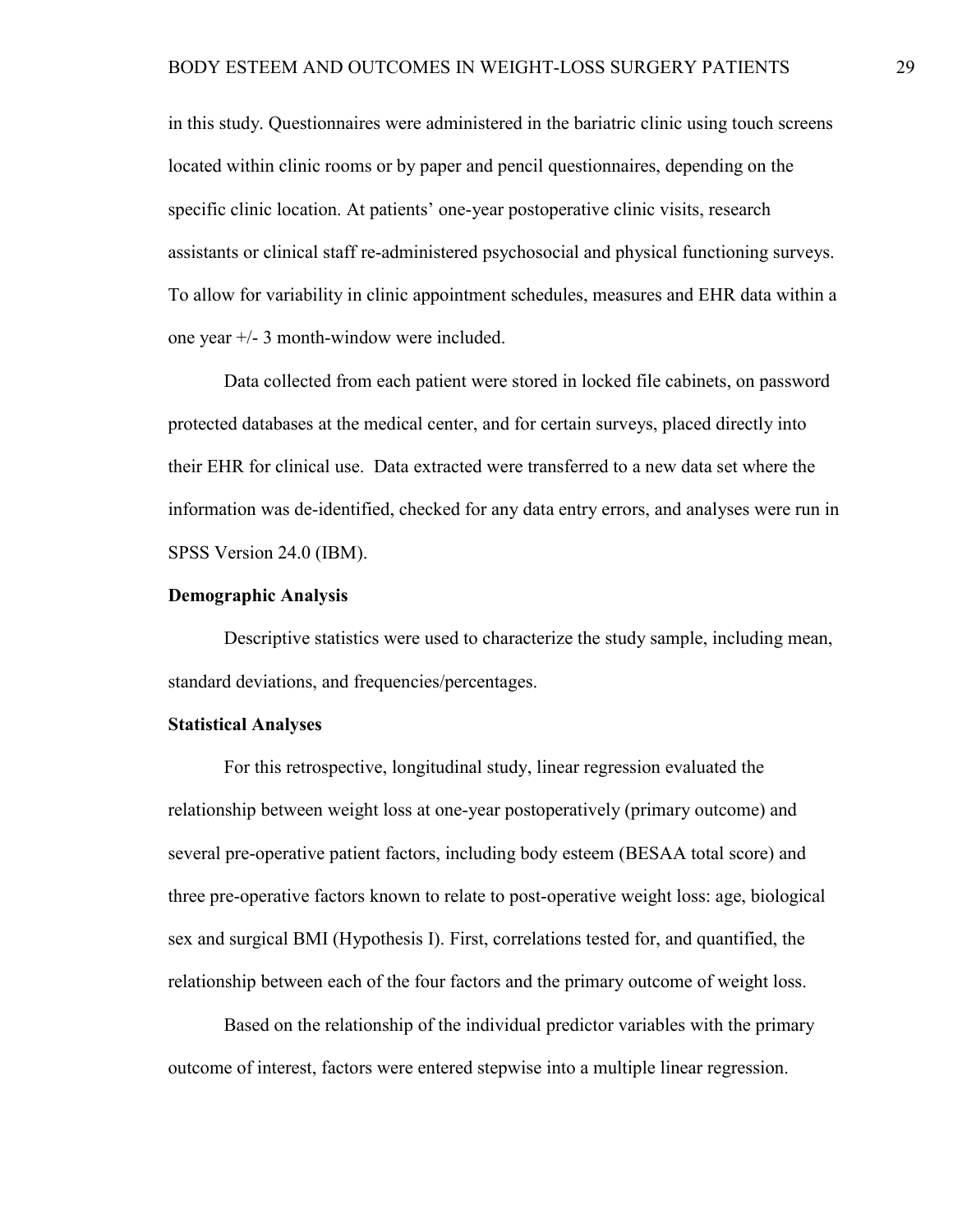in this study. Questionnaires were administered in the bariatric clinic using touch screens located within clinic rooms or by paper and pencil questionnaires, depending on the specific clinic location. At patients' one-year postoperative clinic visits, research assistants or clinical staff re-administered psychosocial and physical functioning surveys. To allow for variability in clinic appointment schedules, measures and EHR data within a one year +/- 3 month-window were included.

Data collected from each patient were stored in locked file cabinets, on password protected databases at the medical center, and for certain surveys, placed directly into their EHR for clinical use. Data extracted were transferred to a new data set where the information was de-identified, checked for any data entry errors, and analyses were run in SPSS Version 24.0 (IBM).

**Demographic Analysis**

Descriptive statistics were used to characterize the study sample, including mean, standard deviations, and frequencies/percentages.

**Statistical Analyses**

For this retrospective, longitudinal study, linear regression evaluated the relationship between weight loss at one-year postoperatively (primary outcome) and several pre-operative patient factors, including body esteem (BESAA total score) and three pre-operative factors known to relate to post-operative weight loss: age, biological sex and surgical BMI (Hypothesis I). First, correlations tested for, and quantified, the relationship between each of the four factors and the primary outcome of weight loss.

Based on the relationship of the individual predictor variables with the primary outcome of interest, factors were entered stepwise into a multiple linear regression.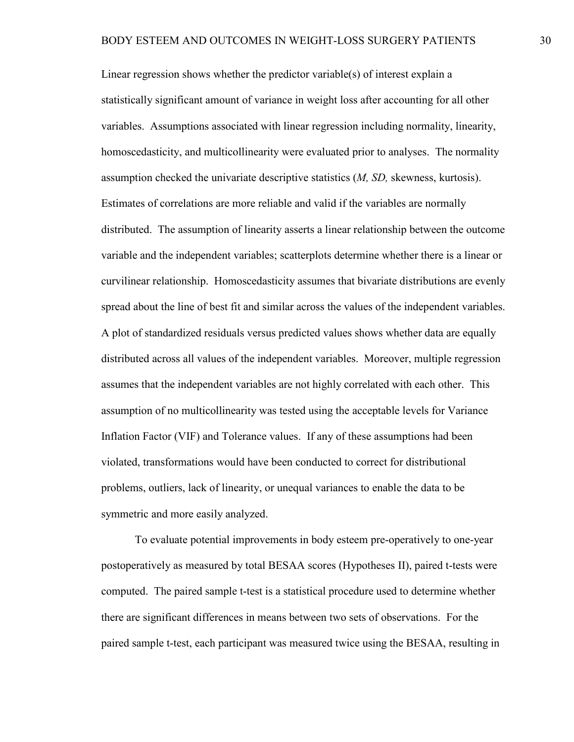Linear regression shows whether the predictor variable(s) of interest explain a statistically significant amount of variance in weight loss after accounting for all other variables. Assumptions associated with linear regression including normality, linearity, homoscedasticity, and multicollinearity were evaluated prior to analyses. The normality assumption checked the univariate descriptive statistics (*M, SD,* skewness, kurtosis). Estimates of correlations are more reliable and valid if the variables are normally distributed. The assumption of linearity asserts a linear relationship between the outcome variable and the independent variables; scatterplots determine whether there is a linear or curvilinear relationship. Homoscedasticity assumes that bivariate distributions are evenly spread about the line of best fit and similar across the values of the independent variables. A plot of standardized residuals versus predicted values shows whether data are equally distributed across all values of the independent variables. Moreover, multiple regression assumes that the independent variables are not highly correlated with each other. This assumption of no multicollinearity was tested using the acceptable levels for Variance Inflation Factor (VIF) and Tolerance values. If any of these assumptions had been violated, transformations would have been conducted to correct for distributional problems, outliers, lack of linearity, or unequal variances to enable the data to be symmetric and more easily analyzed.

To evaluate potential improvements in body esteem pre-operatively to one-year postoperatively as measured by total BESAA scores (Hypotheses II), paired t-tests were computed. The paired sample t-test is a statistical procedure used to determine whether there are significant differences in means between two sets of observations. For the paired sample t-test, each participant was measured twice using the BESAA, resulting in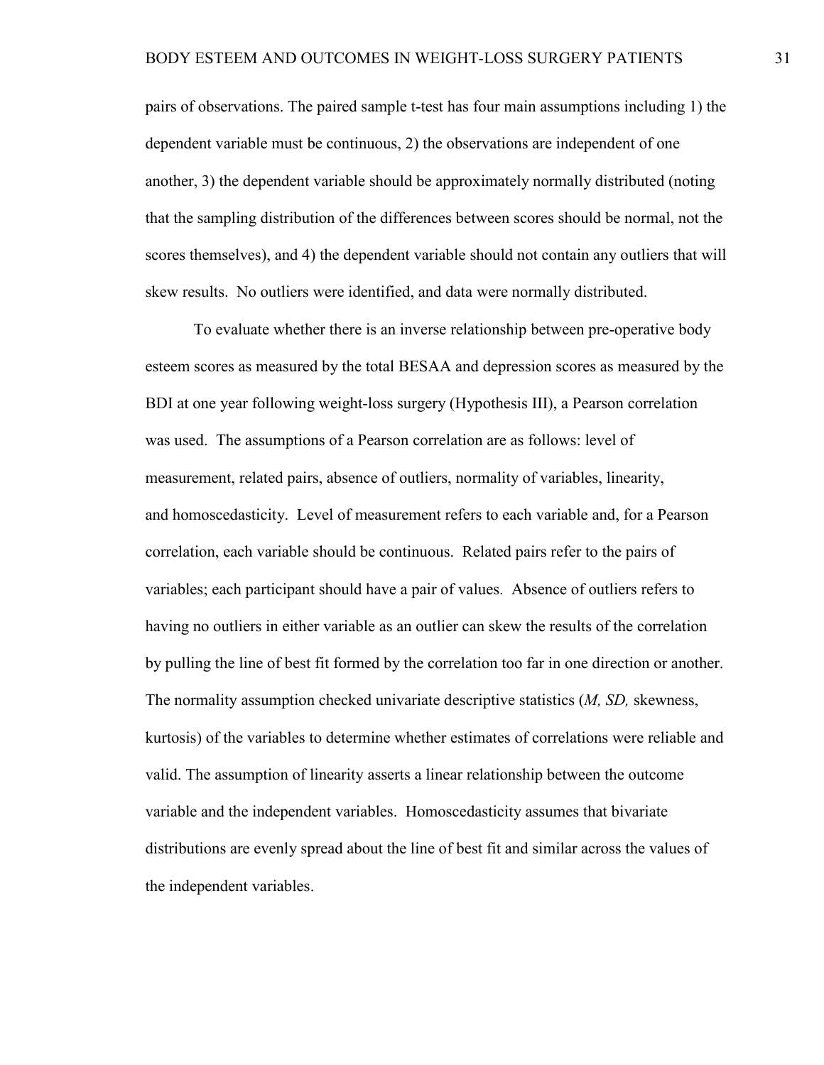pairs of observations. The paired sample t-test has four main assumptions including 1) the dependent variable must be continuous, 2) the observations are independent of one another, 3) the dependent variable should be approximately normally distributed (noting that the sampling distribution of the differences between scores should be normal, not the scores themselves), and 4) the dependent variable should not contain any outliers that will skew results. No outliers were identified, and data were normally distributed.

To evaluate whether there is an inverse relationship between pre-operative body esteem scores as measured by the total BESAA and depression scores as measured by the BDI at one year following weight-loss surgery (Hypothesis III), a Pearson correlation was used. The assumptions of a Pearson correlation are as follows: level of measurement, related pairs, absence of outliers, normality of variables, linearity, and homoscedasticity. Level of measurement refers to each variable and, for a Pearson correlation, each variable should be continuous. Related pairs refer to the pairs of variables; each participant should have a pair of values. Absence of outliers refers to having no outliers in either variable as an outlier can skew the results of the correlation by pulling the line of best fit formed by the correlation too far in one direction or another. The normality assumption checked univariate descriptive statistics (*M, SD,* skewness, kurtosis) of the variables to determine whether estimates of correlations were reliable and valid. The assumption of linearity asserts a linear relationship between the outcome variable and the independent variables. Homoscedasticity assumes that bivariate distributions are evenly spread about the line of best fit and similar across the values of the independent variables.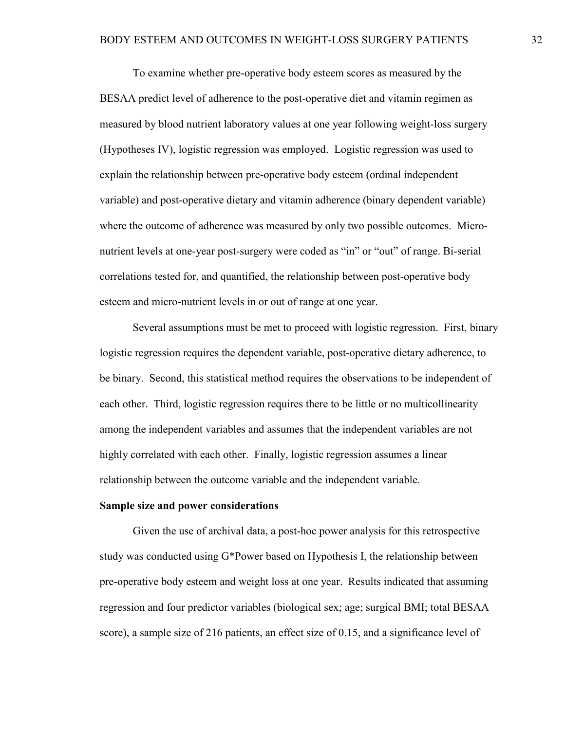To examine whether pre-operative body esteem scores as measured by the BESAA predict level of adherence to the post-operative diet and vitamin regimen as measured by blood nutrient laboratory values at one year following weight-loss surgery (Hypotheses IV), logistic regression was employed. Logistic regression was used to explain the relationship between pre-operative body esteem (ordinal independent variable) and post-operative dietary and vitamin adherence (binary dependent variable) where the outcome of adherence was measured by only two possible outcomes. Micro-nutrient levels at one-year post-surgery were coded as "in" or "out" of range. Bi-serial correlations tested for, and quantified, the relationship between post-operative body esteem and micro-nutrient levels in or out of range at one year.

Several assumptions must be met to proceed with logistic regression. First, binary logistic regression requires the dependent variable, post-operative dietary adherence, to be binary. Second, this statistical method requires the observations to be independent of each other. Third, logistic regression requires there to be little or no multicollinearity among the independent variables and assumes that the independent variables are not highly correlated with each other. Finally, logistic regression assumes a linear relationship between the outcome variable and the independent variable.

**Sample size and power considerations**

Given the use of archival data, a post-hoc power analysis for this retrospective study was conducted using G*Power based on Hypothesis I, the relationship between pre-operative body esteem and weight loss at one year. Results indicated that assuming regression and four predictor variables (biological sex; age; surgical BMI; total BESAA score), a sample size of 216 patients, an effect size of 0.15, and a significance level of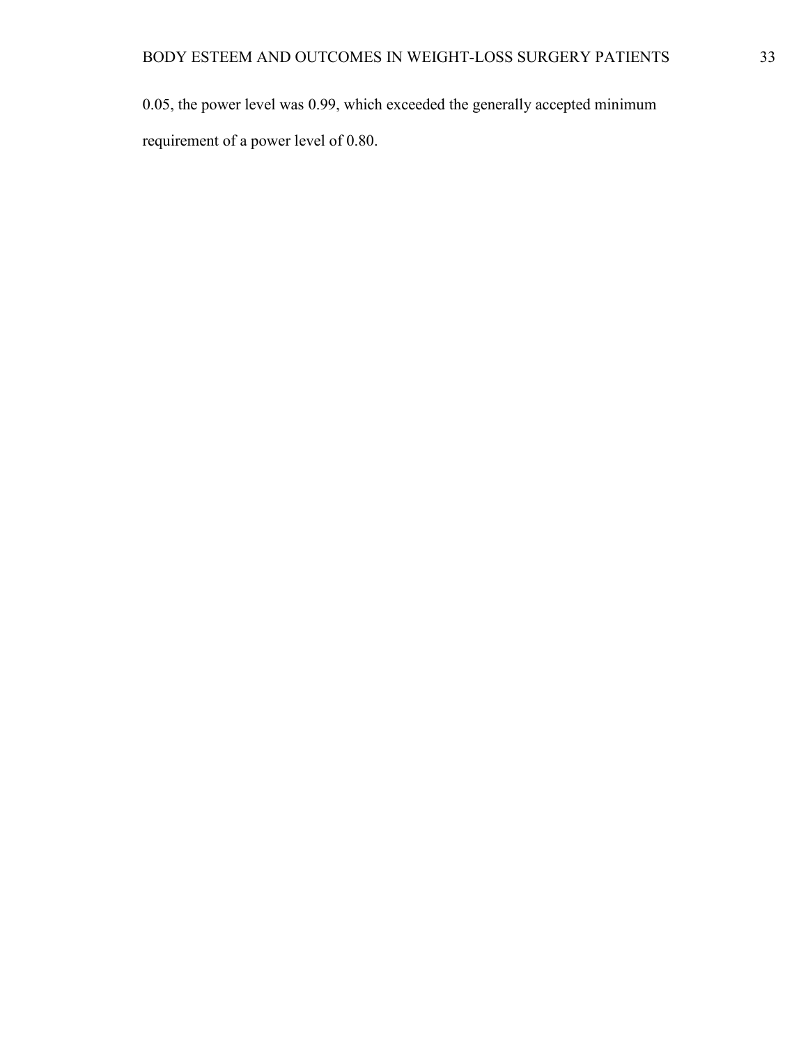0.05, the power level was 0.99, which exceeded the generally accepted minimum requirement of a power level of 0.80.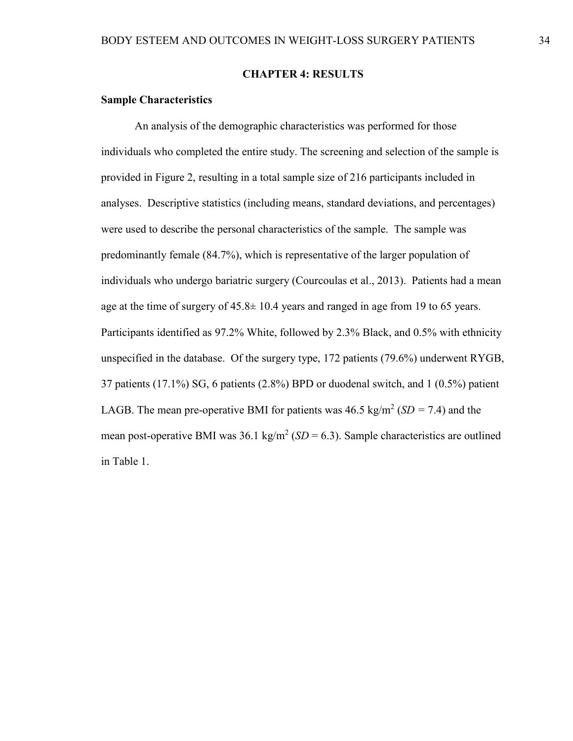# CHAPTER 4: RESULTS

## Sample Characteristics

An analysis of the demographic characteristics was performed for those individuals who completed the entire study. The screening and selection of the sample is provided in Figure 2, resulting in a total sample size of 216 participants included in analyses. Descriptive statistics (including means, standard deviations, and percentages) were used to describe the personal characteristics of the sample. The sample was predominantly female (84.7%), which is representative of the larger population of individuals who undergo bariatric surgery (Courcoulas et al., 2013). Patients had a mean age at the time of surgery of 45.8± 10.4 years and ranged in age from 19 to 65 years. Participants identified as 97.2% White, followed by 2.3% Black, and 0.5% with ethnicity unspecified in the database. Of the surgery type, 172 patients (79.6%) underwent RYGB, 37 patients (17.1%) SG, 6 patients (2.8%) BPD or duodenal switch, and 1 (0.5%) patient LAGB. The mean pre-operative BMI for patients was 46.5 kg/$m^2$ (*SD* = 7.4) and the mean post-operative BMI was 36.1 kg/$m^2$ (*SD* = 6.3). Sample characteristics are outlined in Table 1.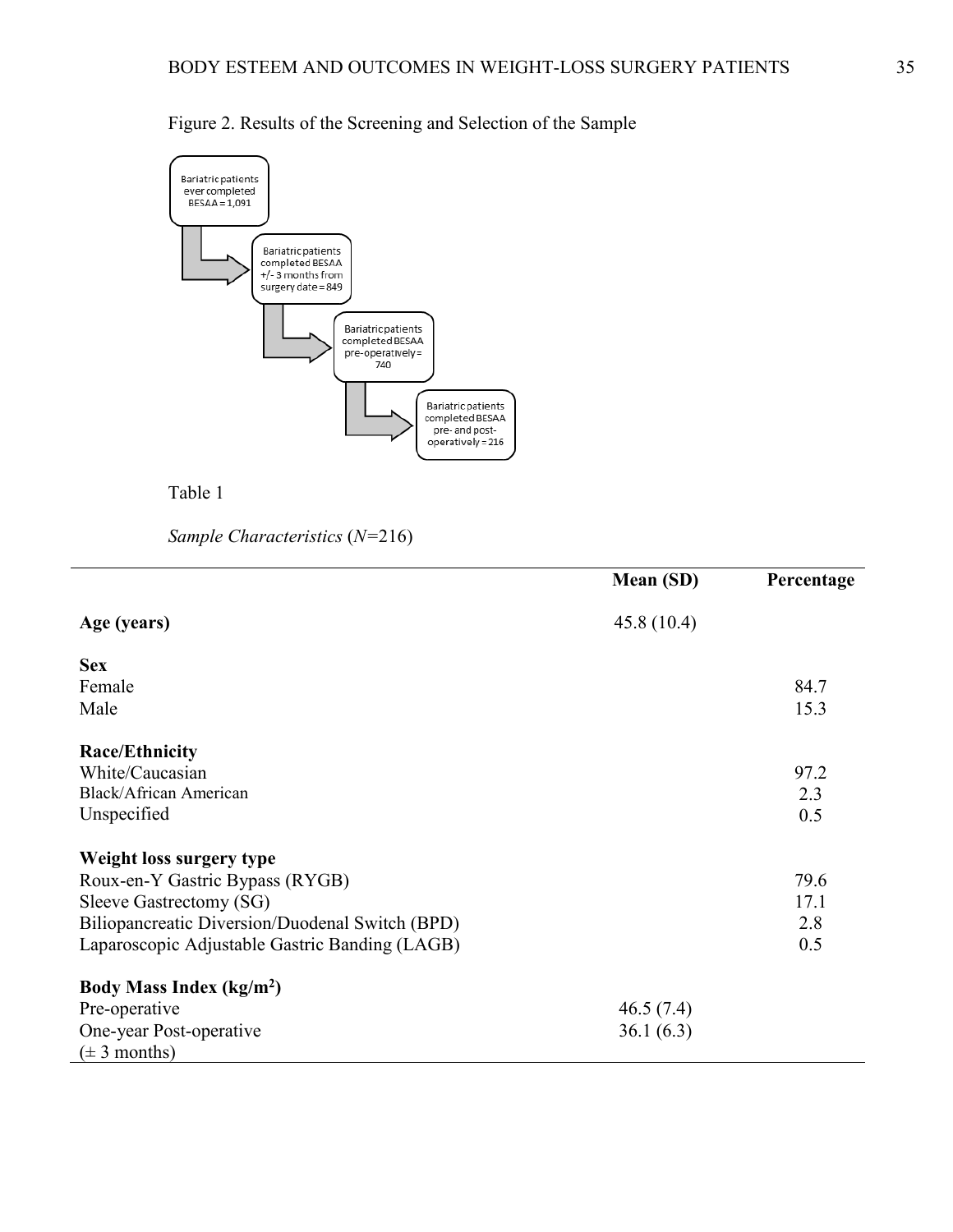Figure 2. Results of the Screening and Selection of the Sample

Bariatric patients ever completed BESAA = 1,091

Bariatric patients completed BESAA +/- 3 months from surgery date = 849

Bariatric patients completed BESAA pre-operatively = 740

Bariatric patients completed BESAA pre- and post-operatively = 216

Table 1

*Sample Characteristics* (*N*=216)

| | Mean (SD) | Percentage |
|---|---|---|
| **Age (years)** | 45.8 (10.4) | |
| **Sex** | | |
| Female | | 84.7 |
| Male | | 15.3 |
| **Race/Ethnicity** | | |
| White/Caucasian | | 97.2 |
| Black/African American | | 2.3 |
| Unspecified | | 0.5 |
| **Weight loss surgery type** | | |
| Roux-en-Y Gastric Bypass (RYGB) | | 79.6 |
| Sleeve Gastrectomy (SG) | | 17.1 |
| Biliopancreatic Diversion/Duodenal Switch (BPD) | | 2.8 |
| Laparoscopic Adjustable Gastric Banding (LAGB) | | 0.5 |
| **Body Mass Index (kg/m$^2$)** | | |
| Pre-operative | 46.5 (7.4) | |
| One-year Post-operative (± 3 months) | 36.1 (6.3) | |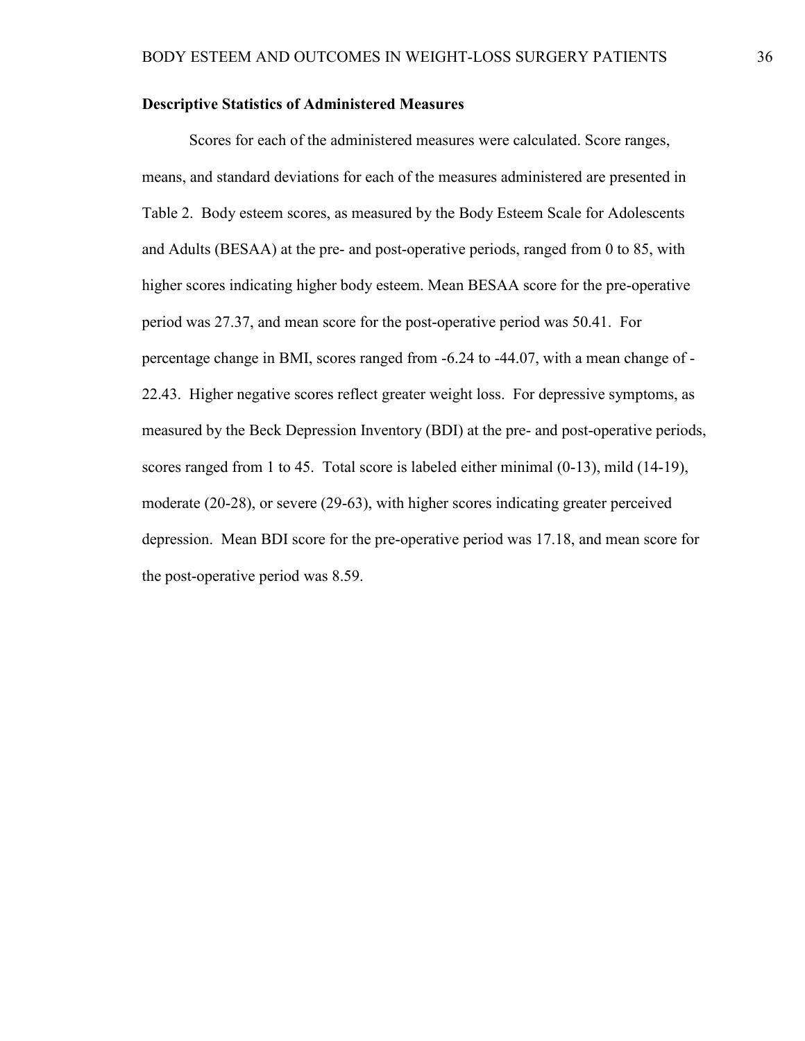**Descriptive Statistics of Administered Measures**

Scores for each of the administered measures were calculated. Score ranges, means, and standard deviations for each of the measures administered are presented in Table 2. Body esteem scores, as measured by the Body Esteem Scale for Adolescents and Adults (BESAA) at the pre- and post-operative periods, ranged from 0 to 85, with higher scores indicating higher body esteem. Mean BESAA score for the pre-operative period was 27.37, and mean score for the post-operative period was 50.41. For percentage change in BMI, scores ranged from -6.24 to -44.07, with a mean change of -22.43. Higher negative scores reflect greater weight loss. For depressive symptoms, as measured by the Beck Depression Inventory (BDI) at the pre- and post-operative periods, scores ranged from 1 to 45. Total score is labeled either minimal (0-13), mild (14-19), moderate (20-28), or severe (29-63), with higher scores indicating greater perceived depression. Mean BDI score for the pre-operative period was 17.18, and mean score for the post-operative period was 8.59.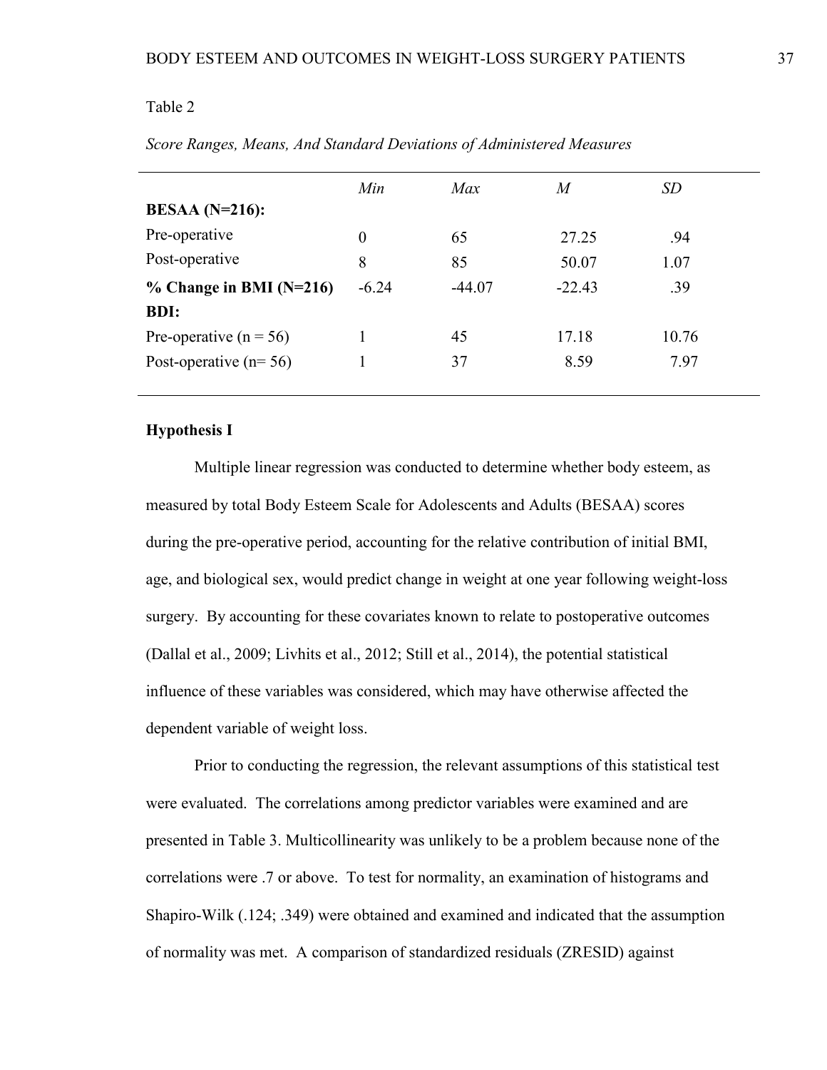Table 2

*Score Ranges, Means, And Standard Deviations of Administered Measures*

| | *Min* | *Max* | *M* | *SD* |
|---|---|---|---|---|
| **BESAA (N=216):** | | | | |
| Pre-operative | 0 | 65 | 27.25 | .94 |
| Post-operative | 8 | 85 | 50.07 | 1.07 |
| **% Change in BMI (N=216)** | -6.24 | -44.07 | -22.43 | .39 |
| **BDI:** | | | | |
| Pre-operative (n = 56) | 1 | 45 | 17.18 | 10.76 |
| Post-operative (n= 56) | 1 | 37 | 8.59 | 7.97 |

**Hypothesis I**

Multiple linear regression was conducted to determine whether body esteem, as measured by total Body Esteem Scale for Adolescents and Adults (BESAA) scores during the pre-operative period, accounting for the relative contribution of initial BMI, age, and biological sex, would predict change in weight at one year following weight-loss surgery. By accounting for these covariates known to relate to postoperative outcomes (Dallal et al., 2009; Livhits et al., 2012; Still et al., 2014), the potential statistical influence of these variables was considered, which may have otherwise affected the dependent variable of weight loss.

Prior to conducting the regression, the relevant assumptions of this statistical test were evaluated. The correlations among predictor variables were examined and are presented in Table 3. Multicollinearity was unlikely to be a problem because none of the correlations were .7 or above. To test for normality, an examination of histograms and Shapiro-Wilk (.124; .349) were obtained and examined and indicated that the assumption of normality was met. A comparison of standardized residuals (ZRESID) against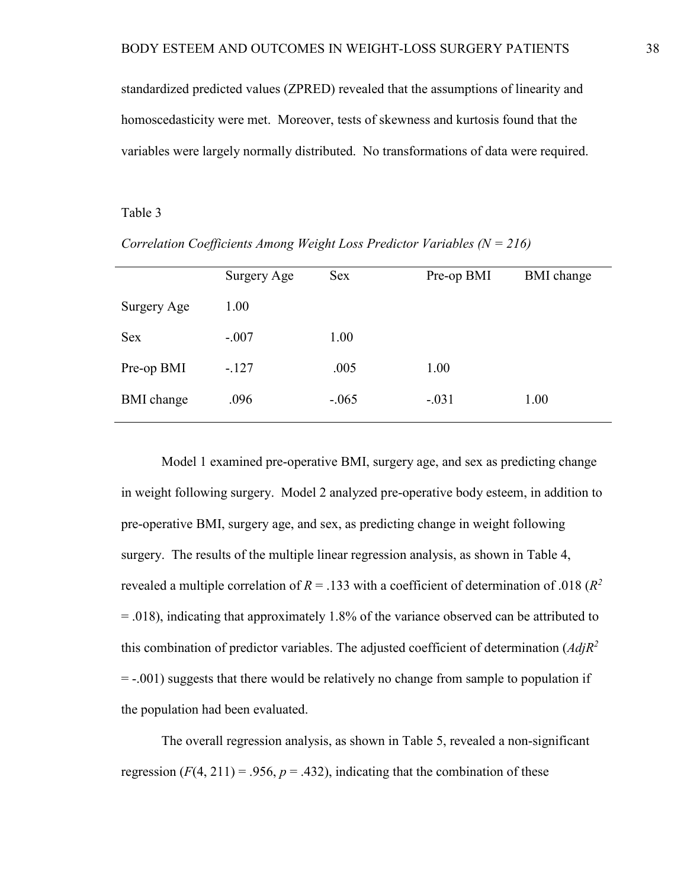standardized predicted values (ZPRED) revealed that the assumptions of linearity and homoscedasticity were met. Moreover, tests of skewness and kurtosis found that the variables were largely normally distributed. No transformations of data were required.

Table 3

*Correlation Coefficients Among Weight Loss Predictor Variables (N = 216)*

| | Surgery Age | Sex | Pre-op BMI | BMI change |
|---|---|---|---|---|
| Surgery Age | 1.00 | | | |
| Sex | -.007 | 1.00 | | |
| Pre-op BMI | -.127 | .005 | 1.00 | |
| BMI change | .096 | -.065 | -.031 | 1.00 |

Model 1 examined pre-operative BMI, surgery age, and sex as predicting change in weight following surgery. Model 2 analyzed pre-operative body esteem, in addition to pre-operative BMI, surgery age, and sex, as predicting change in weight following surgery. The results of the multiple linear regression analysis, as shown in Table 4, revealed a multiple correlation of $R = .133$ with a coefficient of determination of .018 ($R^2 = .018$), indicating that approximately 1.8% of the variance observed can be attributed to this combination of predictor variables. The adjusted coefficient of determination ($AdjR^2 = -.001$) suggests that there would be relatively no change from sample to population if the population had been evaluated.

The overall regression analysis, as shown in Table 5, revealed a non-significant regression ($F(4, 211) = .956$, $p = .432$), indicating that the combination of these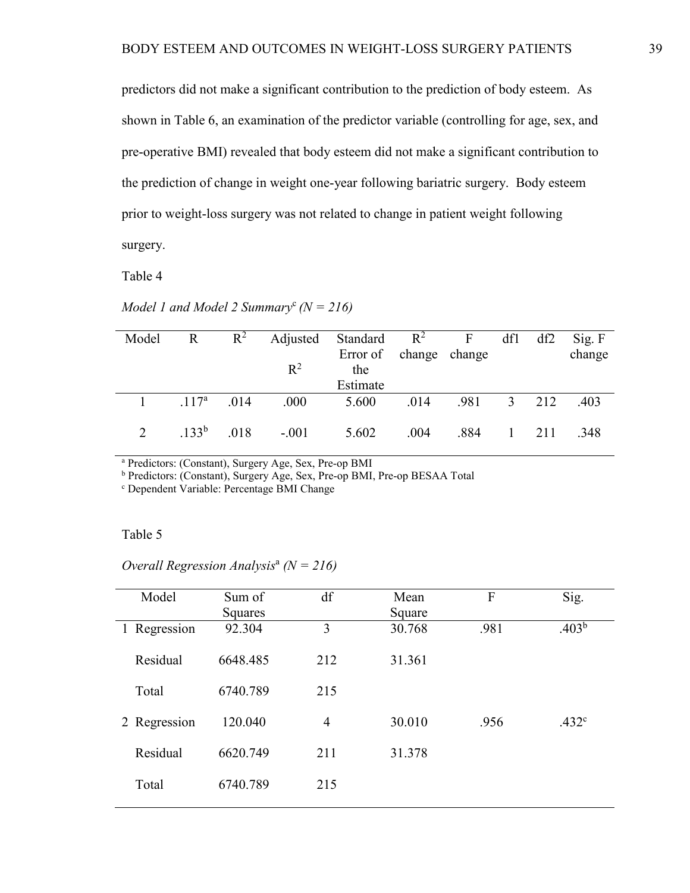predictors did not make a significant contribution to the prediction of body esteem. As shown in Table 6, an examination of the predictor variable (controlling for age, sex, and pre-operative BMI) revealed that body esteem did not make a significant contribution to the prediction of change in weight one-year following bariatric surgery. Body esteem prior to weight-loss surgery was not related to change in patient weight following surgery.

Table 4

*Model 1 and Model 2 Summary*[c] *(N = 216)*

| Model | R | $R^2$ | Adjusted $R^2$ | Standard Error of the Estimate | $R^2$ change | F change | df1 | df2 | Sig. F change |
|---|---|---|---|---|---|---|---|---|---|
| 1 | .117[a] | .014 | .000 | 5.600 | .014 | .981 | 3 | 212 | .403 |
| 2 | .133[b] | .018 | -.001 | 5.602 | .004 | .884 | 1 | 211 | .348 |

[a] Predictors: (Constant), Surgery Age, Sex, Pre-op BMI
[b] Predictors: (Constant), Surgery Age, Sex, Pre-op BMI, Pre-op BESAA Total
[c] Dependent Variable: Percentage BMI Change

Table 5

*Overall Regression Analysis*[a] *(N = 216)*

| Model | Sum of Squares | df | Mean Square | F | Sig. |
|---|---|---|---|---|---|
| 1 Regression | 92.304 | 3 | 30.768 | .981 | .403[b] |
| Residual | 6648.485 | 212 | 31.361 | | |
| Total | 6740.789 | 215 | | | |
| 2 Regression | 120.040 | 4 | 30.010 | .956 | .432[c] |
| Residual | 6620.749 | 211 | 31.378 | | |
| Total | 6740.789 | 215 | | | |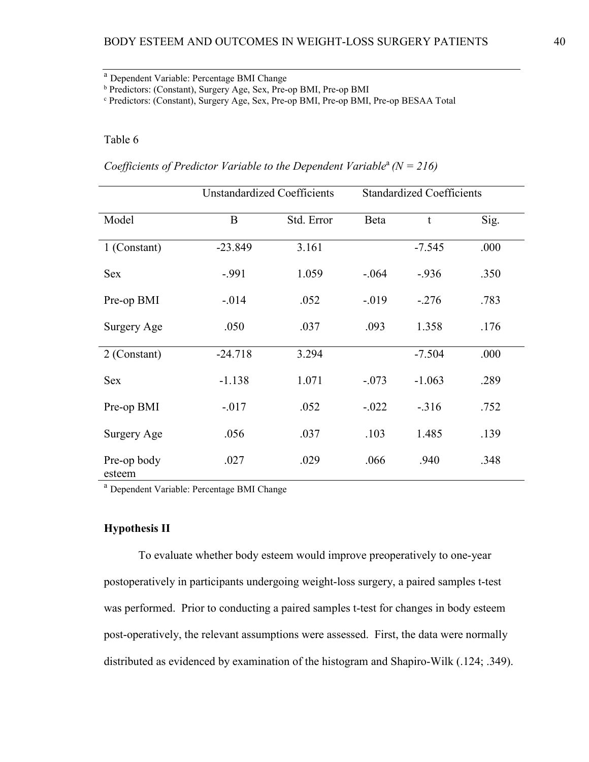[a] Dependent Variable: Percentage BMI Change

[b] Predictors: (Constant), Surgery Age, Sex, Pre-op BMI, Pre-op BMI

[c] Predictors: (Constant), Surgery Age, Sex, Pre-op BMI, Pre-op BMI, Pre-op BESAA Total

Table 6

*Coefficients of Predictor Variable to the Dependent Variable*[a] *(N = 216)*

| | Unstandardized Coefficients | | Standardized Coefficients | | |
|---|---|---|---|---|---|
| Model | B | Std. Error | Beta | t | Sig. |
| 1 (Constant) | -23.849 | 3.161 | | -7.545 | .000 |
| Sex | -.991 | 1.059 | -.064 | -.936 | .350 |
| Pre-op BMI | -.014 | .052 | -.019 | -.276 | .783 |
| Surgery Age | .050 | .037 | .093 | 1.358 | .176 |
| 2 (Constant) | -24.718 | 3.294 | | -7.504 | .000 |
| Sex | -1.138 | 1.071 | -.073 | -1.063 | .289 |
| Pre-op BMI | -.017 | .052 | -.022 | -.316 | .752 |
| Surgery Age | .056 | .037 | .103 | 1.485 | .139 |
| Pre-op body esteem | .027 | .029 | .066 | .940 | .348 |

[a] Dependent Variable: Percentage BMI Change

**Hypothesis II**

To evaluate whether body esteem would improve preoperatively to one-year postoperatively in participants undergoing weight-loss surgery, a paired samples t-test was performed. Prior to conducting a paired samples t-test for changes in body esteem post-operatively, the relevant assumptions were assessed. First, the data were normally distributed as evidenced by examination of the histogram and Shapiro-Wilk (.124; .349).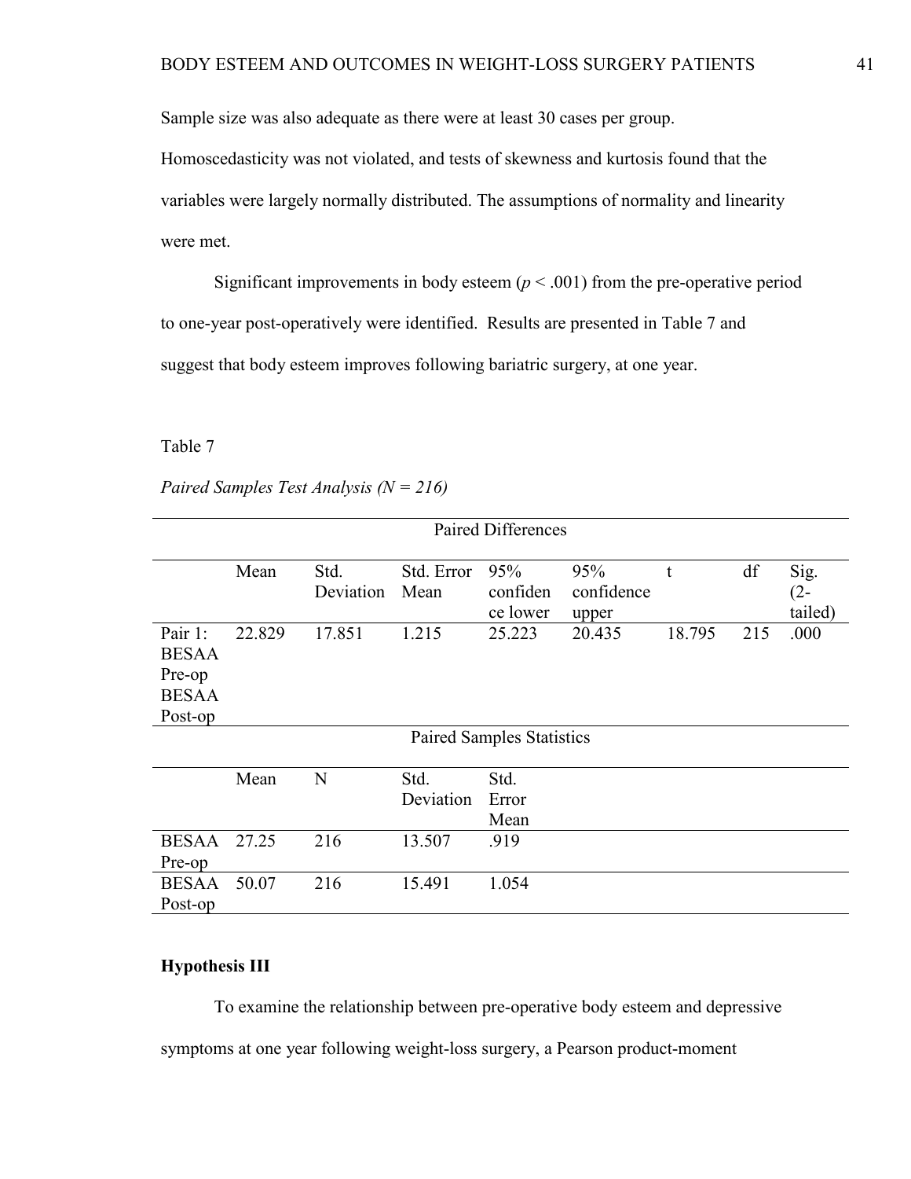Sample size was also adequate as there were at least 30 cases per group. Homoscedasticity was not violated, and tests of skewness and kurtosis found that the variables were largely normally distributed. The assumptions of normality and linearity were met.

Significant improvements in body esteem ($p < .001$) from the pre-operative period to one-year post-operatively were identified. Results are presented in Table 7 and suggest that body esteem improves following bariatric surgery, at one year.

Table 7

*Paired Samples Test Analysis (N = 216)*

| Paired Differences | | | | | | | | |
|---|---|---|---|---|---|---|---|---|
| | Mean | Std. Deviation | Std. Error Mean | 95% confidence lower | 95% confidence upper | t | df | Sig. (2-tailed) |
| Pair 1: BESAA Pre-op BESAA Post-op | 22.829 | 17.851 | 1.215 | 25.223 | 20.435 | 18.795 | 215 | .000 |

| Paired Samples Statistics | | | | |
|---|---|---|---|---|
| | Mean | N | Std. Deviation | Std. Error Mean |
| BESAA Pre-op | 27.25 | 216 | 13.507 | .919 |
| BESAA Post-op | 50.07 | 216 | 15.491 | 1.054 |

**Hypothesis III**

To examine the relationship between pre-operative body esteem and depressive symptoms at one year following weight-loss surgery, a Pearson product-moment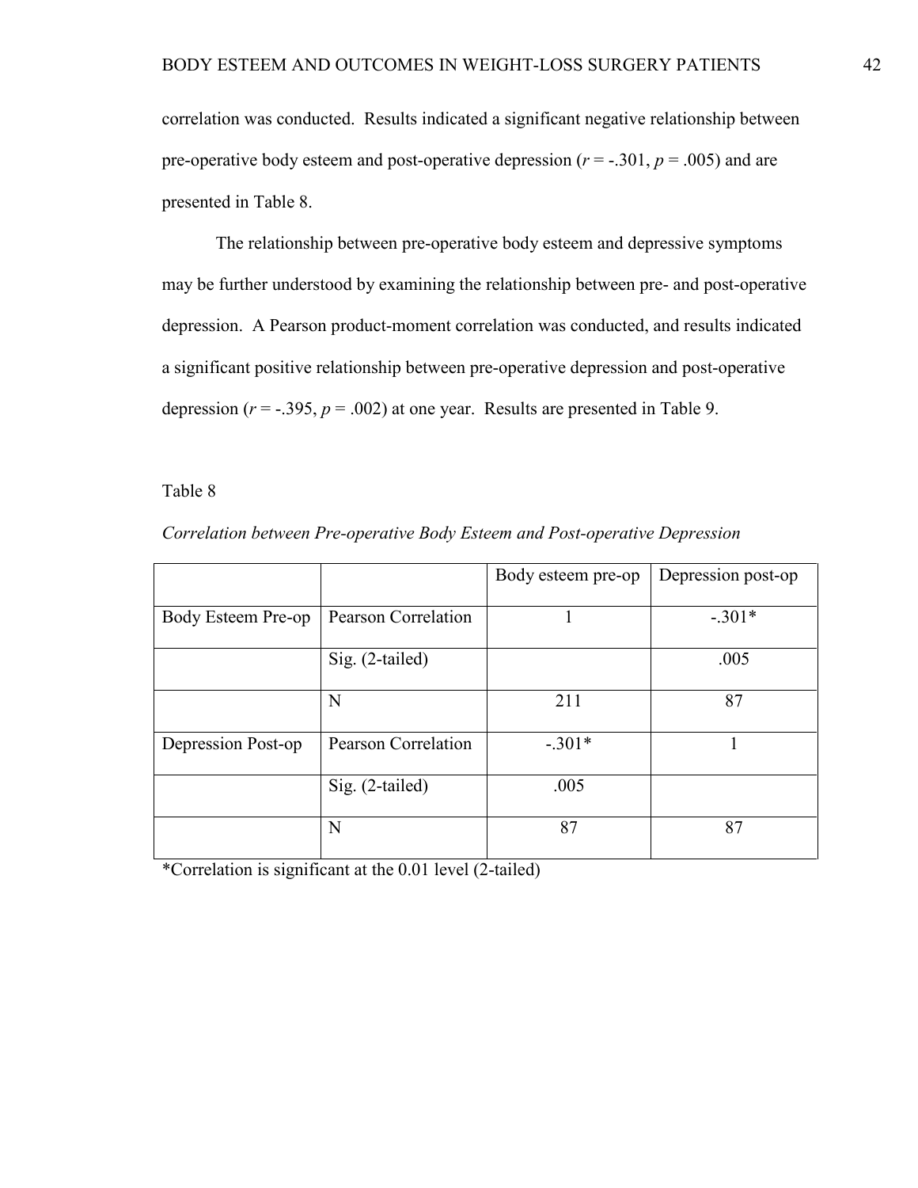correlation was conducted. Results indicated a significant negative relationship between pre-operative body esteem and post-operative depression ($r$ = -.301, $p$ = .005) and are presented in Table 8.

The relationship between pre-operative body esteem and depressive symptoms may be further understood by examining the relationship between pre- and post-operative depression. A Pearson product-moment correlation was conducted, and results indicated a significant positive relationship between pre-operative depression and post-operative depression ($r$ = -.395, $p$ = .002) at one year. Results are presented in Table 9.

Table 8

*Correlation between Pre-operative Body Esteem and Post-operative Depression*

| | | Body esteem pre-op | Depression post-op |
|---|---|---|---|
| Body Esteem Pre-op | Pearson Correlation | 1 | -.301* |
| | Sig. (2-tailed) | | .005 |
| | N | 211 | 87 |
| Depression Post-op | Pearson Correlation | -.301* | 1 |
| | Sig. (2-tailed) | .005 | |
| | N | 87 | 87 |

*Correlation is significant at the 0.01 level (2-tailed)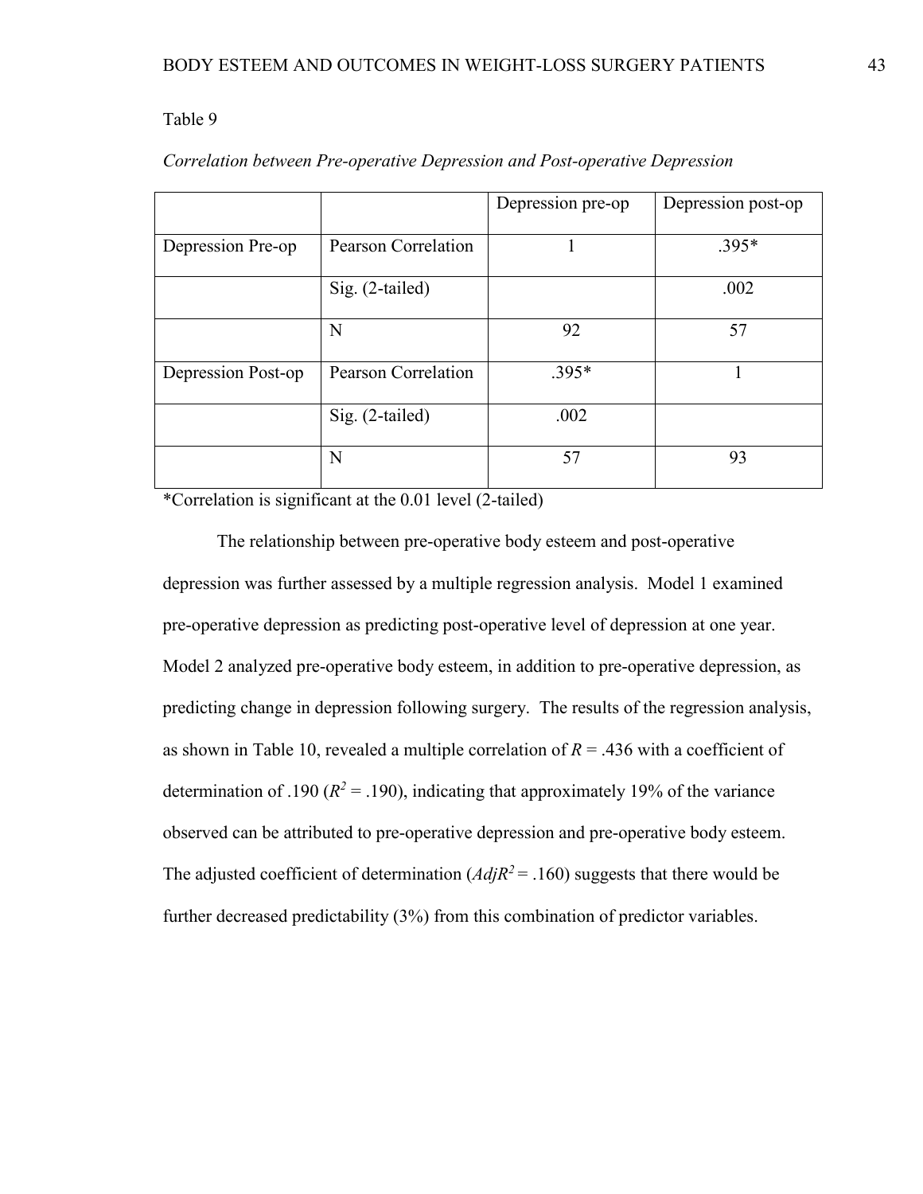Table 9

*Correlation between Pre-operative Depression and Post-operative Depression*

| | | Depression pre-op | Depression post-op |
|---|---|---|---|
| Depression Pre-op | Pearson Correlation | 1 | .395* |
| | Sig. (2-tailed) | | .002 |
| | N | 92 | 57 |
| Depression Post-op | Pearson Correlation | .395* | 1 |
| | Sig. (2-tailed) | .002 | |
| | N | 57 | 93 |

*Correlation is significant at the 0.01 level (2-tailed)

The relationship between pre-operative body esteem and post-operative depression was further assessed by a multiple regression analysis. Model 1 examined pre-operative depression as predicting post-operative level of depression at one year. Model 2 analyzed pre-operative body esteem, in addition to pre-operative depression, as predicting change in depression following surgery. The results of the regression analysis, as shown in Table 10, revealed a multiple correlation of $R$ = .436 with a coefficient of determination of .190 ($R^2$ = .190), indicating that approximately 19% of the variance observed can be attributed to pre-operative depression and pre-operative body esteem. The adjusted coefficient of determination ($AdjR^2$ = .160) suggests that there would be further decreased predictability (3%) from this combination of predictor variables.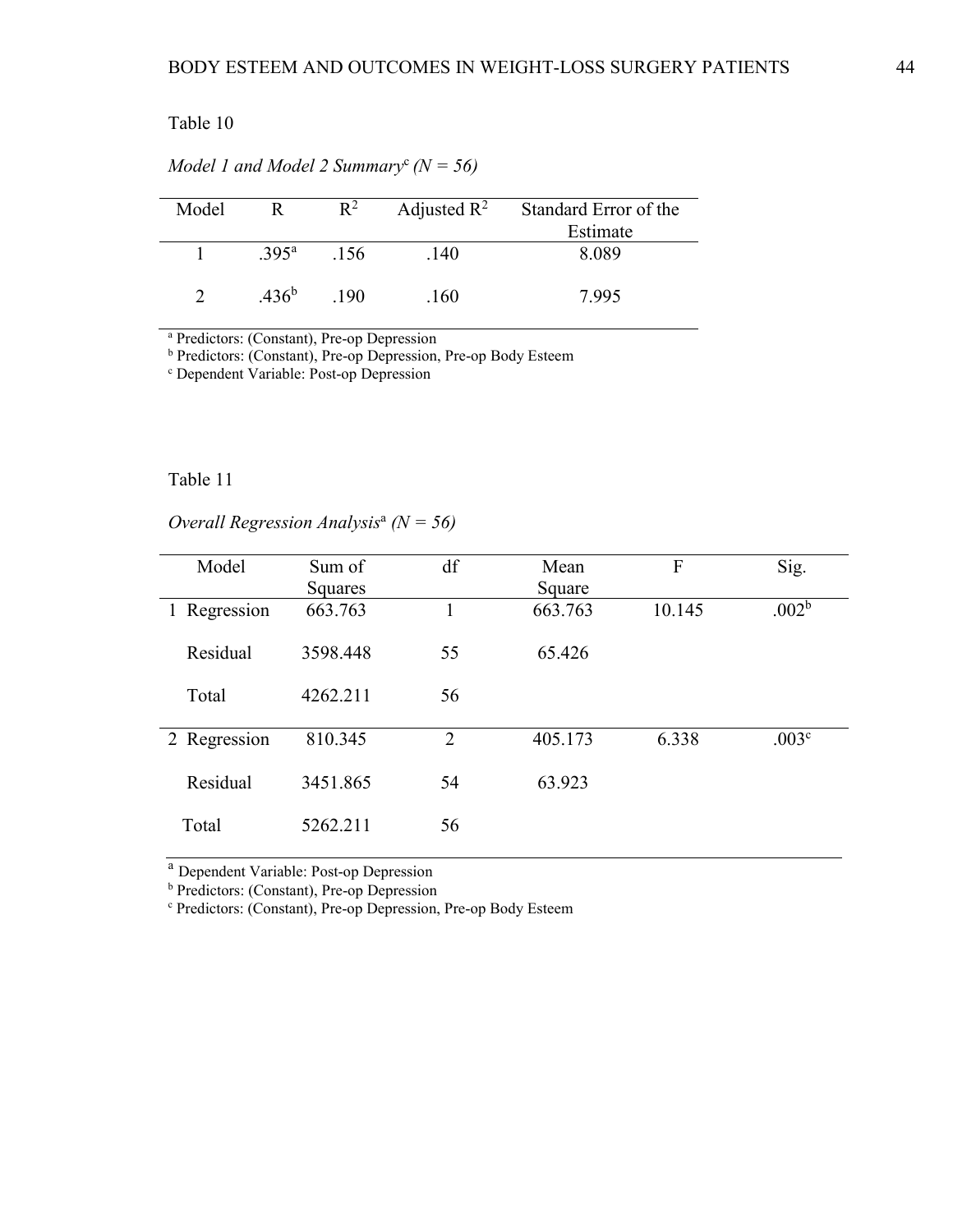Table 10

*Model 1 and Model 2 Summary[c] (N = 56)*

| Model | R | $R^2$ | Adjusted $R^2$ | Standard Error of the Estimate |
|---|---|---|---|---|
| 1 | .395[a] | .156 | .140 | 8.089 |
| 2 | .436[b] | .190 | .160 | 7.995 |

[a] Predictors: (Constant), Pre-op Depression
[b] Predictors: (Constant), Pre-op Depression, Pre-op Body Esteem
[c] Dependent Variable: Post-op Depression

Table 11

*Overall Regression Analysis[a] (N = 56)*

| Model | Sum of Squares | df | Mean Square | F | Sig. |
|---|---|---|---|---|---|
| 1 Regression | 663.763 | 1 | 663.763 | 10.145 | .002[b] |
| Residual | 3598.448 | 55 | 65.426 | | |
| Total | 4262.211 | 56 | | | |
| 2 Regression | 810.345 | 2 | 405.173 | 6.338 | .003[c] |
| Residual | 3451.865 | 54 | 63.923 | | |
| Total | 5262.211 | 56 | | | |

[a] Dependent Variable: Post-op Depression
[b] Predictors: (Constant), Pre-op Depression
[c] Predictors: (Constant), Pre-op Depression, Pre-op Body Esteem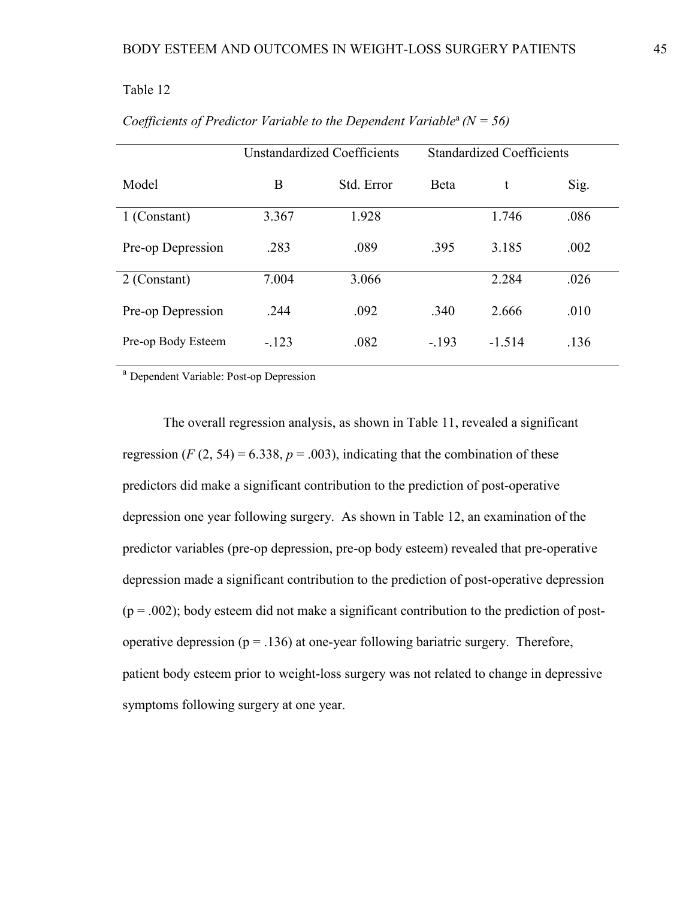Table 12

*Coefficients of Predictor Variable to the Dependent Variable*[a] *(N = 56)*

| | Unstandardized Coefficients | | Standardized Coefficients | | |
|---|---|---|---|---|---|
| Model | B | Std. Error | Beta | t | Sig. |
| 1 (Constant) | 3.367 | 1.928 | | 1.746 | .086 |
| Pre-op Depression | .283 | .089 | .395 | 3.185 | .002 |
| 2 (Constant) | 7.004 | 3.066 | | 2.284 | .026 |
| Pre-op Depression | .244 | .092 | .340 | 2.666 | .010 |
| Pre-op Body Esteem | -.123 | .082 | -.193 | -1.514 | .136 |

[a] Dependent Variable: Post-op Depression

The overall regression analysis, as shown in Table 11, revealed a significant regression ($F$ (2, 54) = 6.338, $p$ = .003), indicating that the combination of these predictors did make a significant contribution to the prediction of post-operative depression one year following surgery. As shown in Table 12, an examination of the predictor variables (pre-op depression, pre-op body esteem) revealed that pre-operative depression made a significant contribution to the prediction of post-operative depression (p = .002); body esteem did not make a significant contribution to the prediction of post-operative depression (p = .136) at one-year following bariatric surgery. Therefore, patient body esteem prior to weight-loss surgery was not related to change in depressive symptoms following surgery at one year.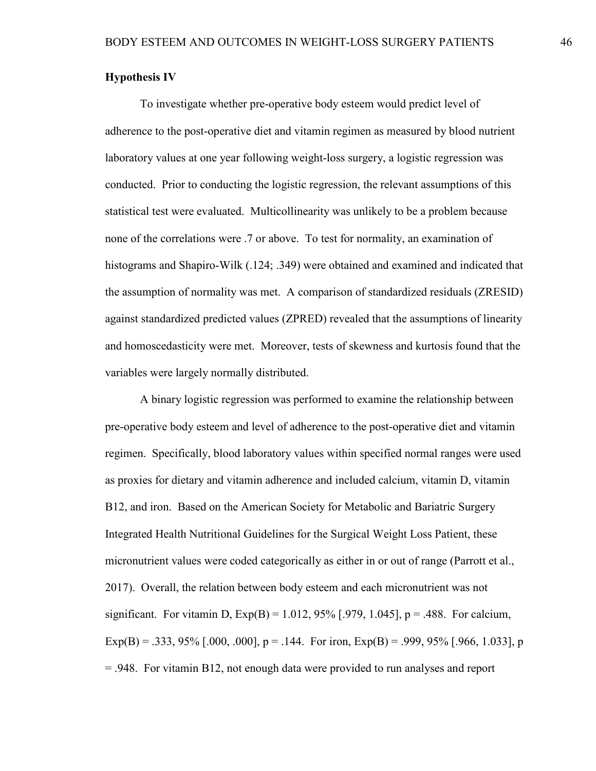**Hypothesis IV**

To investigate whether pre-operative body esteem would predict level of adherence to the post-operative diet and vitamin regimen as measured by blood nutrient laboratory values at one year following weight-loss surgery, a logistic regression was conducted. Prior to conducting the logistic regression, the relevant assumptions of this statistical test were evaluated. Multicollinearity was unlikely to be a problem because none of the correlations were .7 or above. To test for normality, an examination of histograms and Shapiro-Wilk (.124; .349) were obtained and examined and indicated that the assumption of normality was met. A comparison of standardized residuals (ZRESID) against standardized predicted values (ZPRED) revealed that the assumptions of linearity and homoscedasticity were met. Moreover, tests of skewness and kurtosis found that the variables were largely normally distributed.

A binary logistic regression was performed to examine the relationship between pre-operative body esteem and level of adherence to the post-operative diet and vitamin regimen. Specifically, blood laboratory values within specified normal ranges were used as proxies for dietary and vitamin adherence and included calcium, vitamin D, vitamin B12, and iron. Based on the American Society for Metabolic and Bariatric Surgery Integrated Health Nutritional Guidelines for the Surgical Weight Loss Patient, these micronutrient values were coded categorically as either in or out of range (Parrott et al., 2017). Overall, the relation between body esteem and each micronutrient was not significant. For vitamin D, Exp(B) = 1.012, 95% [.979, 1.045], $p = .488$. For calcium, Exp(B) = .333, 95% [.000, .000], $p = .144$. For iron, Exp(B) = .999, 95% [.966, 1.033], $p = .948$. For vitamin B12, not enough data were provided to run analyses and report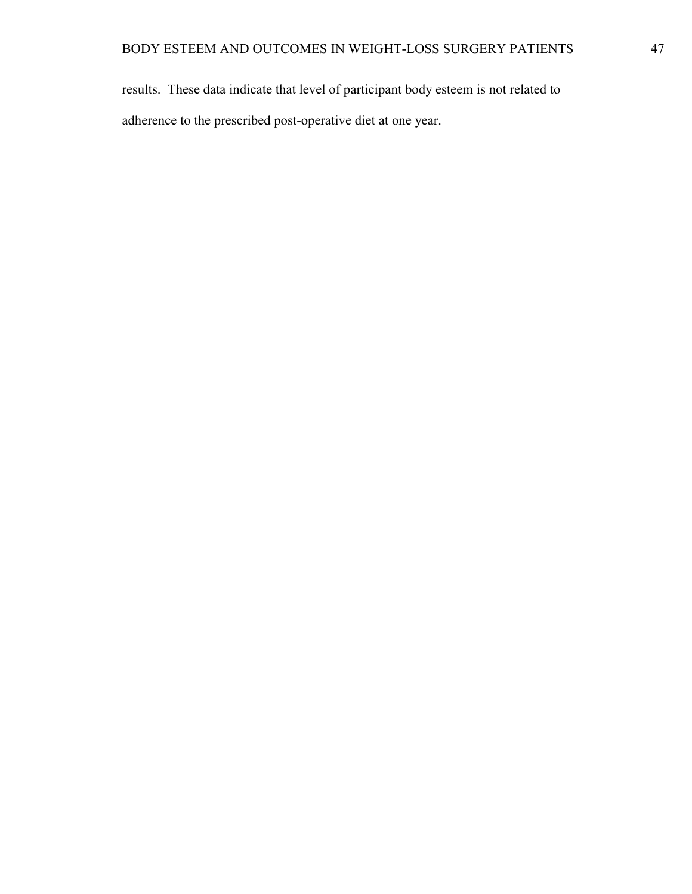results. These data indicate that level of participant body esteem is not related to adherence to the prescribed post-operative diet at one year.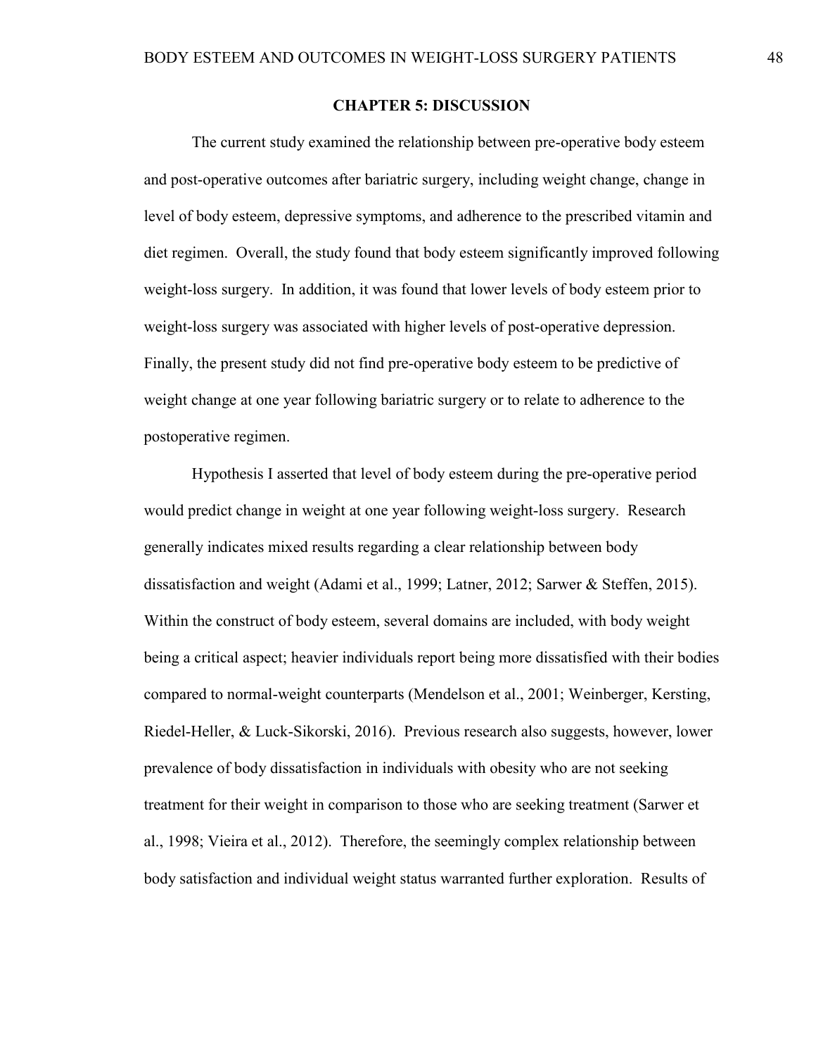## CHAPTER 5: DISCUSSION

The current study examined the relationship between pre-operative body esteem and post-operative outcomes after bariatric surgery, including weight change, change in level of body esteem, depressive symptoms, and adherence to the prescribed vitamin and diet regimen. Overall, the study found that body esteem significantly improved following weight-loss surgery. In addition, it was found that lower levels of body esteem prior to weight-loss surgery was associated with higher levels of post-operative depression. Finally, the present study did not find pre-operative body esteem to be predictive of weight change at one year following bariatric surgery or to relate to adherence to the postoperative regimen.

Hypothesis I asserted that level of body esteem during the pre-operative period would predict change in weight at one year following weight-loss surgery. Research generally indicates mixed results regarding a clear relationship between body dissatisfaction and weight (Adami et al., 1999; Latner, 2012; Sarwer & Steffen, 2015). Within the construct of body esteem, several domains are included, with body weight being a critical aspect; heavier individuals report being more dissatisfied with their bodies compared to normal-weight counterparts (Mendelson et al., 2001; Weinberger, Kersting, Riedel-Heller, & Luck-Sikorski, 2016). Previous research also suggests, however, lower prevalence of body dissatisfaction in individuals with obesity who are not seeking treatment for their weight in comparison to those who are seeking treatment (Sarwer et al., 1998; Vieira et al., 2012). Therefore, the seemingly complex relationship between body satisfaction and individual weight status warranted further exploration. Results of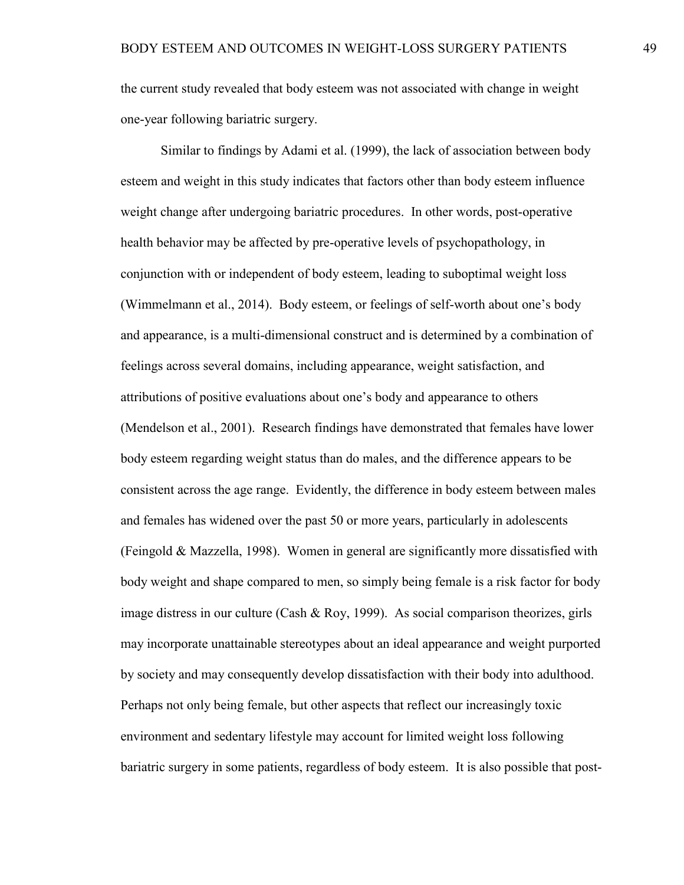the current study revealed that body esteem was not associated with change in weight one-year following bariatric surgery.

Similar to findings by Adami et al. (1999), the lack of association between body esteem and weight in this study indicates that factors other than body esteem influence weight change after undergoing bariatric procedures. In other words, post-operative health behavior may be affected by pre-operative levels of psychopathology, in conjunction with or independent of body esteem, leading to suboptimal weight loss (Wimmelmann et al., 2014). Body esteem, or feelings of self-worth about one's body and appearance, is a multi-dimensional construct and is determined by a combination of feelings across several domains, including appearance, weight satisfaction, and attributions of positive evaluations about one's body and appearance to others (Mendelson et al., 2001). Research findings have demonstrated that females have lower body esteem regarding weight status than do males, and the difference appears to be consistent across the age range. Evidently, the difference in body esteem between males and females has widened over the past 50 or more years, particularly in adolescents (Feingold & Mazzella, 1998). Women in general are significantly more dissatisfied with body weight and shape compared to men, so simply being female is a risk factor for body image distress in our culture (Cash & Roy, 1999). As social comparison theorizes, girls may incorporate unattainable stereotypes about an ideal appearance and weight purported by society and may consequently develop dissatisfaction with their body into adulthood. Perhaps not only being female, but other aspects that reflect our increasingly toxic environment and sedentary lifestyle may account for limited weight loss following bariatric surgery in some patients, regardless of body esteem. It is also possible that post-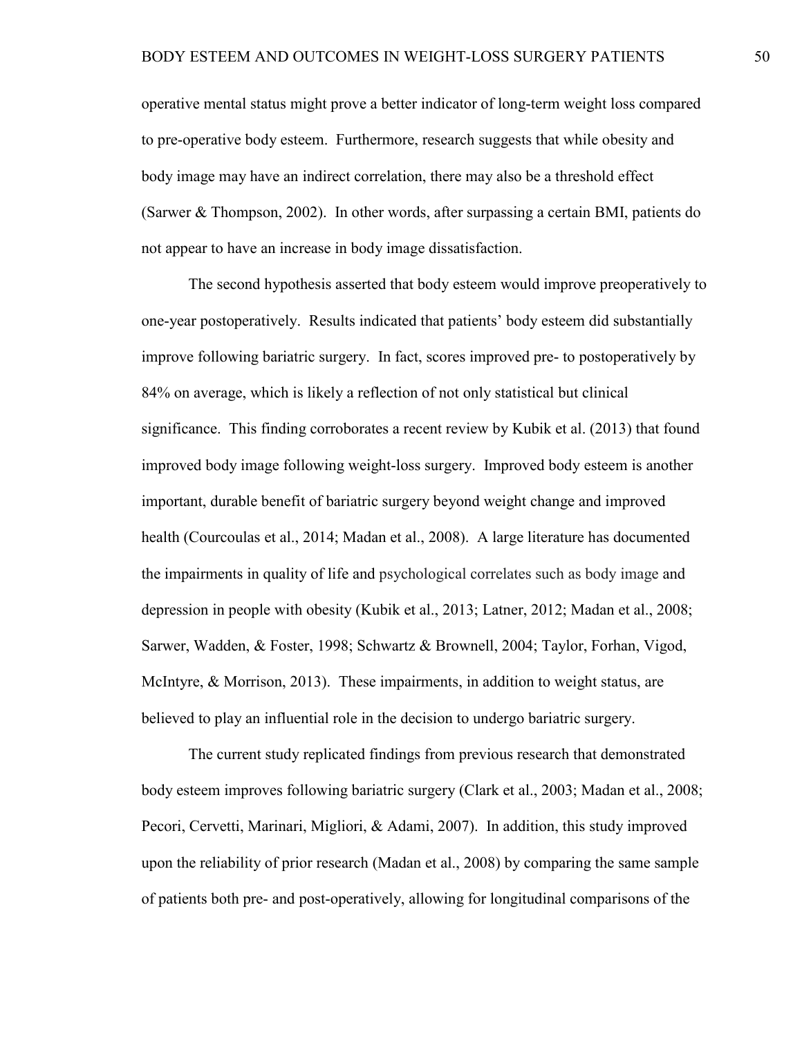operative mental status might prove a better indicator of long-term weight loss compared to pre-operative body esteem. Furthermore, research suggests that while obesity and body image may have an indirect correlation, there may also be a threshold effect (Sarwer & Thompson, 2002). In other words, after surpassing a certain BMI, patients do not appear to have an increase in body image dissatisfaction.

The second hypothesis asserted that body esteem would improve preoperatively to one-year postoperatively. Results indicated that patients' body esteem did substantially improve following bariatric surgery. In fact, scores improved pre- to postoperatively by 84% on average, which is likely a reflection of not only statistical but clinical significance. This finding corroborates a recent review by Kubik et al. (2013) that found improved body image following weight-loss surgery. Improved body esteem is another important, durable benefit of bariatric surgery beyond weight change and improved health (Courcoulas et al., 2014; Madan et al., 2008). A large literature has documented the impairments in quality of life and psychological correlates such as body image and depression in people with obesity (Kubik et al., 2013; Latner, 2012; Madan et al., 2008; Sarwer, Wadden, & Foster, 1998; Schwartz & Brownell, 2004; Taylor, Forhan, Vigod, McIntyre, & Morrison, 2013). These impairments, in addition to weight status, are believed to play an influential role in the decision to undergo bariatric surgery.

The current study replicated findings from previous research that demonstrated body esteem improves following bariatric surgery (Clark et al., 2003; Madan et al., 2008; Pecori, Cervetti, Marinari, Migliori, & Adami, 2007). In addition, this study improved upon the reliability of prior research (Madan et al., 2008) by comparing the same sample of patients both pre- and post-operatively, allowing for longitudinal comparisons of the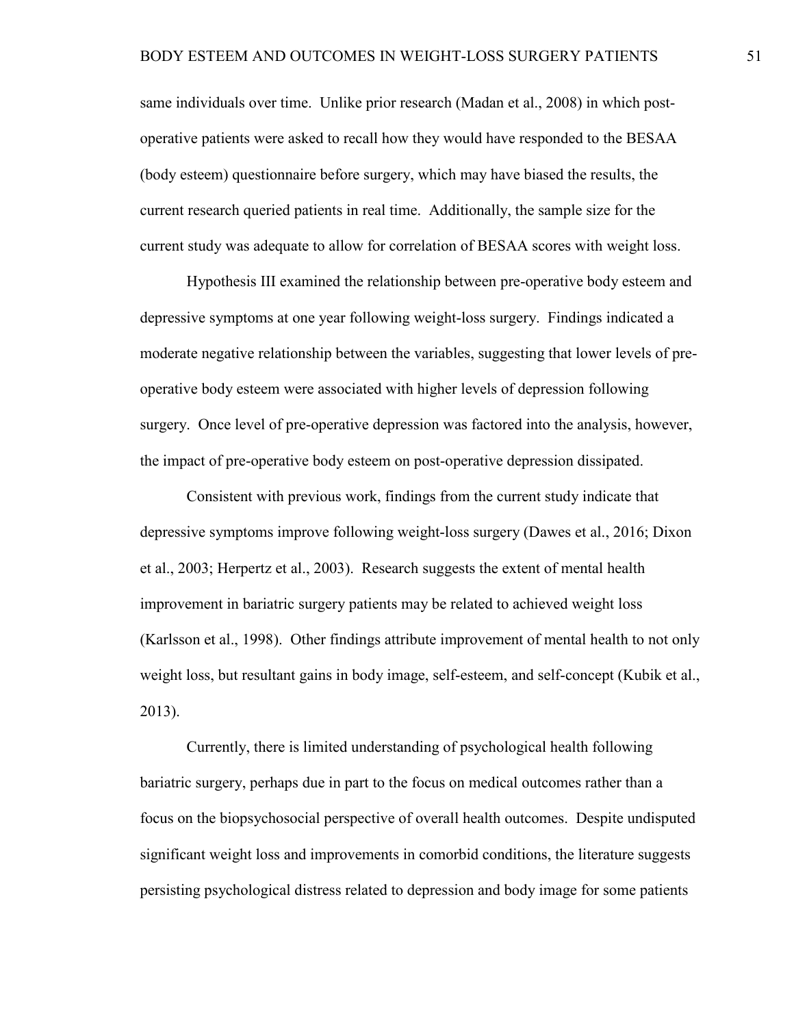same individuals over time. Unlike prior research (Madan et al., 2008) in which post-operative patients were asked to recall how they would have responded to the BESAA (body esteem) questionnaire before surgery, which may have biased the results, the current research queried patients in real time. Additionally, the sample size for the current study was adequate to allow for correlation of BESAA scores with weight loss.

Hypothesis III examined the relationship between pre-operative body esteem and depressive symptoms at one year following weight-loss surgery. Findings indicated a moderate negative relationship between the variables, suggesting that lower levels of pre-operative body esteem were associated with higher levels of depression following surgery. Once level of pre-operative depression was factored into the analysis, however, the impact of pre-operative body esteem on post-operative depression dissipated.

Consistent with previous work, findings from the current study indicate that depressive symptoms improve following weight-loss surgery (Dawes et al., 2016; Dixon et al., 2003; Herpertz et al., 2003). Research suggests the extent of mental health improvement in bariatric surgery patients may be related to achieved weight loss (Karlsson et al., 1998). Other findings attribute improvement of mental health to not only weight loss, but resultant gains in body image, self-esteem, and self-concept (Kubik et al., 2013).

Currently, there is limited understanding of psychological health following bariatric surgery, perhaps due in part to the focus on medical outcomes rather than a focus on the biopsychosocial perspective of overall health outcomes. Despite undisputed significant weight loss and improvements in comorbid conditions, the literature suggests persisting psychological distress related to depression and body image for some patients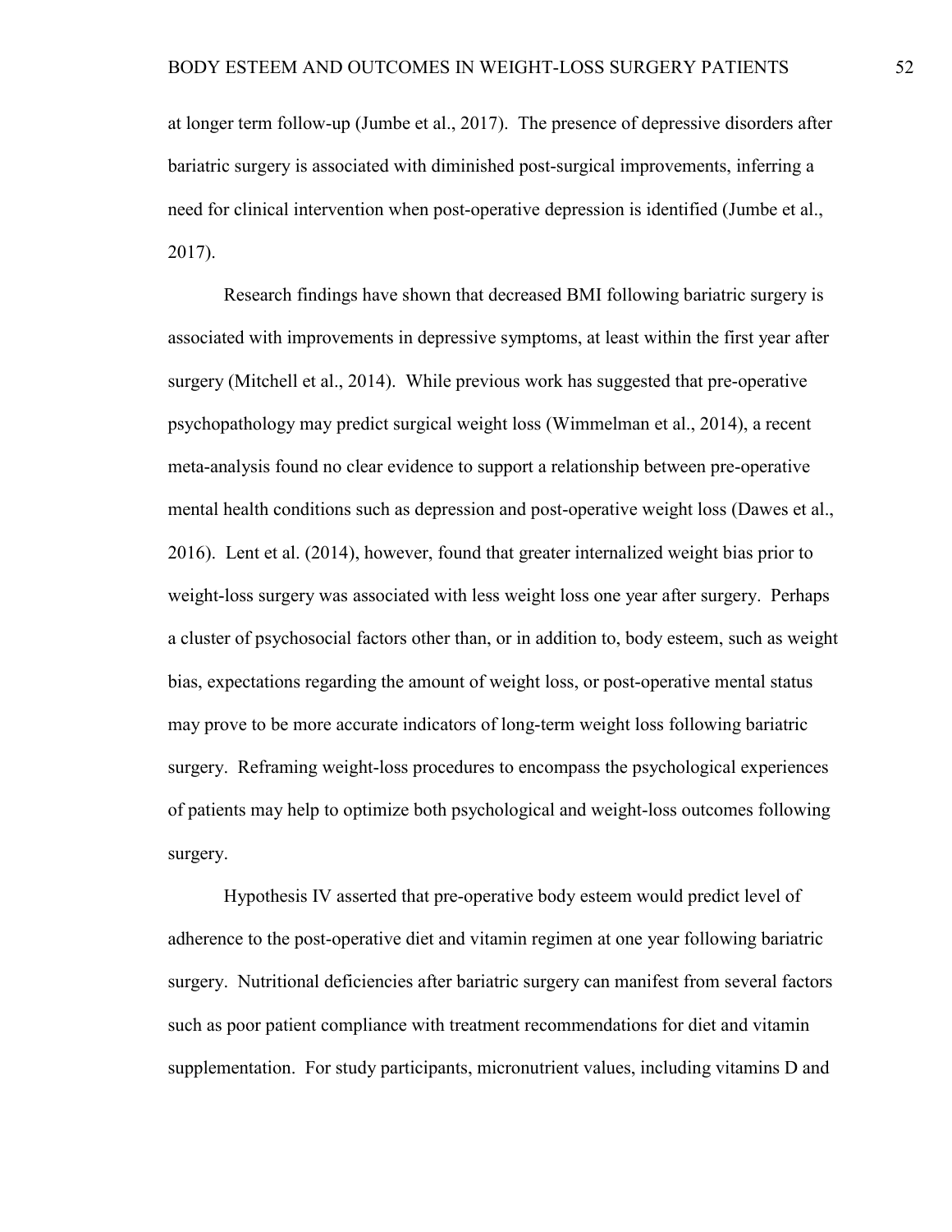at longer term follow-up (Jumbe et al., 2017). The presence of depressive disorders after bariatric surgery is associated with diminished post-surgical improvements, inferring a need for clinical intervention when post-operative depression is identified (Jumbe et al., 2017).

Research findings have shown that decreased BMI following bariatric surgery is associated with improvements in depressive symptoms, at least within the first year after surgery (Mitchell et al., 2014). While previous work has suggested that pre-operative psychopathology may predict surgical weight loss (Wimmelman et al., 2014), a recent meta-analysis found no clear evidence to support a relationship between pre-operative mental health conditions such as depression and post-operative weight loss (Dawes et al., 2016). Lent et al. (2014), however, found that greater internalized weight bias prior to weight-loss surgery was associated with less weight loss one year after surgery. Perhaps a cluster of psychosocial factors other than, or in addition to, body esteem, such as weight bias, expectations regarding the amount of weight loss, or post-operative mental status may prove to be more accurate indicators of long-term weight loss following bariatric surgery. Reframing weight-loss procedures to encompass the psychological experiences of patients may help to optimize both psychological and weight-loss outcomes following surgery.

Hypothesis IV asserted that pre-operative body esteem would predict level of adherence to the post-operative diet and vitamin regimen at one year following bariatric surgery. Nutritional deficiencies after bariatric surgery can manifest from several factors such as poor patient compliance with treatment recommendations for diet and vitamin supplementation. For study participants, micronutrient values, including vitamins D and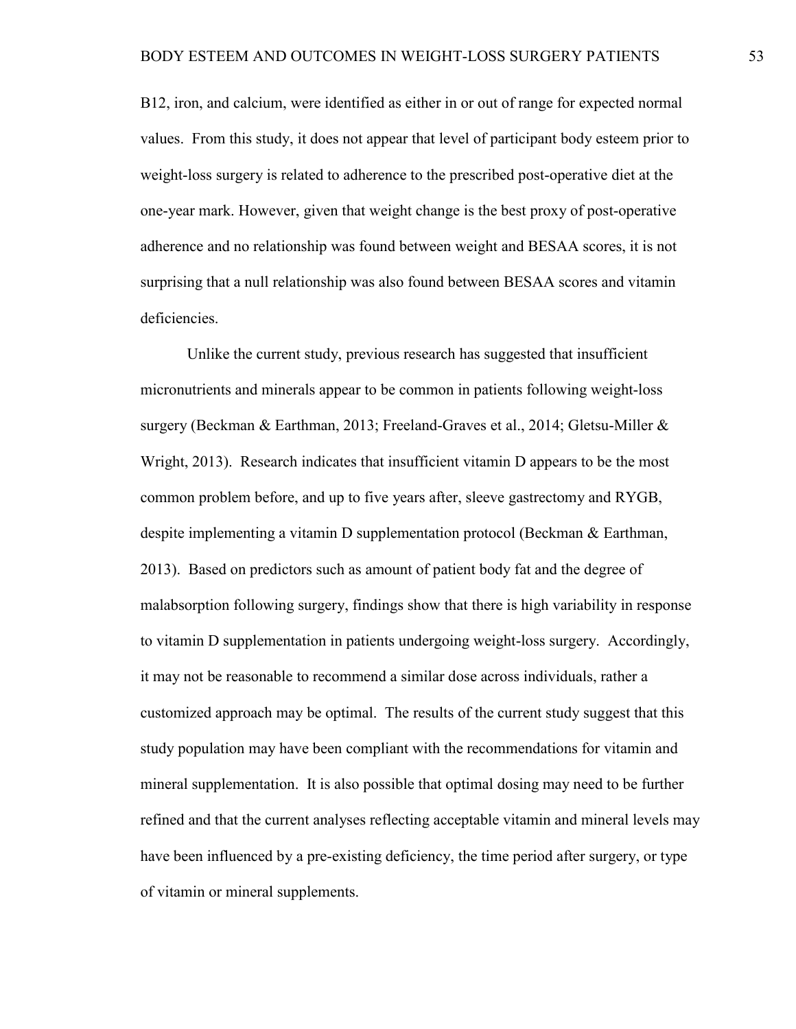B12, iron, and calcium, were identified as either in or out of range for expected normal values. From this study, it does not appear that level of participant body esteem prior to weight-loss surgery is related to adherence to the prescribed post-operative diet at the one-year mark. However, given that weight change is the best proxy of post-operative adherence and no relationship was found between weight and BESAA scores, it is not surprising that a null relationship was also found between BESAA scores and vitamin deficiencies.

Unlike the current study, previous research has suggested that insufficient micronutrients and minerals appear to be common in patients following weight-loss surgery (Beckman & Earthman, 2013; Freeland-Graves et al., 2014; Gletsu-Miller & Wright, 2013). Research indicates that insufficient vitamin D appears to be the most common problem before, and up to five years after, sleeve gastrectomy and RYGB, despite implementing a vitamin D supplementation protocol (Beckman & Earthman, 2013). Based on predictors such as amount of patient body fat and the degree of malabsorption following surgery, findings show that there is high variability in response to vitamin D supplementation in patients undergoing weight-loss surgery. Accordingly, it may not be reasonable to recommend a similar dose across individuals, rather a customized approach may be optimal. The results of the current study suggest that this study population may have been compliant with the recommendations for vitamin and mineral supplementation. It is also possible that optimal dosing may need to be further refined and that the current analyses reflecting acceptable vitamin and mineral levels may have been influenced by a pre-existing deficiency, the time period after surgery, or type of vitamin or mineral supplements.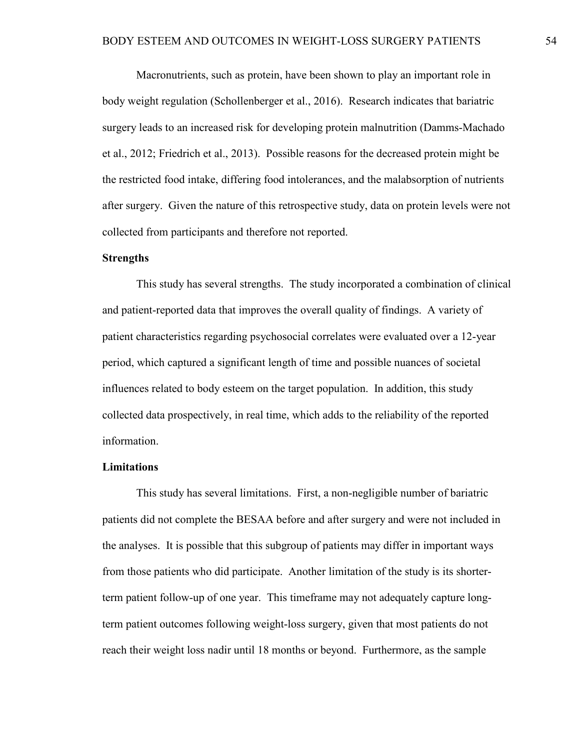Macronutrients, such as protein, have been shown to play an important role in body weight regulation (Schollenberger et al., 2016). Research indicates that bariatric surgery leads to an increased risk for developing protein malnutrition (Damms-Machado et al., 2012; Friedrich et al., 2013). Possible reasons for the decreased protein might be the restricted food intake, differing food intolerances, and the malabsorption of nutrients after surgery. Given the nature of this retrospective study, data on protein levels were not collected from participants and therefore not reported.

### Strengths

This study has several strengths. The study incorporated a combination of clinical and patient-reported data that improves the overall quality of findings. A variety of patient characteristics regarding psychosocial correlates were evaluated over a 12-year period, which captured a significant length of time and possible nuances of societal influences related to body esteem on the target population. In addition, this study collected data prospectively, in real time, which adds to the reliability of the reported information.

### Limitations

This study has several limitations. First, a non-negligible number of bariatric patients did not complete the BESAA before and after surgery and were not included in the analyses. It is possible that this subgroup of patients may differ in important ways from those patients who did participate. Another limitation of the study is its shorter-term patient follow-up of one year. This timeframe may not adequately capture long-term patient outcomes following weight-loss surgery, given that most patients do not reach their weight loss nadir until 18 months or beyond. Furthermore, as the sample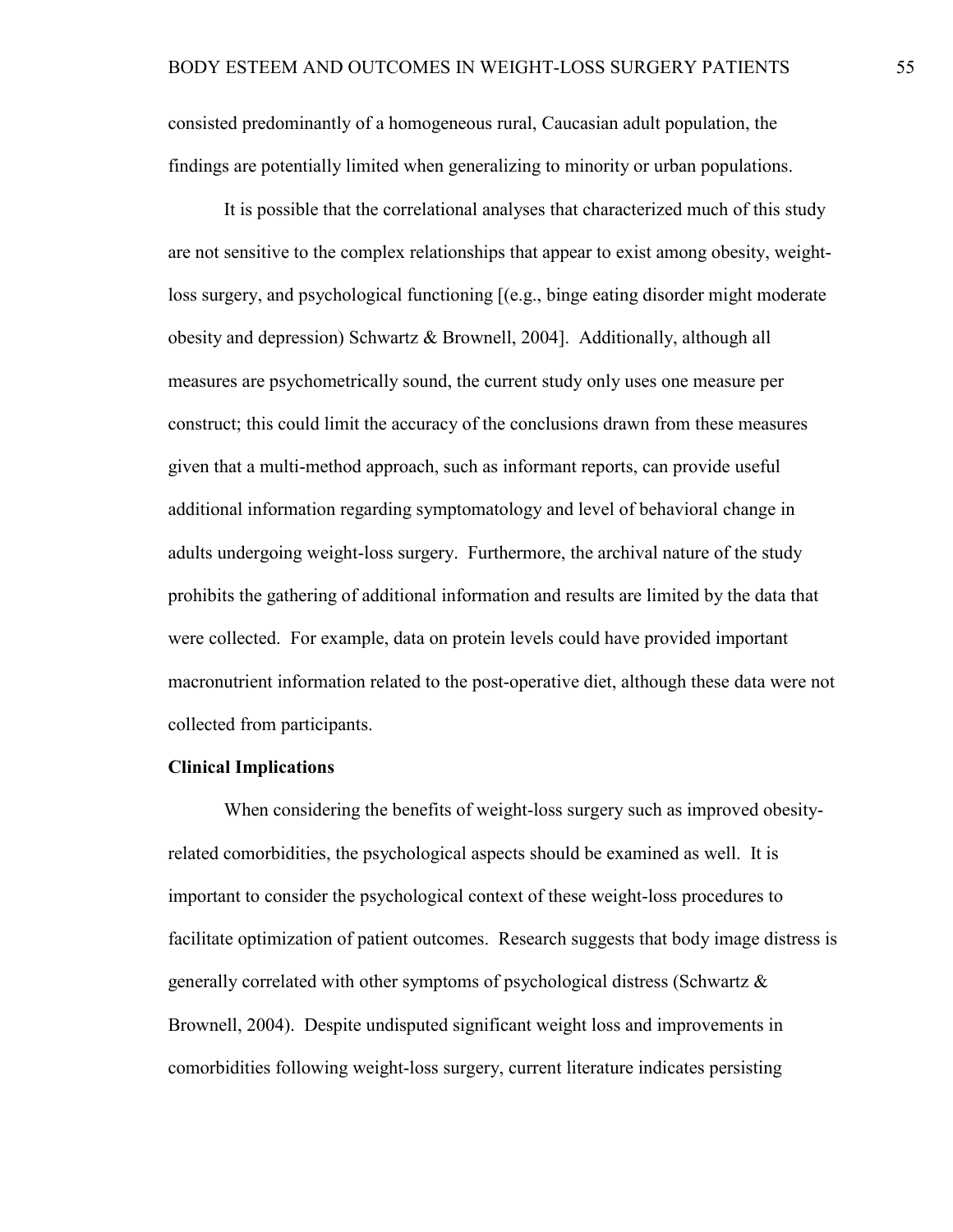consisted predominantly of a homogeneous rural, Caucasian adult population, the findings are potentially limited when generalizing to minority or urban populations.

It is possible that the correlational analyses that characterized much of this study are not sensitive to the complex relationships that appear to exist among obesity, weight-loss surgery, and psychological functioning [(e.g., binge eating disorder might moderate obesity and depression) Schwartz & Brownell, 2004]. Additionally, although all measures are psychometrically sound, the current study only uses one measure per construct; this could limit the accuracy of the conclusions drawn from these measures given that a multi-method approach, such as informant reports, can provide useful additional information regarding symptomatology and level of behavioral change in adults undergoing weight-loss surgery. Furthermore, the archival nature of the study prohibits the gathering of additional information and results are limited by the data that were collected. For example, data on protein levels could have provided important macronutrient information related to the post-operative diet, although these data were not collected from participants.

**Clinical Implications**

When considering the benefits of weight-loss surgery such as improved obesity-related comorbidities, the psychological aspects should be examined as well. It is important to consider the psychological context of these weight-loss procedures to facilitate optimization of patient outcomes. Research suggests that body image distress is generally correlated with other symptoms of psychological distress (Schwartz & Brownell, 2004). Despite undisputed significant weight loss and improvements in comorbidities following weight-loss surgery, current literature indicates persisting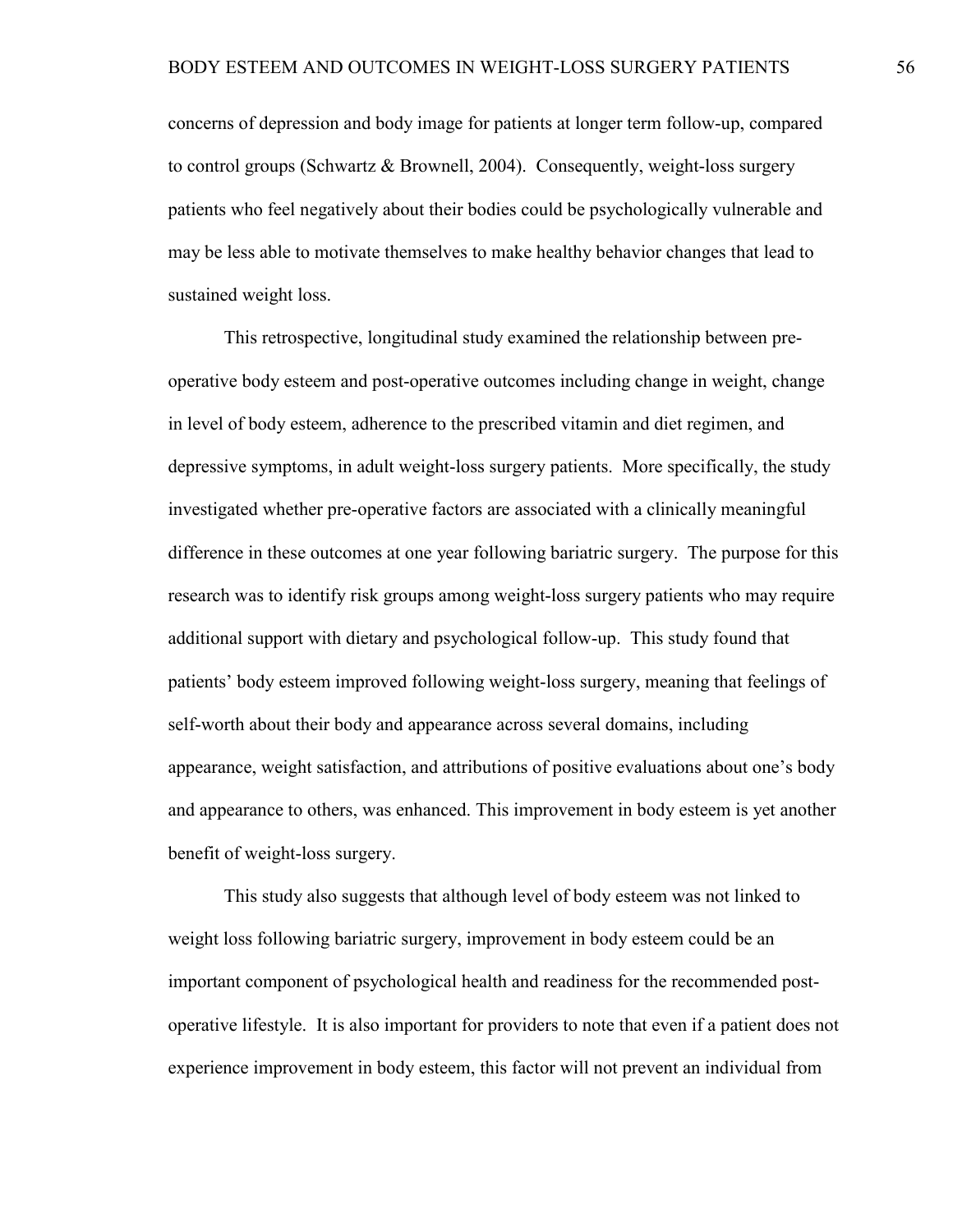concerns of depression and body image for patients at longer term follow-up, compared to control groups (Schwartz & Brownell, 2004). Consequently, weight-loss surgery patients who feel negatively about their bodies could be psychologically vulnerable and may be less able to motivate themselves to make healthy behavior changes that lead to sustained weight loss.

This retrospective, longitudinal study examined the relationship between pre-operative body esteem and post-operative outcomes including change in weight, change in level of body esteem, adherence to the prescribed vitamin and diet regimen, and depressive symptoms, in adult weight-loss surgery patients. More specifically, the study investigated whether pre-operative factors are associated with a clinically meaningful difference in these outcomes at one year following bariatric surgery. The purpose for this research was to identify risk groups among weight-loss surgery patients who may require additional support with dietary and psychological follow-up. This study found that patients' body esteem improved following weight-loss surgery, meaning that feelings of self-worth about their body and appearance across several domains, including appearance, weight satisfaction, and attributions of positive evaluations about one's body and appearance to others, was enhanced. This improvement in body esteem is yet another benefit of weight-loss surgery.

This study also suggests that although level of body esteem was not linked to weight loss following bariatric surgery, improvement in body esteem could be an important component of psychological health and readiness for the recommended post-operative lifestyle. It is also important for providers to note that even if a patient does not experience improvement in body esteem, this factor will not prevent an individual from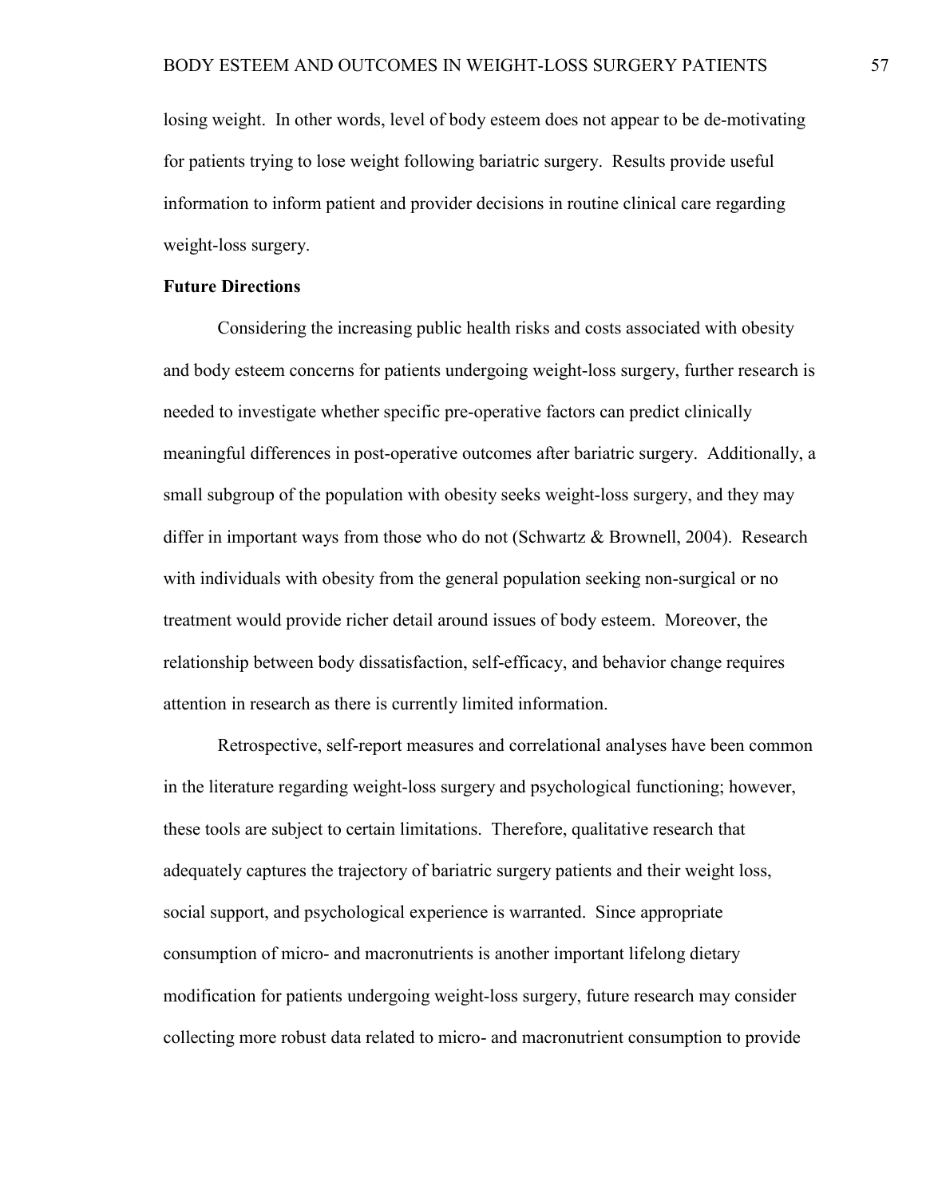losing weight. In other words, level of body esteem does not appear to be de-motivating for patients trying to lose weight following bariatric surgery. Results provide useful information to inform patient and provider decisions in routine clinical care regarding weight-loss surgery.

## Future Directions

Considering the increasing public health risks and costs associated with obesity and body esteem concerns for patients undergoing weight-loss surgery, further research is needed to investigate whether specific pre-operative factors can predict clinically meaningful differences in post-operative outcomes after bariatric surgery. Additionally, a small subgroup of the population with obesity seeks weight-loss surgery, and they may differ in important ways from those who do not (Schwartz & Brownell, 2004). Research with individuals with obesity from the general population seeking non-surgical or no treatment would provide richer detail around issues of body esteem. Moreover, the relationship between body dissatisfaction, self-efficacy, and behavior change requires attention in research as there is currently limited information.

Retrospective, self-report measures and correlational analyses have been common in the literature regarding weight-loss surgery and psychological functioning; however, these tools are subject to certain limitations. Therefore, qualitative research that adequately captures the trajectory of bariatric surgery patients and their weight loss, social support, and psychological experience is warranted. Since appropriate consumption of micro- and macronutrients is another important lifelong dietary modification for patients undergoing weight-loss surgery, future research may consider collecting more robust data related to micro- and macronutrient consumption to provide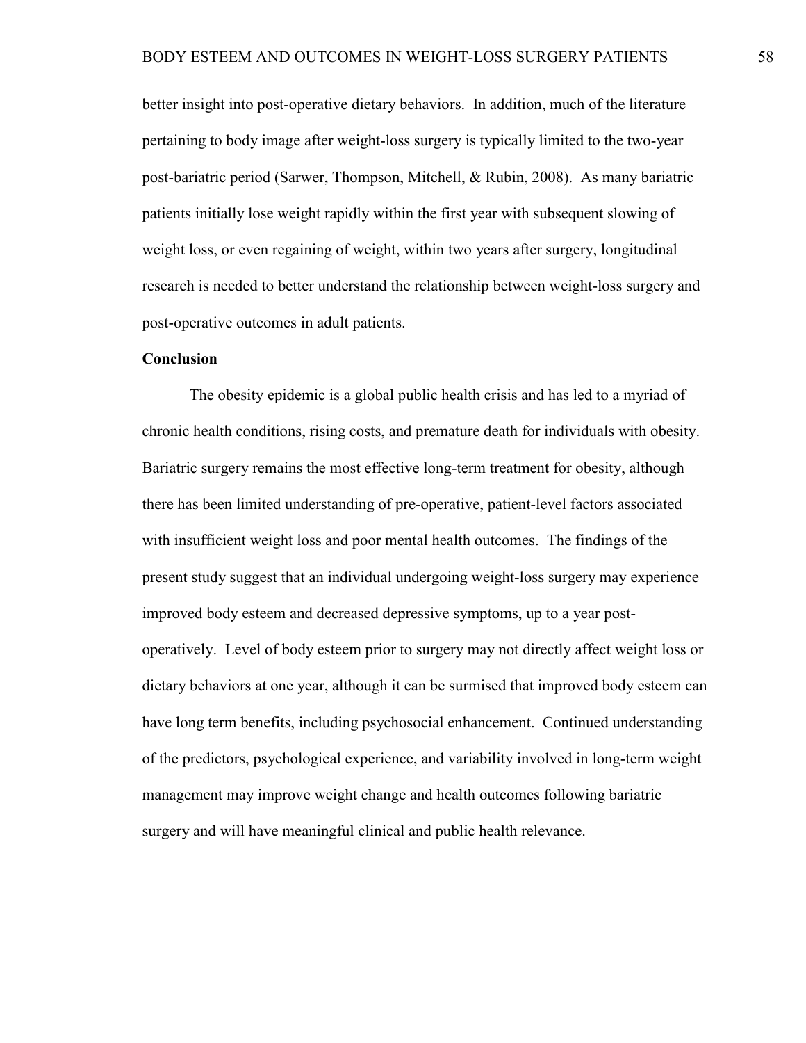better insight into post-operative dietary behaviors. In addition, much of the literature pertaining to body image after weight-loss surgery is typically limited to the two-year post-bariatric period (Sarwer, Thompson, Mitchell, & Rubin, 2008). As many bariatric patients initially lose weight rapidly within the first year with subsequent slowing of weight loss, or even regaining of weight, within two years after surgery, longitudinal research is needed to better understand the relationship between weight-loss surgery and post-operative outcomes in adult patients.

**Conclusion**

The obesity epidemic is a global public health crisis and has led to a myriad of chronic health conditions, rising costs, and premature death for individuals with obesity. Bariatric surgery remains the most effective long-term treatment for obesity, although there has been limited understanding of pre-operative, patient-level factors associated with insufficient weight loss and poor mental health outcomes. The findings of the present study suggest that an individual undergoing weight-loss surgery may experience improved body esteem and decreased depressive symptoms, up to a year post-operatively. Level of body esteem prior to surgery may not directly affect weight loss or dietary behaviors at one year, although it can be surmised that improved body esteem can have long term benefits, including psychosocial enhancement. Continued understanding of the predictors, psychological experience, and variability involved in long-term weight management may improve weight change and health outcomes following bariatric surgery and will have meaningful clinical and public health relevance.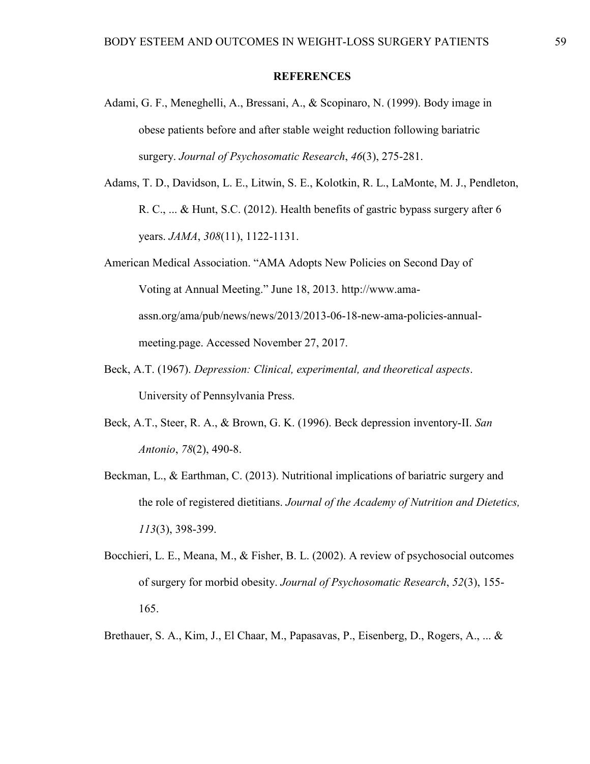# REFERENCES

Adami, G. F., Meneghelli, A., Bressani, A., & Scopinaro, N. (1999). Body image in obese patients before and after stable weight reduction following bariatric surgery. *Journal of Psychosomatic Research*, *46*(3), 275-281.

Adams, T. D., Davidson, L. E., Litwin, S. E., Kolotkin, R. L., LaMonte, M. J., Pendleton, R. C., ... & Hunt, S.C. (2012). Health benefits of gastric bypass surgery after 6 years. *JAMA*, *308*(11), 1122-1131.

American Medical Association. "AMA Adopts New Policies on Second Day of Voting at Annual Meeting." June 18, 2013. http://www.ama-assn.org/ama/pub/news/news/2013/2013-06-18-new-ama-policies-annual-meeting.page. Accessed November 27, 2017.

Beck, A.T. (1967). *Depression: Clinical, experimental, and theoretical aspects*. University of Pennsylvania Press.

Beck, A.T., Steer, R. A., & Brown, G. K. (1996). Beck depression inventory-II. *San Antonio*, *78*(2), 490-8.

Beckman, L., & Earthman, C. (2013). Nutritional implications of bariatric surgery and the role of registered dietitians. *Journal of the Academy of Nutrition and Dietetics, 113*(3), 398-399.

Bocchieri, L. E., Meana, M., & Fisher, B. L. (2002). A review of psychosocial outcomes of surgery for morbid obesity. *Journal of Psychosomatic Research*, *52*(3), 155-165.

Brethauer, S. A., Kim, J., El Chaar, M., Papasavas, P., Eisenberg, D., Rogers, A., ... &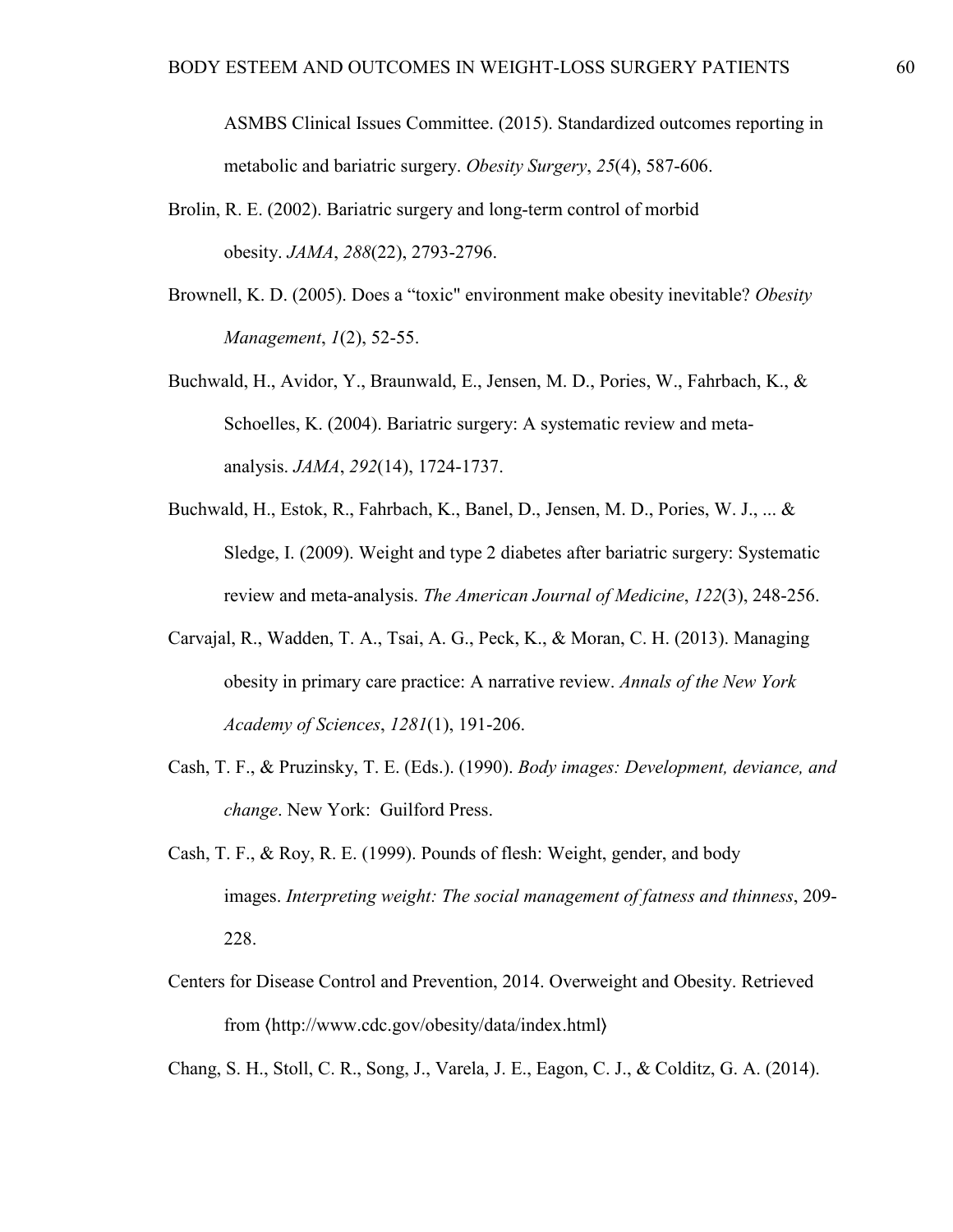ASMBS Clinical Issues Committee. (2015). Standardized outcomes reporting in metabolic and bariatric surgery. *Obesity Surgery*, *25*(4), 587-606.

Brolin, R. E. (2002). Bariatric surgery and long-term control of morbid obesity. *JAMA*, *288*(22), 2793-2796.

Brownell, K. D. (2005). Does a "toxic" environment make obesity inevitable? *Obesity Management*, *1*(2), 52-55.

Buchwald, H., Avidor, Y., Braunwald, E., Jensen, M. D., Pories, W., Fahrbach, K., & Schoelles, K. (2004). Bariatric surgery: A systematic review and meta-analysis. *JAMA*, *292*(14), 1724-1737.

Buchwald, H., Estok, R., Fahrbach, K., Banel, D., Jensen, M. D., Pories, W. J., ... & Sledge, I. (2009). Weight and type 2 diabetes after bariatric surgery: Systematic review and meta-analysis. *The American Journal of Medicine*, *122*(3), 248-256.

Carvajal, R., Wadden, T. A., Tsai, A. G., Peck, K., & Moran, C. H. (2013). Managing obesity in primary care practice: A narrative review. *Annals of the New York Academy of Sciences*, *1281*(1), 191-206.

Cash, T. F., & Pruzinsky, T. E. (Eds.). (1990). *Body images: Development, deviance, and change*. New York: Guilford Press.

Cash, T. F., & Roy, R. E. (1999). Pounds of flesh: Weight, gender, and body images. *Interpreting weight: The social management of fatness and thinness*, 209-228.

Centers for Disease Control and Prevention, 2014. Overweight and Obesity. Retrieved from ⟨http://www.cdc.gov/obesity/data/index.html⟩

Chang, S. H., Stoll, C. R., Song, J., Varela, J. E., Eagon, C. J., & Colditz, G. A. (2014).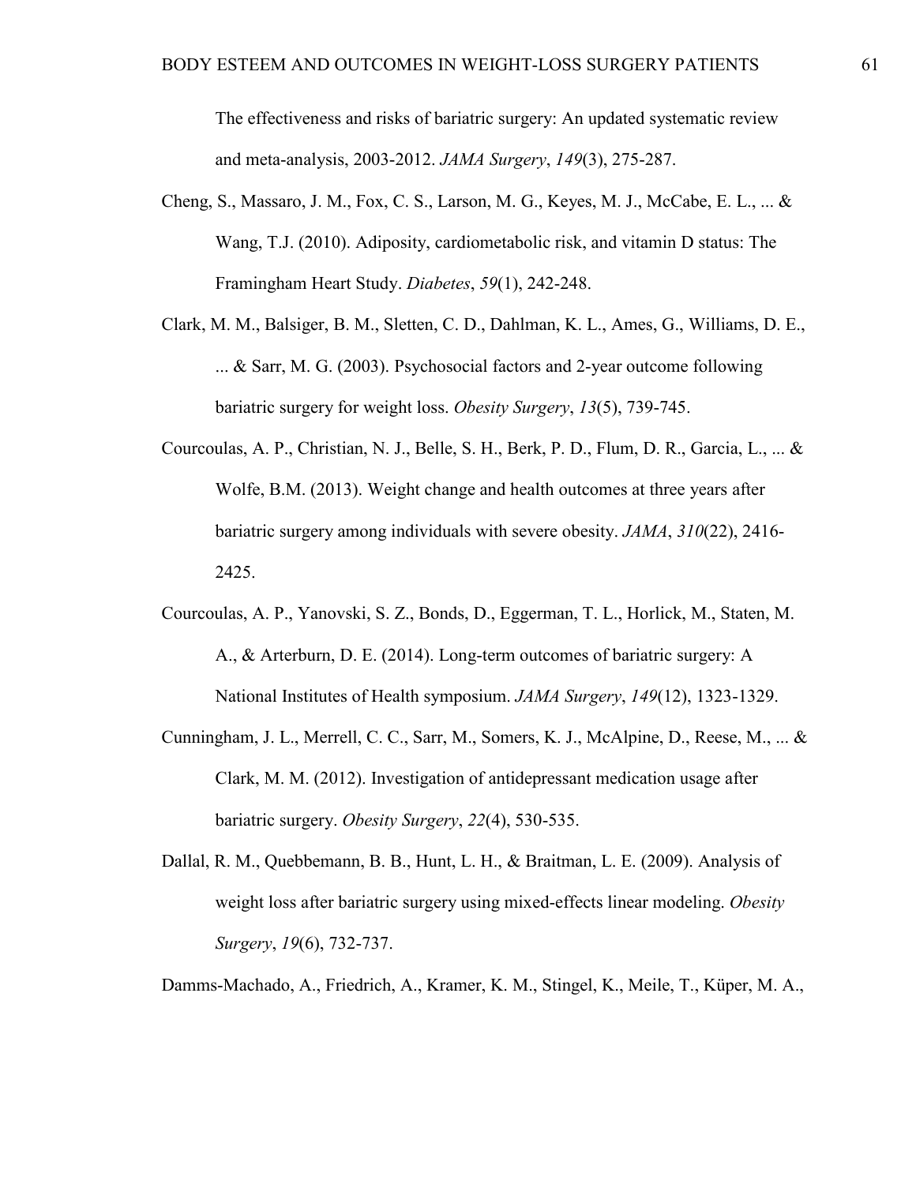The effectiveness and risks of bariatric surgery: An updated systematic review and meta-analysis, 2003-2012. *JAMA Surgery*, *149*(3), 275-287.

Cheng, S., Massaro, J. M., Fox, C. S., Larson, M. G., Keyes, M. J., McCabe, E. L., ... & Wang, T.J. (2010). Adiposity, cardiometabolic risk, and vitamin D status: The Framingham Heart Study. *Diabetes*, *59*(1), 242-248.

Clark, M. M., Balsiger, B. M., Sletten, C. D., Dahlman, K. L., Ames, G., Williams, D. E., ... & Sarr, M. G. (2003). Psychosocial factors and 2-year outcome following bariatric surgery for weight loss. *Obesity Surgery*, *13*(5), 739-745.

Courcoulas, A. P., Christian, N. J., Belle, S. H., Berk, P. D., Flum, D. R., Garcia, L., ... & Wolfe, B.M. (2013). Weight change and health outcomes at three years after bariatric surgery among individuals with severe obesity. *JAMA*, *310*(22), 2416-2425.

Courcoulas, A. P., Yanovski, S. Z., Bonds, D., Eggerman, T. L., Horlick, M., Staten, M. A., & Arterburn, D. E. (2014). Long-term outcomes of bariatric surgery: A National Institutes of Health symposium. *JAMA Surgery*, *149*(12), 1323-1329.

Cunningham, J. L., Merrell, C. C., Sarr, M., Somers, K. J., McAlpine, D., Reese, M., ... & Clark, M. M. (2012). Investigation of antidepressant medication usage after bariatric surgery. *Obesity Surgery*, *22*(4), 530-535.

Dallal, R. M., Quebbemann, B. B., Hunt, L. H., & Braitman, L. E. (2009). Analysis of weight loss after bariatric surgery using mixed-effects linear modeling. *Obesity Surgery*, *19*(6), 732-737.

Damms-Machado, A., Friedrich, A., Kramer, K. M., Stingel, K., Meile, T., Küper, M. A.,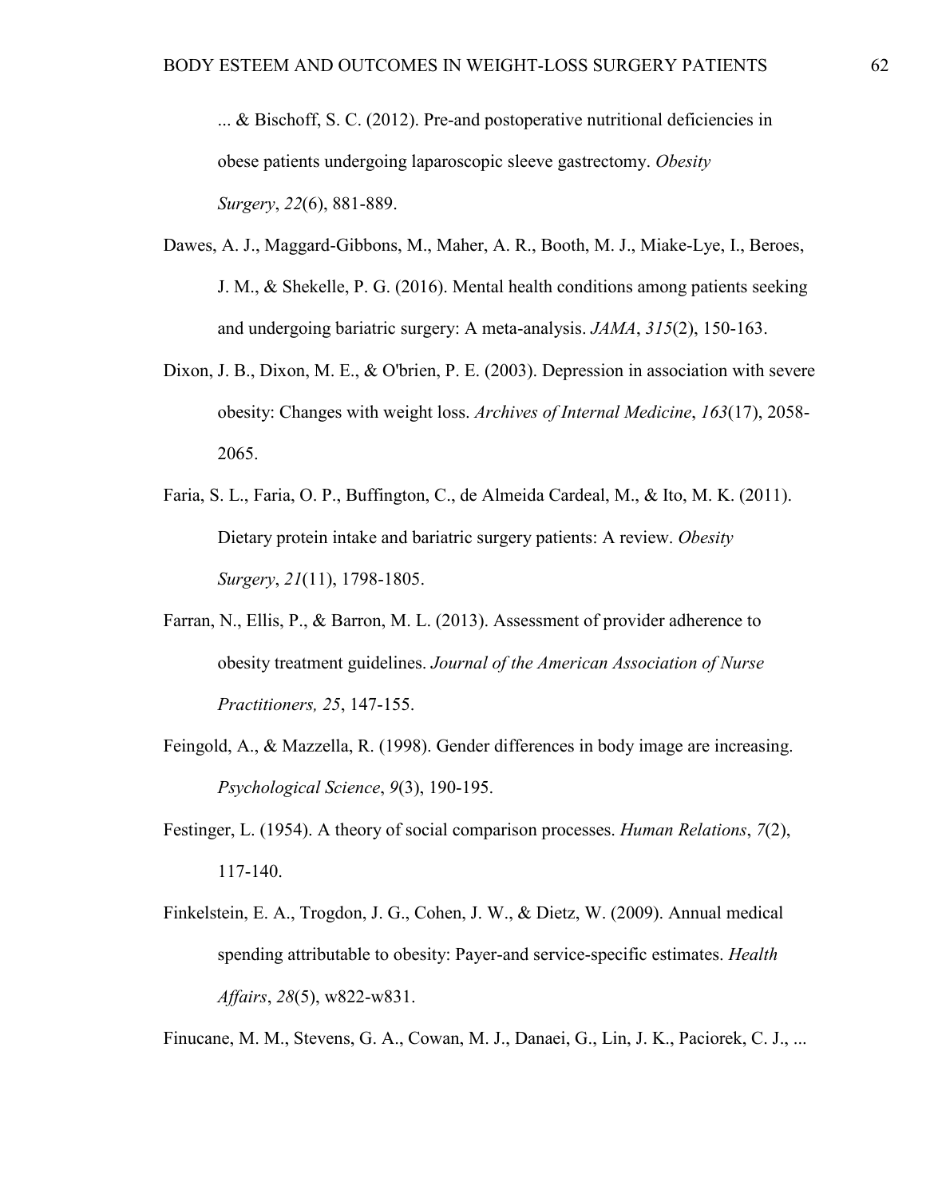... & Bischoff, S. C. (2012). Pre-and postoperative nutritional deficiencies in obese patients undergoing laparoscopic sleeve gastrectomy. *Obesity Surgery*, *22*(6), 881-889.

Dawes, A. J., Maggard-Gibbons, M., Maher, A. R., Booth, M. J., Miake-Lye, I., Beroes, J. M., & Shekelle, P. G. (2016). Mental health conditions among patients seeking and undergoing bariatric surgery: A meta-analysis. *JAMA*, *315*(2), 150-163.

Dixon, J. B., Dixon, M. E., & O'brien, P. E. (2003). Depression in association with severe obesity: Changes with weight loss. *Archives of Internal Medicine*, *163*(17), 2058-2065.

Faria, S. L., Faria, O. P., Buffington, C., de Almeida Cardeal, M., & Ito, M. K. (2011). Dietary protein intake and bariatric surgery patients: A review. *Obesity Surgery*, *21*(11), 1798-1805.

Farran, N., Ellis, P., & Barron, M. L. (2013). Assessment of provider adherence to obesity treatment guidelines. *Journal of the American Association of Nurse Practitioners, 25*, 147-155.

Feingold, A., & Mazzella, R. (1998). Gender differences in body image are increasing. *Psychological Science*, *9*(3), 190-195.

Festinger, L. (1954). A theory of social comparison processes. *Human Relations*, *7*(2), 117-140.

Finkelstein, E. A., Trogdon, J. G., Cohen, J. W., & Dietz, W. (2009). Annual medical spending attributable to obesity: Payer-and service-specific estimates. *Health Affairs*, *28*(5), w822-w831.

Finucane, M. M., Stevens, G. A., Cowan, M. J., Danaei, G., Lin, J. K., Paciorek, C. J., ...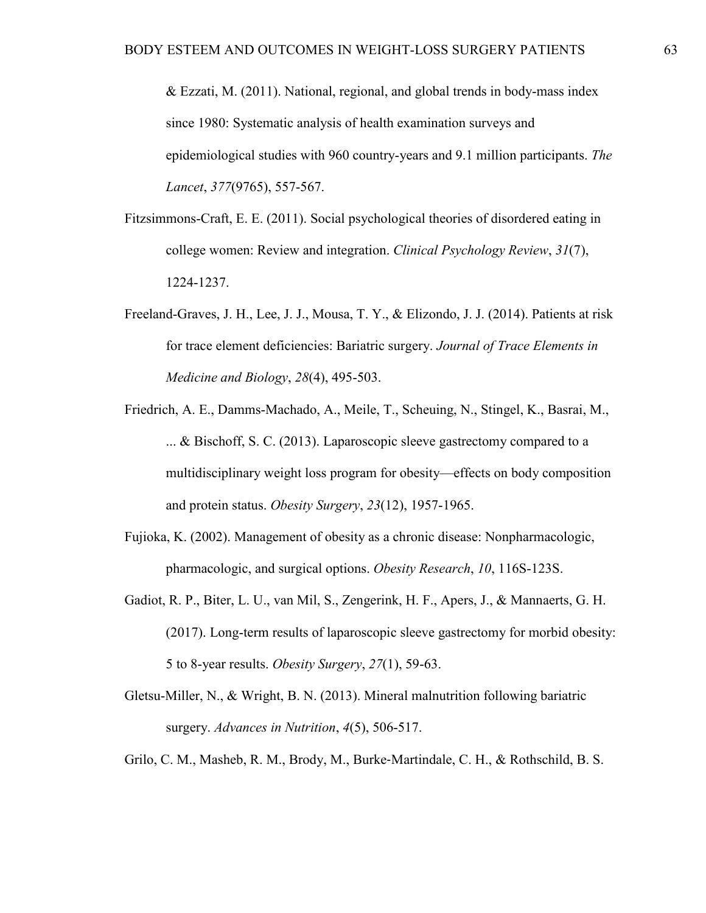& Ezzati, M. (2011). National, regional, and global trends in body-mass index since 1980: Systematic analysis of health examination surveys and epidemiological studies with 960 country-years and 9.1 million participants. *The Lancet*, *377*(9765), 557-567.

Fitzsimmons-Craft, E. E. (2011). Social psychological theories of disordered eating in college women: Review and integration. *Clinical Psychology Review*, *31*(7), 1224-1237.

Freeland-Graves, J. H., Lee, J. J., Mousa, T. Y., & Elizondo, J. J. (2014). Patients at risk for trace element deficiencies: Bariatric surgery. *Journal of Trace Elements in Medicine and Biology*, *28*(4), 495-503.

Friedrich, A. E., Damms-Machado, A., Meile, T., Scheuing, N., Stingel, K., Basrai, M., ... & Bischoff, S. C. (2013). Laparoscopic sleeve gastrectomy compared to a multidisciplinary weight loss program for obesity—effects on body composition and protein status. *Obesity Surgery*, *23*(12), 1957-1965.

Fujioka, K. (2002). Management of obesity as a chronic disease: Nonpharmacologic, pharmacologic, and surgical options. *Obesity Research*, *10*, 116S-123S.

Gadiot, R. P., Biter, L. U., van Mil, S., Zengerink, H. F., Apers, J., & Mannaerts, G. H. (2017). Long-term results of laparoscopic sleeve gastrectomy for morbid obesity: 5 to 8-year results. *Obesity Surgery*, *27*(1), 59-63.

Gletsu-Miller, N., & Wright, B. N. (2013). Mineral malnutrition following bariatric surgery. *Advances in Nutrition*, *4*(5), 506-517.

Grilo, C. M., Masheb, R. M., Brody, M., Burke-Martindale, C. H., & Rothschild, B. S.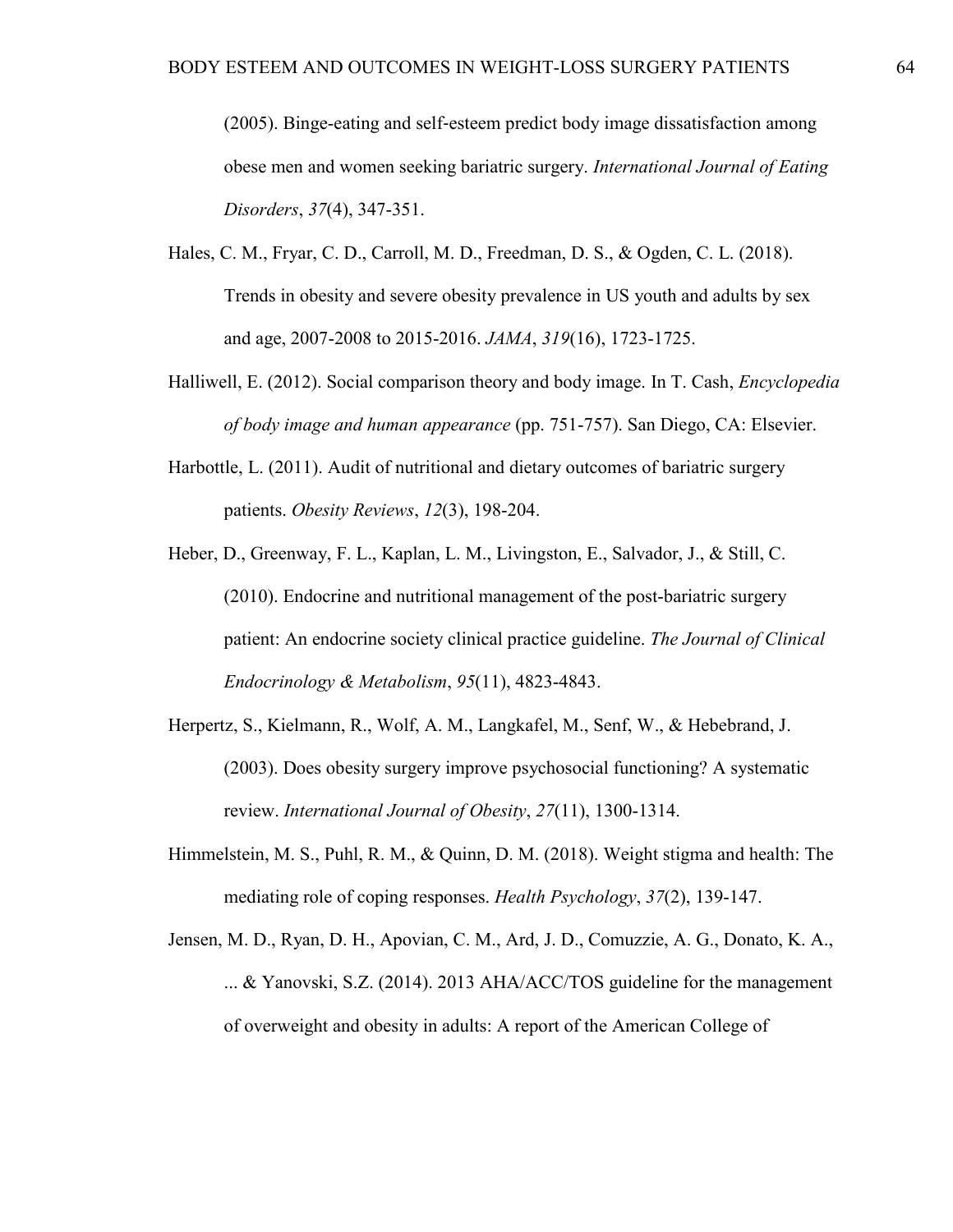(2005). Binge-eating and self-esteem predict body image dissatisfaction among obese men and women seeking bariatric surgery. *International Journal of Eating Disorders*, *37*(4), 347-351.

Hales, C. M., Fryar, C. D., Carroll, M. D., Freedman, D. S., & Ogden, C. L. (2018). Trends in obesity and severe obesity prevalence in US youth and adults by sex and age, 2007-2008 to 2015-2016. *JAMA*, *319*(16), 1723-1725.

Halliwell, E. (2012). Social comparison theory and body image. In T. Cash, *Encyclopedia of body image and human appearance* (pp. 751-757). San Diego, CA: Elsevier.

Harbottle, L. (2011). Audit of nutritional and dietary outcomes of bariatric surgery patients. *Obesity Reviews*, *12*(3), 198-204.

Heber, D., Greenway, F. L., Kaplan, L. M., Livingston, E., Salvador, J., & Still, C. (2010). Endocrine and nutritional management of the post-bariatric surgery patient: An endocrine society clinical practice guideline. *The Journal of Clinical Endocrinology & Metabolism*, *95*(11), 4823-4843.

Herpertz, S., Kielmann, R., Wolf, A. M., Langkafel, M., Senf, W., & Hebebrand, J. (2003). Does obesity surgery improve psychosocial functioning? A systematic review. *International Journal of Obesity*, *27*(11), 1300-1314.

Himmelstein, M. S., Puhl, R. M., & Quinn, D. M. (2018). Weight stigma and health: The mediating role of coping responses. *Health Psychology*, *37*(2), 139-147.

Jensen, M. D., Ryan, D. H., Apovian, C. M., Ard, J. D., Comuzzie, A. G., Donato, K. A., ... & Yanovski, S.Z. (2014). 2013 AHA/ACC/TOS guideline for the management of overweight and obesity in adults: A report of the American College of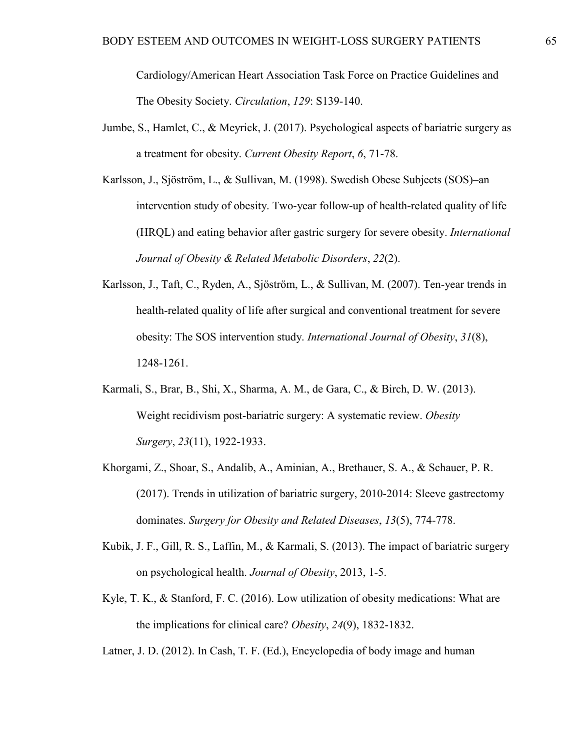Cardiology/American Heart Association Task Force on Practice Guidelines and The Obesity Society. *Circulation*, *129*: S139-140.

Jumbe, S., Hamlet, C., & Meyrick, J. (2017). Psychological aspects of bariatric surgery as a treatment for obesity. *Current Obesity Report*, *6*, 71-78.

Karlsson, J., Sjöström, L., & Sullivan, M. (1998). Swedish Obese Subjects (SOS)–an intervention study of obesity. Two-year follow-up of health-related quality of life (HRQL) and eating behavior after gastric surgery for severe obesity. *International Journal of Obesity & Related Metabolic Disorders*, *22*(2).

Karlsson, J., Taft, C., Ryden, A., Sjöström, L., & Sullivan, M. (2007). Ten-year trends in health-related quality of life after surgical and conventional treatment for severe obesity: The SOS intervention study. *International Journal of Obesity*, *31*(8), 1248-1261.

Karmali, S., Brar, B., Shi, X., Sharma, A. M., de Gara, C., & Birch, D. W. (2013). Weight recidivism post-bariatric surgery: A systematic review. *Obesity Surgery*, *23*(11), 1922-1933.

Khorgami, Z., Shoar, S., Andalib, A., Aminian, A., Brethauer, S. A., & Schauer, P. R. (2017). Trends in utilization of bariatric surgery, 2010-2014: Sleeve gastrectomy dominates. *Surgery for Obesity and Related Diseases*, *13*(5), 774-778.

Kubik, J. F., Gill, R. S., Laffin, M., & Karmali, S. (2013). The impact of bariatric surgery on psychological health. *Journal of Obesity*, 2013, 1-5.

Kyle, T. K., & Stanford, F. C. (2016). Low utilization of obesity medications: What are the implications for clinical care? *Obesity*, *24*(9), 1832-1832.

Latner, J. D. (2012). In Cash, T. F. (Ed.), Encyclopedia of body image and human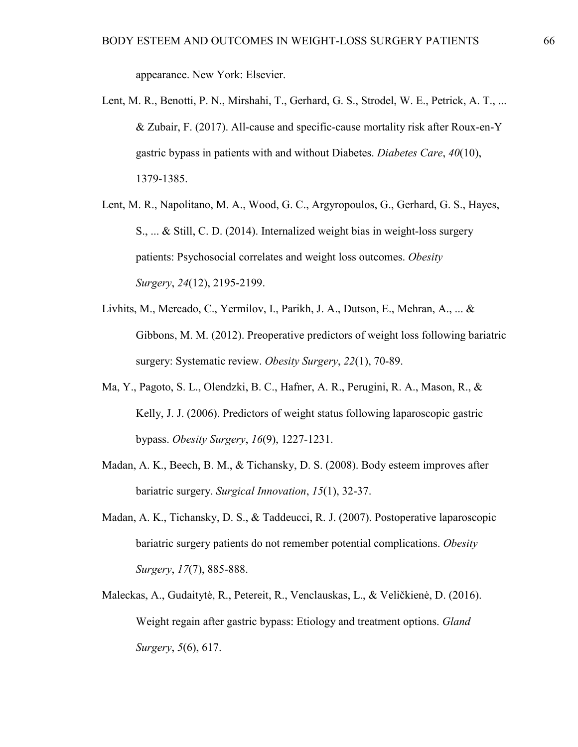appearance. New York: Elsevier.

Lent, M. R., Benotti, P. N., Mirshahi, T., Gerhard, G. S., Strodel, W. E., Petrick, A. T., ... & Zubair, F. (2017). All-cause and specific-cause mortality risk after Roux-en-Y gastric bypass in patients with and without Diabetes. *Diabetes Care*, *40*(10), 1379-1385.

Lent, M. R., Napolitano, M. A., Wood, G. C., Argyropoulos, G., Gerhard, G. S., Hayes, S., ... & Still, C. D. (2014). Internalized weight bias in weight-loss surgery patients: Psychosocial correlates and weight loss outcomes. *Obesity Surgery*, *24*(12), 2195-2199.

Livhits, M., Mercado, C., Yermilov, I., Parikh, J. A., Dutson, E., Mehran, A., ... & Gibbons, M. M. (2012). Preoperative predictors of weight loss following bariatric surgery: Systematic review. *Obesity Surgery*, *22*(1), 70-89.

Ma, Y., Pagoto, S. L., Olendzki, B. C., Hafner, A. R., Perugini, R. A., Mason, R., & Kelly, J. J. (2006). Predictors of weight status following laparoscopic gastric bypass. *Obesity Surgery*, *16*(9), 1227-1231.

Madan, A. K., Beech, B. M., & Tichansky, D. S. (2008). Body esteem improves after bariatric surgery. *Surgical Innovation*, *15*(1), 32-37.

Madan, A. K., Tichansky, D. S., & Taddeucci, R. J. (2007). Postoperative laparoscopic bariatric surgery patients do not remember potential complications. *Obesity Surgery*, *17*(7), 885-888.

Maleckas, A., Gudaitytė, R., Petereit, R., Venclauskas, L., & Veličkienė, D. (2016). Weight regain after gastric bypass: Etiology and treatment options. *Gland Surgery*, *5*(6), 617.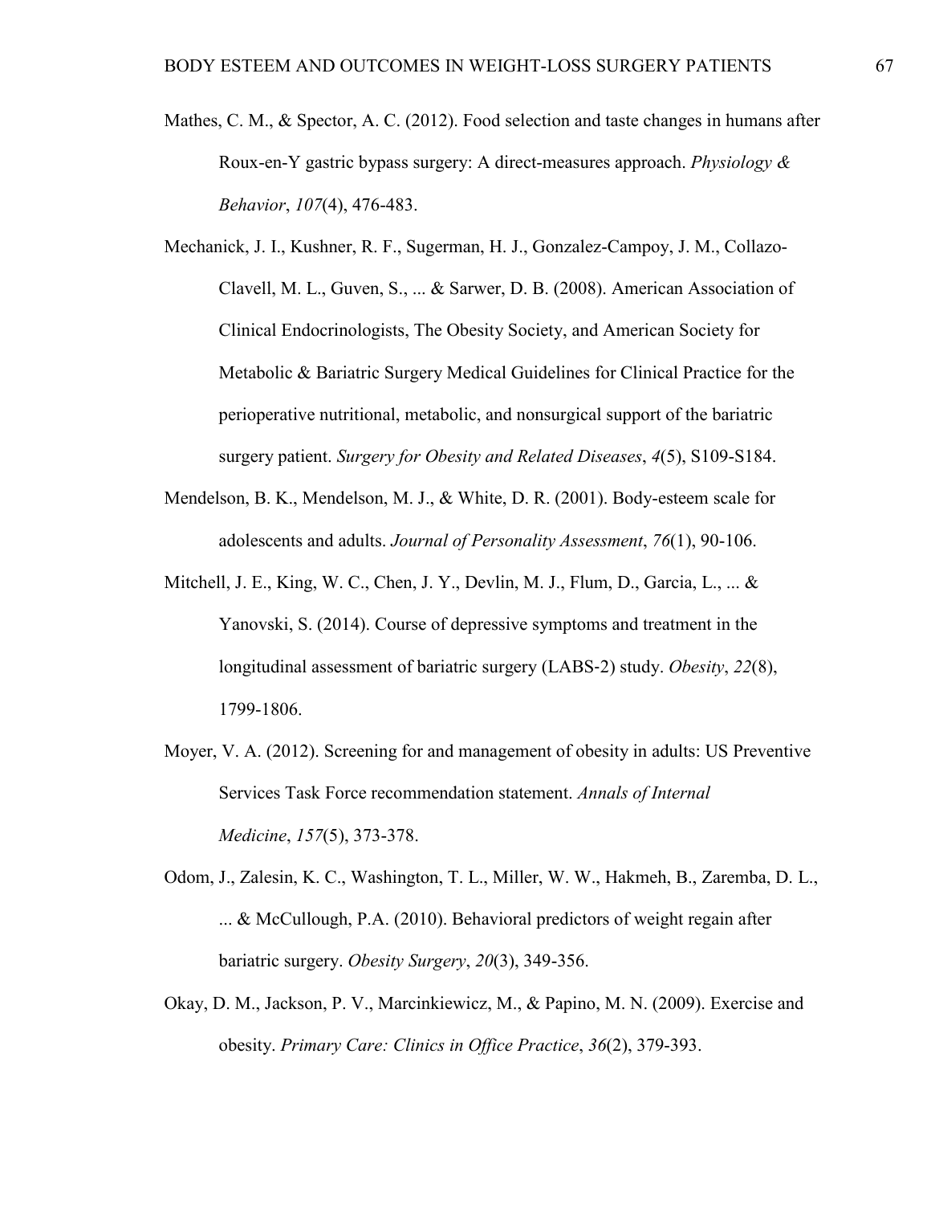Mathes, C. M., & Spector, A. C. (2012). Food selection and taste changes in humans after Roux-en-Y gastric bypass surgery: A direct-measures approach. *Physiology & Behavior*, *107*(4), 476-483.

Mechanick, J. I., Kushner, R. F., Sugerman, H. J., Gonzalez-Campoy, J. M., Collazo-Clavell, M. L., Guven, S., ... & Sarwer, D. B. (2008). American Association of Clinical Endocrinologists, The Obesity Society, and American Society for Metabolic & Bariatric Surgery Medical Guidelines for Clinical Practice for the perioperative nutritional, metabolic, and nonsurgical support of the bariatric surgery patient. *Surgery for Obesity and Related Diseases*, *4*(5), S109-S184.

Mendelson, B. K., Mendelson, M. J., & White, D. R. (2001). Body-esteem scale for adolescents and adults. *Journal of Personality Assessment*, *76*(1), 90-106.

Mitchell, J. E., King, W. C., Chen, J. Y., Devlin, M. J., Flum, D., Garcia, L., ... & Yanovski, S. (2014). Course of depressive symptoms and treatment in the longitudinal assessment of bariatric surgery (LABS-2) study. *Obesity*, *22*(8), 1799-1806.

Moyer, V. A. (2012). Screening for and management of obesity in adults: US Preventive Services Task Force recommendation statement. *Annals of Internal Medicine*, *157*(5), 373-378.

Odom, J., Zalesin, K. C., Washington, T. L., Miller, W. W., Hakmeh, B., Zaremba, D. L., ... & McCullough, P.A. (2010). Behavioral predictors of weight regain after bariatric surgery. *Obesity Surgery*, *20*(3), 349-356.

Okay, D. M., Jackson, P. V., Marcinkiewicz, M., & Papino, M. N. (2009). Exercise and obesity. *Primary Care: Clinics in Office Practice*, *36*(2), 379-393.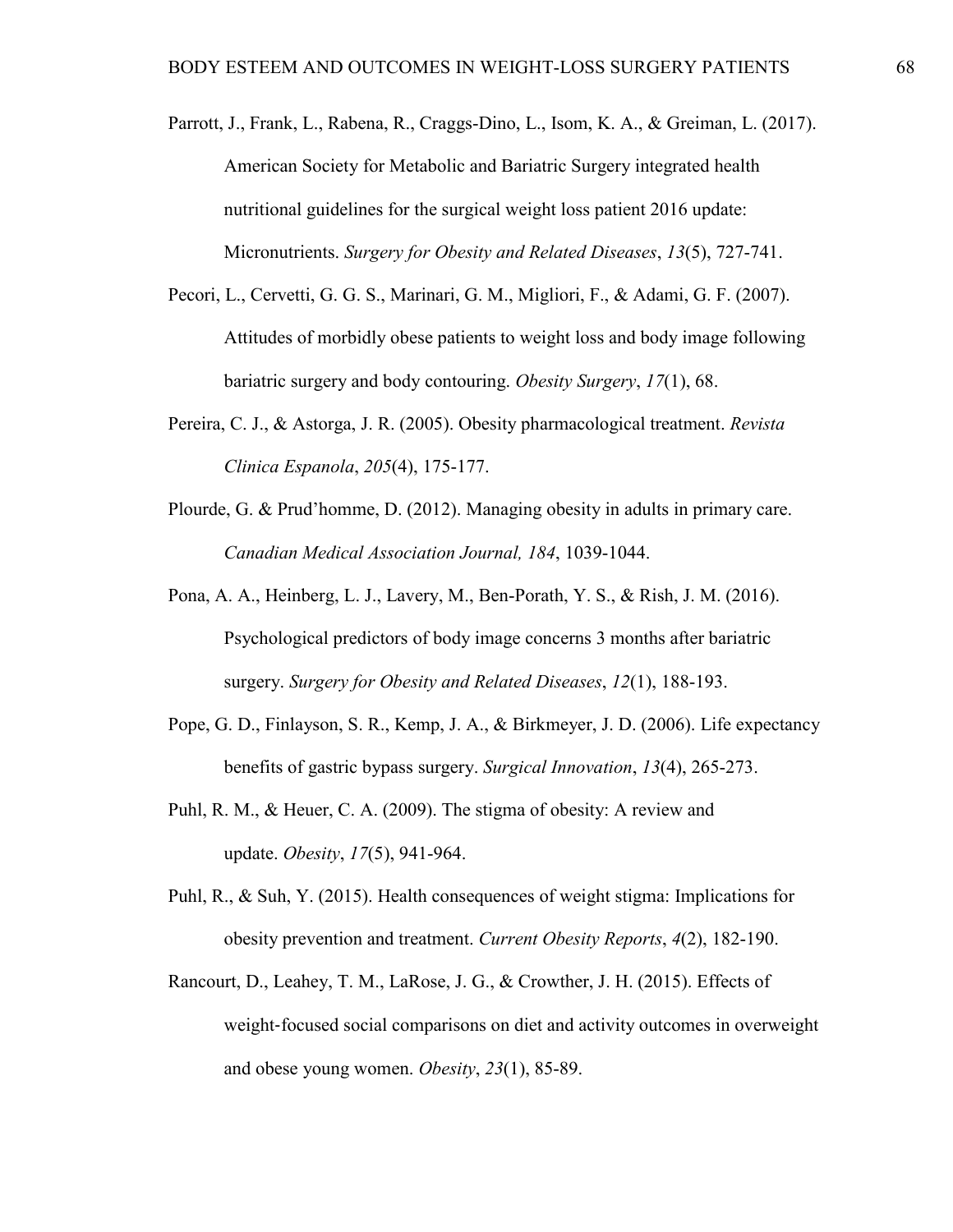Parrott, J., Frank, L., Rabena, R., Craggs-Dino, L., Isom, K. A., & Greiman, L. (2017). American Society for Metabolic and Bariatric Surgery integrated health nutritional guidelines for the surgical weight loss patient 2016 update: Micronutrients. *Surgery for Obesity and Related Diseases*, *13*(5), 727-741.

Pecori, L., Cervetti, G. G. S., Marinari, G. M., Migliori, F., & Adami, G. F. (2007). Attitudes of morbidly obese patients to weight loss and body image following bariatric surgery and body contouring. *Obesity Surgery*, *17*(1), 68.

Pereira, C. J., & Astorga, J. R. (2005). Obesity pharmacological treatment. *Revista Clinica Espanola*, *205*(4), 175-177.

Plourde, G. & Prud'homme, D. (2012). Managing obesity in adults in primary care. *Canadian Medical Association Journal, 184*, 1039-1044.

Pona, A. A., Heinberg, L. J., Lavery, M., Ben-Porath, Y. S., & Rish, J. M. (2016). Psychological predictors of body image concerns 3 months after bariatric surgery. *Surgery for Obesity and Related Diseases*, *12*(1), 188-193.

Pope, G. D., Finlayson, S. R., Kemp, J. A., & Birkmeyer, J. D. (2006). Life expectancy benefits of gastric bypass surgery. *Surgical Innovation*, *13*(4), 265-273.

Puhl, R. M., & Heuer, C. A. (2009). The stigma of obesity: A review and update. *Obesity*, *17*(5), 941-964.

Puhl, R., & Suh, Y. (2015). Health consequences of weight stigma: Implications for obesity prevention and treatment. *Current Obesity Reports*, *4*(2), 182-190.

Rancourt, D., Leahey, T. M., LaRose, J. G., & Crowther, J. H. (2015). Effects of weight-focused social comparisons on diet and activity outcomes in overweight and obese young women. *Obesity*, *23*(1), 85-89.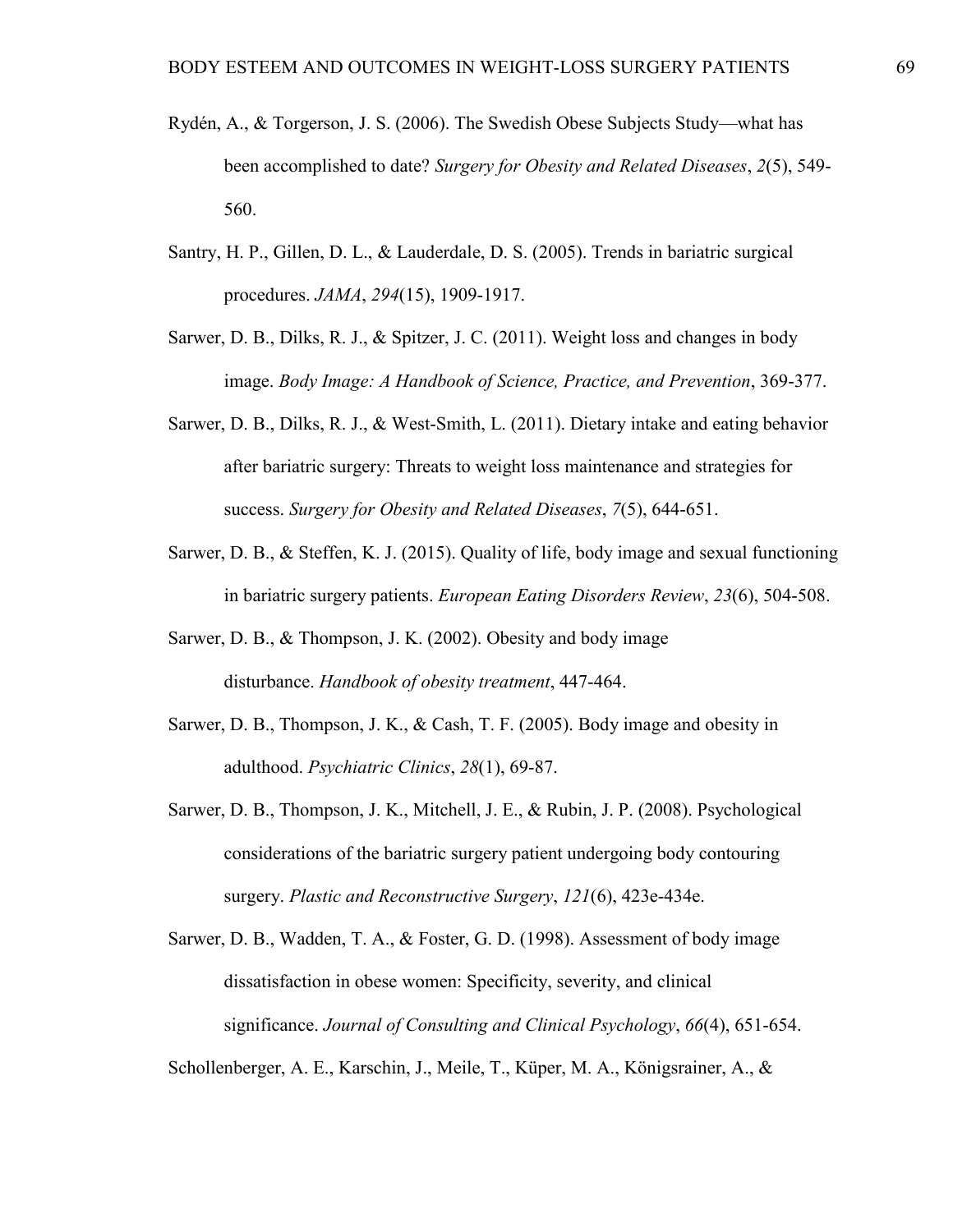Rydén, A., & Torgerson, J. S. (2006). The Swedish Obese Subjects Study—what has been accomplished to date? *Surgery for Obesity and Related Diseases*, *2*(5), 549-560.

Santry, H. P., Gillen, D. L., & Lauderdale, D. S. (2005). Trends in bariatric surgical procedures. *JAMA*, *294*(15), 1909-1917.

Sarwer, D. B., Dilks, R. J., & Spitzer, J. C. (2011). Weight loss and changes in body image. *Body Image: A Handbook of Science, Practice, and Prevention*, 369-377.

Sarwer, D. B., Dilks, R. J., & West-Smith, L. (2011). Dietary intake and eating behavior after bariatric surgery: Threats to weight loss maintenance and strategies for success. *Surgery for Obesity and Related Diseases*, *7*(5), 644-651.

Sarwer, D. B., & Steffen, K. J. (2015). Quality of life, body image and sexual functioning in bariatric surgery patients. *European Eating Disorders Review*, *23*(6), 504-508.

Sarwer, D. B., & Thompson, J. K. (2002). Obesity and body image disturbance. *Handbook of obesity treatment*, 447-464.

Sarwer, D. B., Thompson, J. K., & Cash, T. F. (2005). Body image and obesity in adulthood. *Psychiatric Clinics*, *28*(1), 69-87.

Sarwer, D. B., Thompson, J. K., Mitchell, J. E., & Rubin, J. P. (2008). Psychological considerations of the bariatric surgery patient undergoing body contouring surgery. *Plastic and Reconstructive Surgery*, *121*(6), 423e-434e.

Sarwer, D. B., Wadden, T. A., & Foster, G. D. (1998). Assessment of body image dissatisfaction in obese women: Specificity, severity, and clinical significance. *Journal of Consulting and Clinical Psychology*, *66*(4), 651-654.

Schollenberger, A. E., Karschin, J., Meile, T., Küper, M. A., Königsrainer, A., &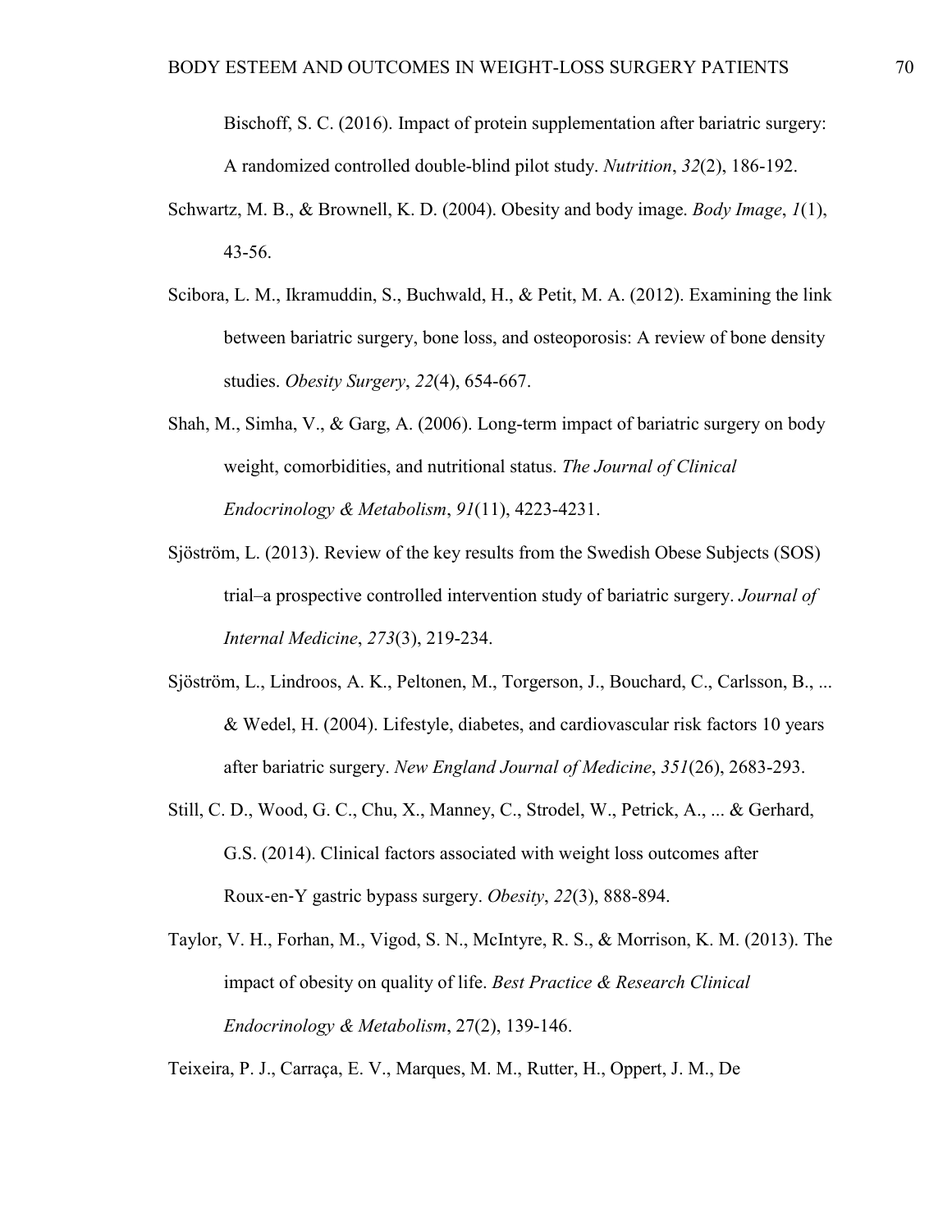Bischoff, S. C. (2016). Impact of protein supplementation after bariatric surgery: A randomized controlled double-blind pilot study. *Nutrition*, *32*(2), 186-192.

Schwartz, M. B., & Brownell, K. D. (2004). Obesity and body image. *Body Image*, *1*(1), 43-56.

Scibora, L. M., Ikramuddin, S., Buchwald, H., & Petit, M. A. (2012). Examining the link between bariatric surgery, bone loss, and osteoporosis: A review of bone density studies. *Obesity Surgery*, *22*(4), 654-667.

Shah, M., Simha, V., & Garg, A. (2006). Long-term impact of bariatric surgery on body weight, comorbidities, and nutritional status. *The Journal of Clinical Endocrinology & Metabolism*, *91*(11), 4223-4231.

Sjöström, L. (2013). Review of the key results from the Swedish Obese Subjects (SOS) trial–a prospective controlled intervention study of bariatric surgery. *Journal of Internal Medicine*, *273*(3), 219-234.

Sjöström, L., Lindroos, A. K., Peltonen, M., Torgerson, J., Bouchard, C., Carlsson, B., ... & Wedel, H. (2004). Lifestyle, diabetes, and cardiovascular risk factors 10 years after bariatric surgery. *New England Journal of Medicine*, *351*(26), 2683-293.

Still, C. D., Wood, G. C., Chu, X., Manney, C., Strodel, W., Petrick, A., ... & Gerhard, G.S. (2014). Clinical factors associated with weight loss outcomes after Roux-en-Y gastric bypass surgery. *Obesity*, *22*(3), 888-894.

Taylor, V. H., Forhan, M., Vigod, S. N., McIntyre, R. S., & Morrison, K. M. (2013). The impact of obesity on quality of life. *Best Practice & Research Clinical Endocrinology & Metabolism*, 27(2), 139-146.

Teixeira, P. J., Carraça, E. V., Marques, M. M., Rutter, H., Oppert, J. M., De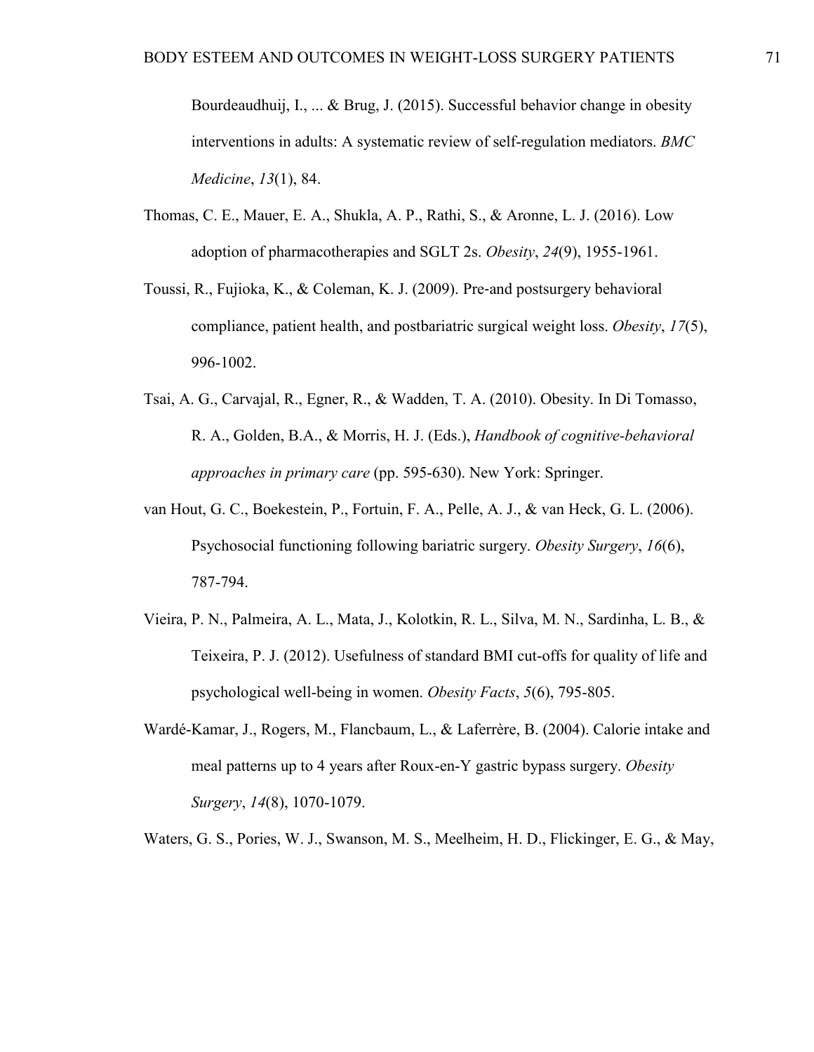Bourdeaudhuij, I., ... & Brug, J. (2015). Successful behavior change in obesity interventions in adults: A systematic review of self-regulation mediators. *BMC Medicine*, *13*(1), 84.

Thomas, C. E., Mauer, E. A., Shukla, A. P., Rathi, S., & Aronne, L. J. (2016). Low adoption of pharmacotherapies and SGLT 2s. *Obesity*, *24*(9), 1955-1961.

Toussi, R., Fujioka, K., & Coleman, K. J. (2009). Pre-and postsurgery behavioral compliance, patient health, and postbariatric surgical weight loss. *Obesity*, *17*(5), 996-1002.

Tsai, A. G., Carvajal, R., Egner, R., & Wadden, T. A. (2010). Obesity. In Di Tomasso, R. A., Golden, B.A., & Morris, H. J. (Eds.), *Handbook of cognitive-behavioral approaches in primary care* (pp. 595-630). New York: Springer.

van Hout, G. C., Boekestein, P., Fortuin, F. A., Pelle, A. J., & van Heck, G. L. (2006). Psychosocial functioning following bariatric surgery. *Obesity Surgery*, *16*(6), 787-794.

Vieira, P. N., Palmeira, A. L., Mata, J., Kolotkin, R. L., Silva, M. N., Sardinha, L. B., & Teixeira, P. J. (2012). Usefulness of standard BMI cut-offs for quality of life and psychological well-being in women. *Obesity Facts*, *5*(6), 795-805.

Wardé-Kamar, J., Rogers, M., Flancbaum, L., & Laferrère, B. (2004). Calorie intake and meal patterns up to 4 years after Roux-en-Y gastric bypass surgery. *Obesity Surgery*, *14*(8), 1070-1079.

Waters, G. S., Pories, W. J., Swanson, M. S., Meelheim, H. D., Flickinger, E. G., & May,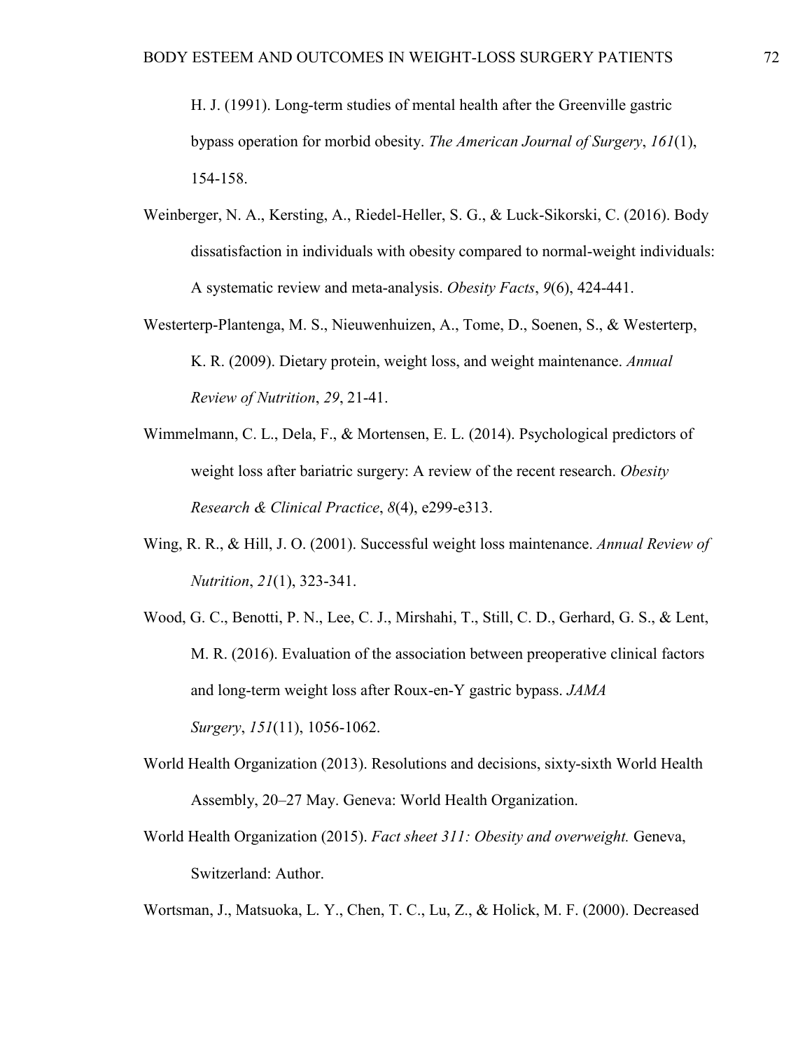H. J. (1991). Long-term studies of mental health after the Greenville gastric bypass operation for morbid obesity. *The American Journal of Surgery*, *161*(1), 154-158.

Weinberger, N. A., Kersting, A., Riedel-Heller, S. G., & Luck-Sikorski, C. (2016). Body dissatisfaction in individuals with obesity compared to normal-weight individuals: A systematic review and meta-analysis. *Obesity Facts*, *9*(6), 424-441.

Westerterp-Plantenga, M. S., Nieuwenhuizen, A., Tome, D., Soenen, S., & Westerterp, K. R. (2009). Dietary protein, weight loss, and weight maintenance. *Annual Review of Nutrition*, *29*, 21-41.

Wimmelmann, C. L., Dela, F., & Mortensen, E. L. (2014). Psychological predictors of weight loss after bariatric surgery: A review of the recent research. *Obesity Research & Clinical Practice*, *8*(4), e299-e313.

Wing, R. R., & Hill, J. O. (2001). Successful weight loss maintenance. *Annual Review of Nutrition*, *21*(1), 323-341.

Wood, G. C., Benotti, P. N., Lee, C. J., Mirshahi, T., Still, C. D., Gerhard, G. S., & Lent, M. R. (2016). Evaluation of the association between preoperative clinical factors and long-term weight loss after Roux-en-Y gastric bypass. *JAMA Surgery*, *151*(11), 1056-1062.

World Health Organization (2013). Resolutions and decisions, sixty-sixth World Health Assembly, 20–27 May. Geneva: World Health Organization.

World Health Organization (2015). *Fact sheet 311: Obesity and overweight.* Geneva, Switzerland: Author.

Wortsman, J., Matsuoka, L. Y., Chen, T. C., Lu, Z., & Holick, M. F. (2000). Decreased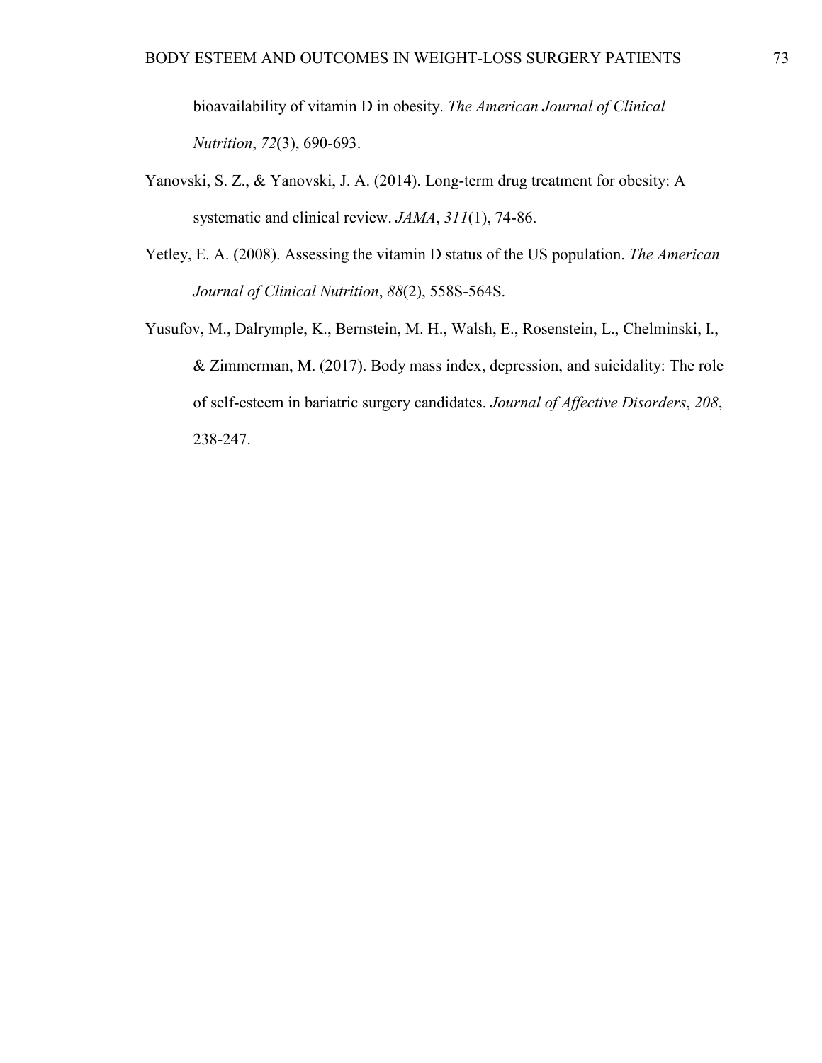bioavailability of vitamin D in obesity. *The American Journal of Clinical Nutrition*, *72*(3), 690-693.

Yanovski, S. Z., & Yanovski, J. A. (2014). Long-term drug treatment for obesity: A systematic and clinical review. *JAMA*, *311*(1), 74-86.

Yetley, E. A. (2008). Assessing the vitamin D status of the US population. *The American Journal of Clinical Nutrition*, *88*(2), 558S-564S.

Yusufov, M., Dalrymple, K., Bernstein, M. H., Walsh, E., Rosenstein, L., Chelminski, I., & Zimmerman, M. (2017). Body mass index, depression, and suicidality: The role of self-esteem in bariatric surgery candidates. *Journal of Affective Disorders*, *208*, 238-247.